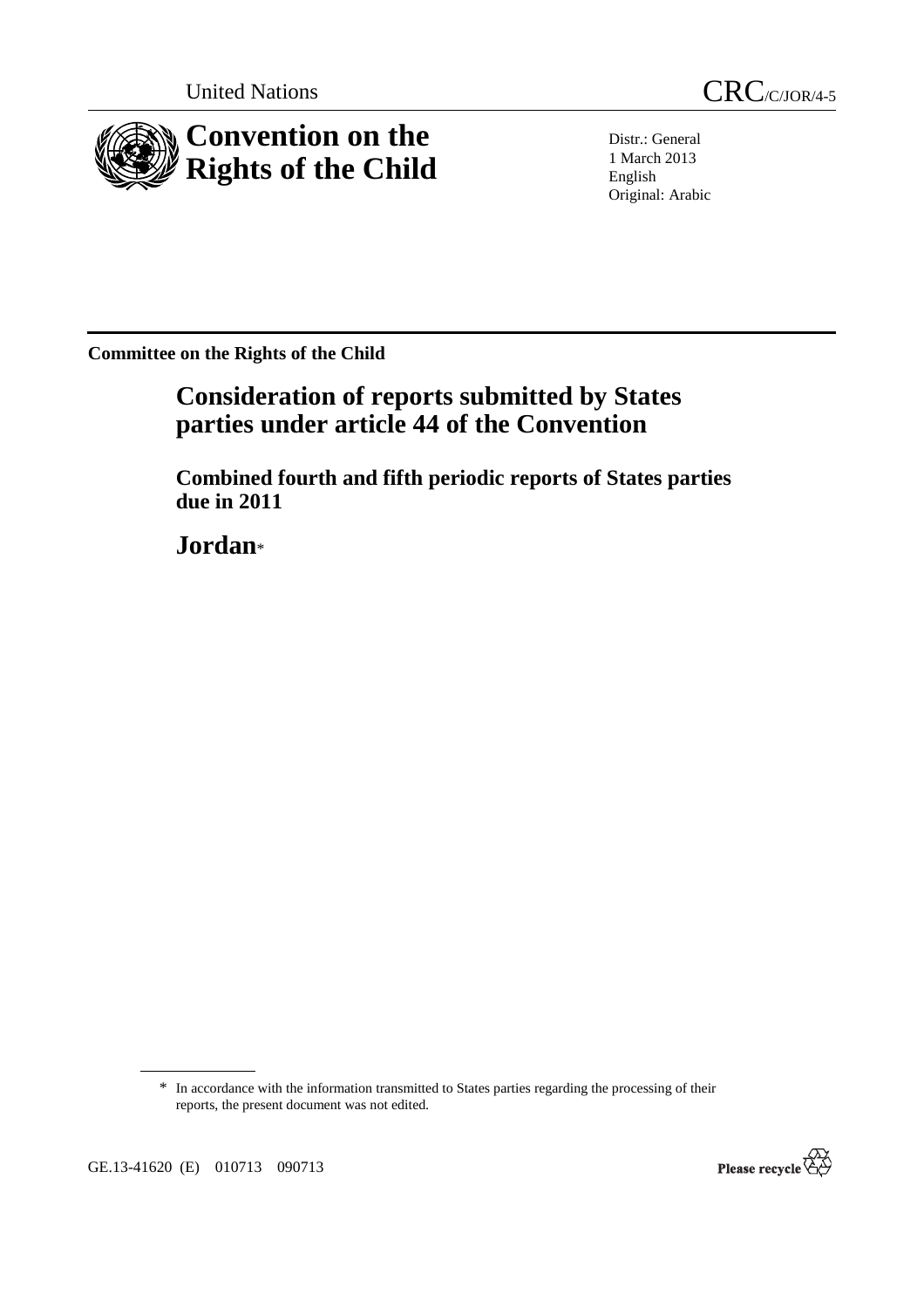United Nations

CRC/C/JOR/4-5

# Convention on the Rights of the Child

Distr.: General
1 March 2013
English
Original: Arabic

**Committee on the Rights of the Child**

## Consideration of reports submitted by States parties under article 44 of the Convention

### Combined fourth and fifth periodic reports of States parties due in 2011

## Jordan*

\* In accordance with the information transmitted to States parties regarding the processing of their reports, the present document was not edited.

GE.13-41620 (E) 010713 090713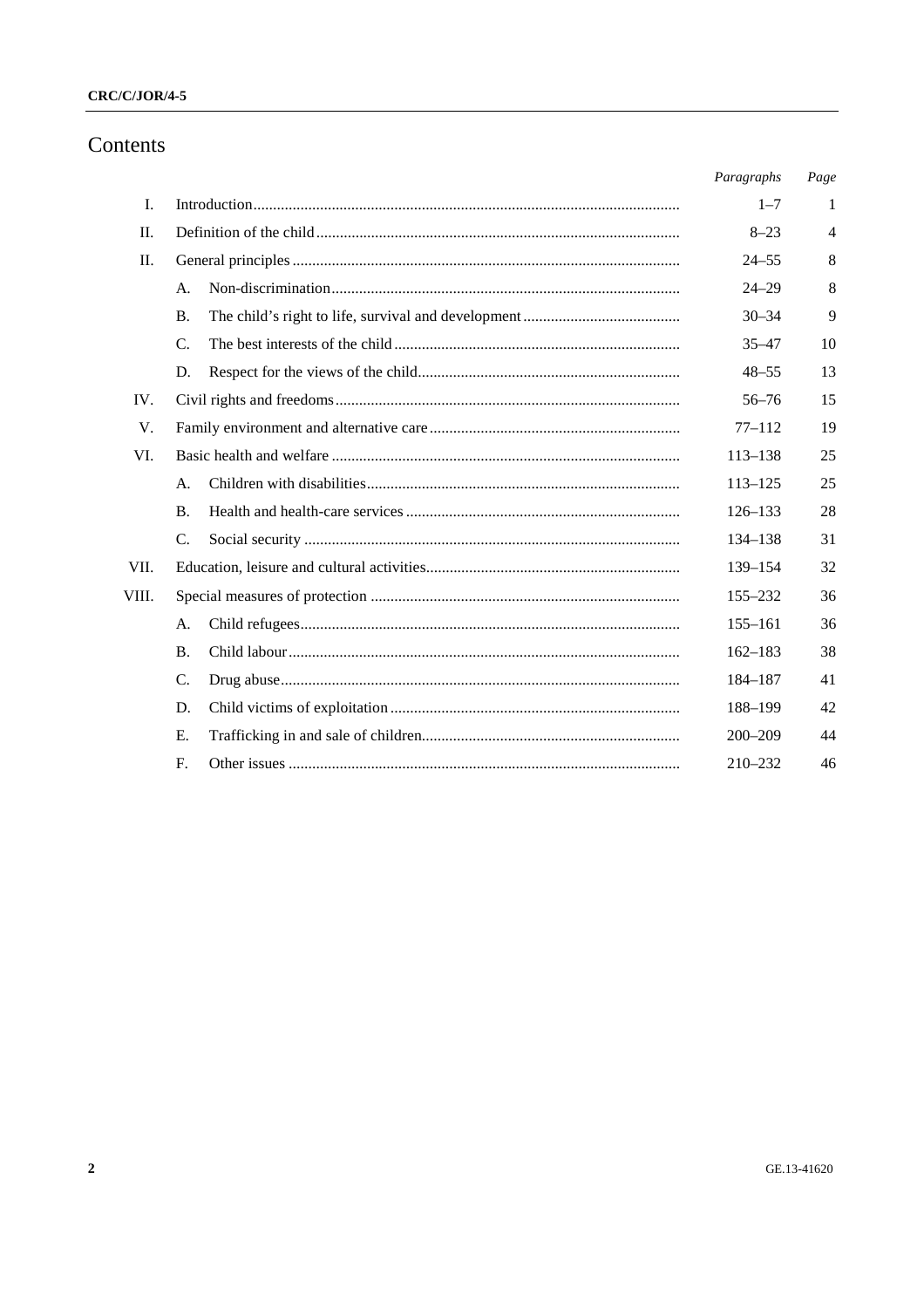# Contents

| | | Paragraphs | Page |
|---|---|---|---|
| I. | Introduction | 1–7 | 1 |
| II. | Definition of the child | 8–23 | 4 |
| II. | General principles | 24–55 | 8 |
| | A. Non-discrimination | 24–29 | 8 |
| | B. The child's right to life, survival and development | 30–34 | 9 |
| | C. The best interests of the child | 35–47 | 10 |
| | D. Respect for the views of the child | 48–55 | 13 |
| IV. | Civil rights and freedoms | 56–76 | 15 |
| V. | Family environment and alternative care | 77–112 | 19 |
| VI. | Basic health and welfare | 113–138 | 25 |
| | A. Children with disabilities | 113–125 | 25 |
| | B. Health and health-care services | 126–133 | 28 |
| | C. Social security | 134–138 | 31 |
| VII. | Education, leisure and cultural activities | 139–154 | 32 |
| VIII. | Special measures of protection | 155–232 | 36 |
| | A. Child refugees | 155–161 | 36 |
| | B. Child labour | 162–183 | 38 |
| | C. Drug abuse | 184–187 | 41 |
| | D. Child victims of exploitation | 188–199 | 42 |
| | E. Trafficking in and sale of children | 200–209 | 44 |
| | F. Other issues | 210–232 | 46 |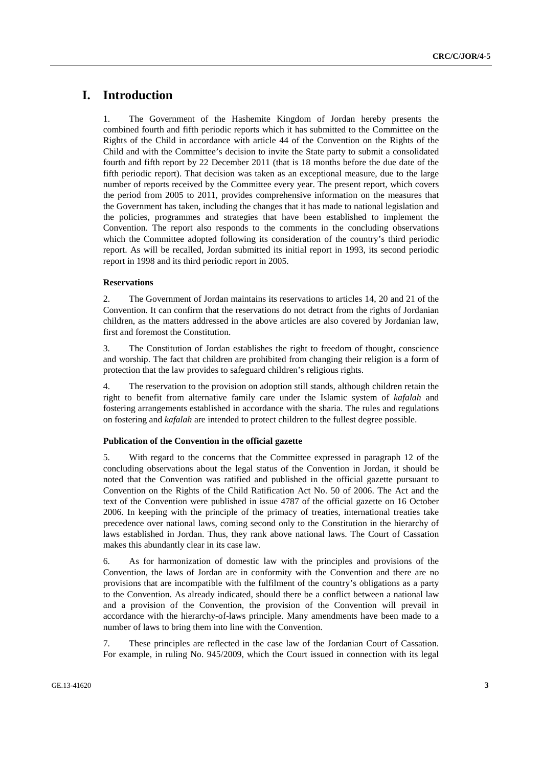# I. Introduction

1. The Government of the Hashemite Kingdom of Jordan hereby presents the combined fourth and fifth periodic reports which it has submitted to the Committee on the Rights of the Child in accordance with article 44 of the Convention on the Rights of the Child and with the Committee's decision to invite the State party to submit a consolidated fourth and fifth report by 22 December 2011 (that is 18 months before the due date of the fifth periodic report). That decision was taken as an exceptional measure, due to the large number of reports received by the Committee every year. The present report, which covers the period from 2005 to 2011, provides comprehensive information on the measures that the Government has taken, including the changes that it has made to national legislation and the policies, programmes and strategies that have been established to implement the Convention. The report also responds to the comments in the concluding observations which the Committee adopted following its consideration of the country's third periodic report. As will be recalled, Jordan submitted its initial report in 1993, its second periodic report in 1998 and its third periodic report in 2005.

### Reservations

2. The Government of Jordan maintains its reservations to articles 14, 20 and 21 of the Convention. It can confirm that the reservations do not detract from the rights of Jordanian children, as the matters addressed in the above articles are also covered by Jordanian law, first and foremost the Constitution.

3. The Constitution of Jordan establishes the right to freedom of thought, conscience and worship. The fact that children are prohibited from changing their religion is a form of protection that the law provides to safeguard children's religious rights.

4. The reservation to the provision on adoption still stands, although children retain the right to benefit from alternative family care under the Islamic system of *kafalah* and fostering arrangements established in accordance with the sharia. The rules and regulations on fostering and *kafalah* are intended to protect children to the fullest degree possible.

### Publication of the Convention in the official gazette

5. With regard to the concerns that the Committee expressed in paragraph 12 of the concluding observations about the legal status of the Convention in Jordan, it should be noted that the Convention was ratified and published in the official gazette pursuant to Convention on the Rights of the Child Ratification Act No. 50 of 2006. The Act and the text of the Convention were published in issue 4787 of the official gazette on 16 October 2006. In keeping with the principle of the primacy of treaties, international treaties take precedence over national laws, coming second only to the Constitution in the hierarchy of laws established in Jordan. Thus, they rank above national laws. The Court of Cassation makes this abundantly clear in its case law.

6. As for harmonization of domestic law with the principles and provisions of the Convention, the laws of Jordan are in conformity with the Convention and there are no provisions that are incompatible with the fulfilment of the country's obligations as a party to the Convention. As already indicated, should there be a conflict between a national law and a provision of the Convention, the provision of the Convention will prevail in accordance with the hierarchy-of-laws principle. Many amendments have been made to a number of laws to bring them into line with the Convention.

7. These principles are reflected in the case law of the Jordanian Court of Cassation. For example, in ruling No. 945/2009, which the Court issued in connection with its legal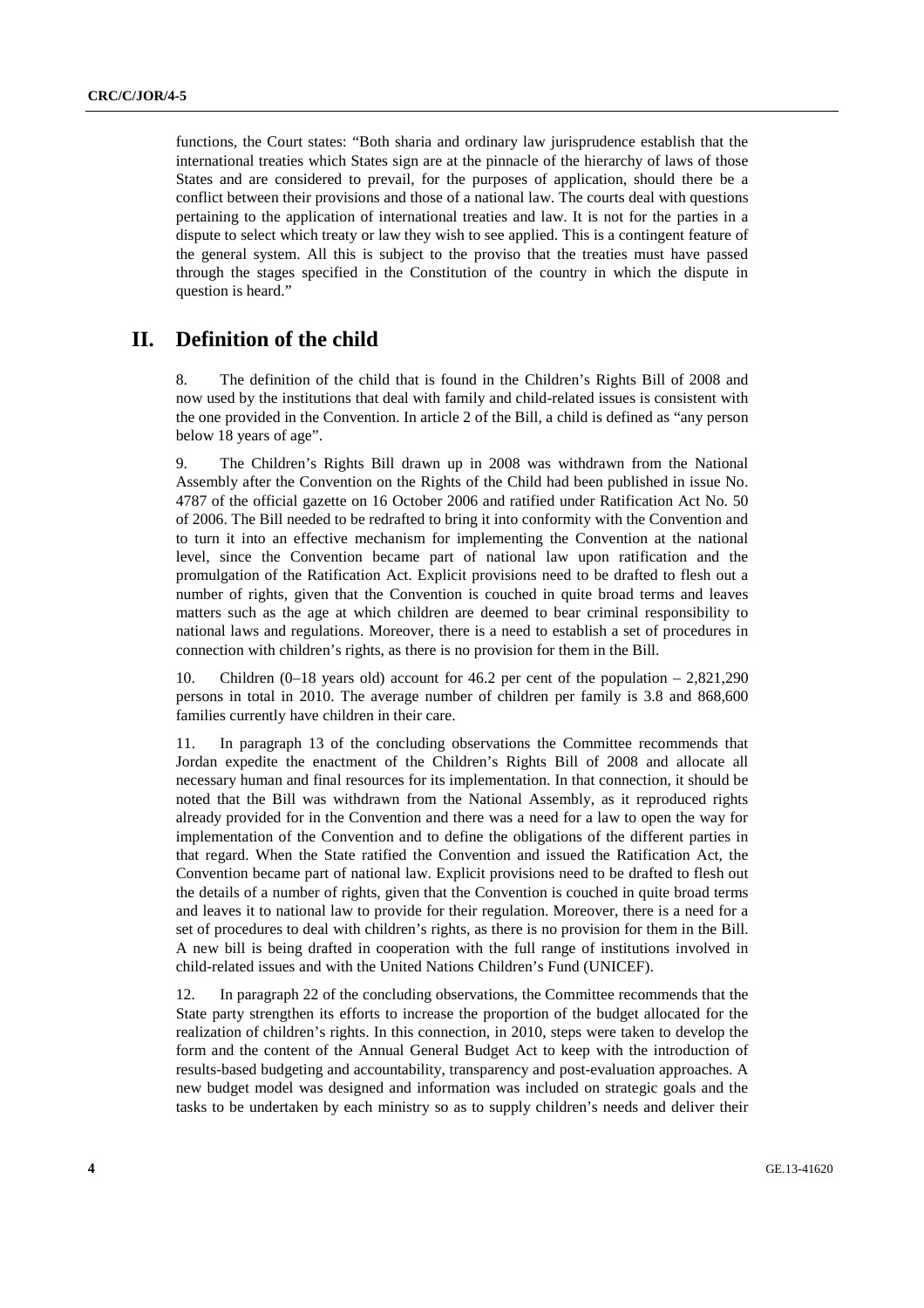functions, the Court states: "Both sharia and ordinary law jurisprudence establish that the international treaties which States sign are at the pinnacle of the hierarchy of laws of those States and are considered to prevail, for the purposes of application, should there be a conflict between their provisions and those of a national law. The courts deal with questions pertaining to the application of international treaties and law. It is not for the parties in a dispute to select which treaty or law they wish to see applied. This is a contingent feature of the general system. All this is subject to the proviso that the treaties must have passed through the stages specified in the Constitution of the country in which the dispute in question is heard."

# II. Definition of the child

8. The definition of the child that is found in the Children's Rights Bill of 2008 and now used by the institutions that deal with family and child-related issues is consistent with the one provided in the Convention. In article 2 of the Bill, a child is defined as "any person below 18 years of age".

9. The Children's Rights Bill drawn up in 2008 was withdrawn from the National Assembly after the Convention on the Rights of the Child had been published in issue No. 4787 of the official gazette on 16 October 2006 and ratified under Ratification Act No. 50 of 2006. The Bill needed to be redrafted to bring it into conformity with the Convention and to turn it into an effective mechanism for implementing the Convention at the national level, since the Convention became part of national law upon ratification and the promulgation of the Ratification Act. Explicit provisions need to be drafted to flesh out a number of rights, given that the Convention is couched in quite broad terms and leaves matters such as the age at which children are deemed to bear criminal responsibility to national laws and regulations. Moreover, there is a need to establish a set of procedures in connection with children's rights, as there is no provision for them in the Bill.

10. Children (0–18 years old) account for 46.2 per cent of the population – 2,821,290 persons in total in 2010. The average number of children per family is 3.8 and 868,600 families currently have children in their care.

11. In paragraph 13 of the concluding observations the Committee recommends that Jordan expedite the enactment of the Children's Rights Bill of 2008 and allocate all necessary human and final resources for its implementation. In that connection, it should be noted that the Bill was withdrawn from the National Assembly, as it reproduced rights already provided for in the Convention and there was a need for a law to open the way for implementation of the Convention and to define the obligations of the different parties in that regard. When the State ratified the Convention and issued the Ratification Act, the Convention became part of national law. Explicit provisions need to be drafted to flesh out the details of a number of rights, given that the Convention is couched in quite broad terms and leaves it to national law to provide for their regulation. Moreover, there is a need for a set of procedures to deal with children's rights, as there is no provision for them in the Bill. A new bill is being drafted in cooperation with the full range of institutions involved in child-related issues and with the United Nations Children's Fund (UNICEF).

12. In paragraph 22 of the concluding observations, the Committee recommends that the State party strengthen its efforts to increase the proportion of the budget allocated for the realization of children's rights. In this connection, in 2010, steps were taken to develop the form and the content of the Annual General Budget Act to keep with the introduction of results-based budgeting and accountability, transparency and post-evaluation approaches. A new budget model was designed and information was included on strategic goals and the tasks to be undertaken by each ministry so as to supply children's needs and deliver their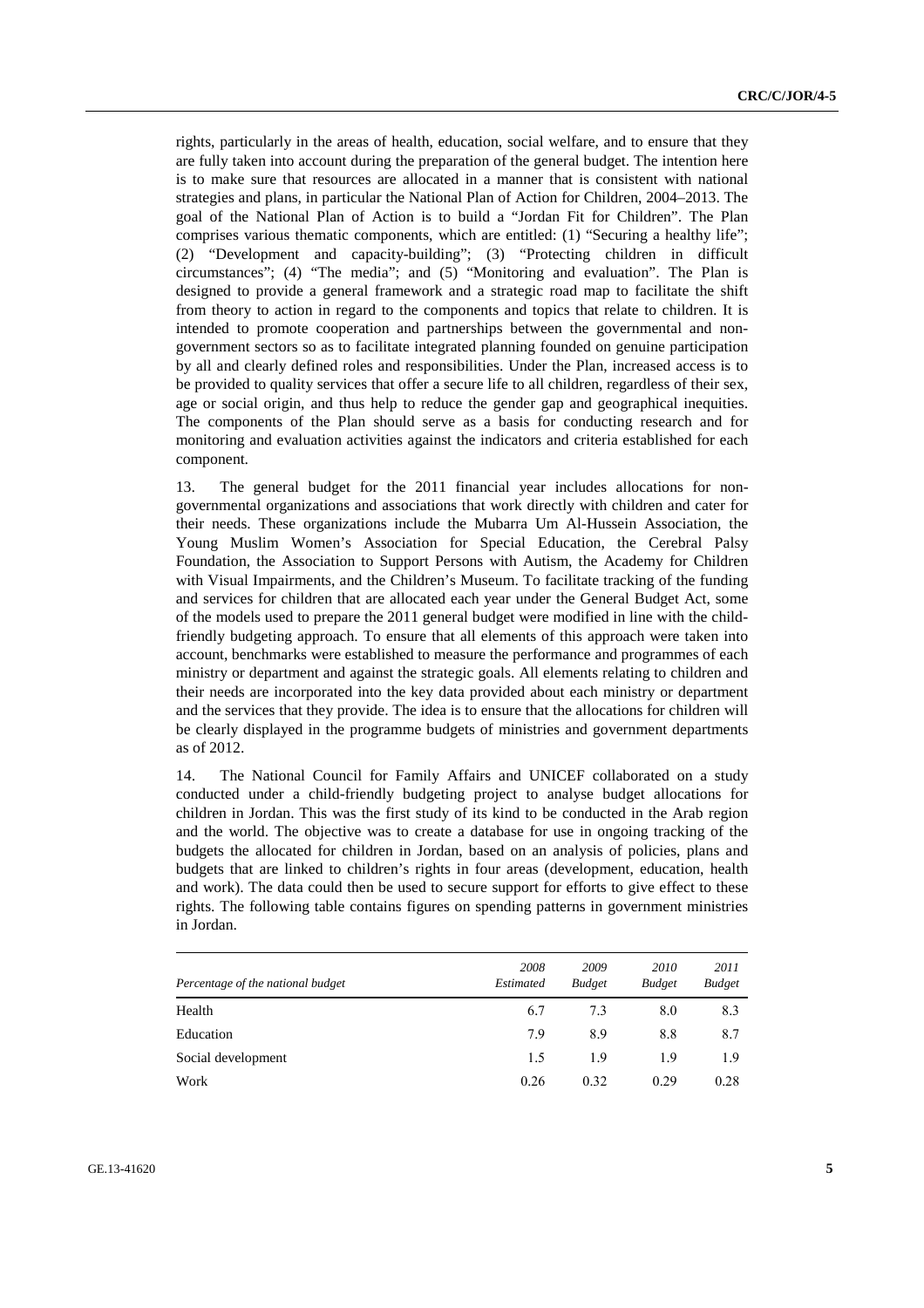rights, particularly in the areas of health, education, social welfare, and to ensure that they are fully taken into account during the preparation of the general budget. The intention here is to make sure that resources are allocated in a manner that is consistent with national strategies and plans, in particular the National Plan of Action for Children, 2004–2013. The goal of the National Plan of Action is to build a "Jordan Fit for Children". The Plan comprises various thematic components, which are entitled: (1) "Securing a healthy life"; (2) "Development and capacity-building"; (3) "Protecting children in difficult circumstances"; (4) "The media"; and (5) "Monitoring and evaluation". The Plan is designed to provide a general framework and a strategic road map to facilitate the shift from theory to action in regard to the components and topics that relate to children. It is intended to promote cooperation and partnerships between the governmental and non-government sectors so as to facilitate integrated planning founded on genuine participation by all and clearly defined roles and responsibilities. Under the Plan, increased access is to be provided to quality services that offer a secure life to all children, regardless of their sex, age or social origin, and thus help to reduce the gender gap and geographical inequities. The components of the Plan should serve as a basis for conducting research and for monitoring and evaluation activities against the indicators and criteria established for each component.

13. The general budget for the 2011 financial year includes allocations for non-governmental organizations and associations that work directly with children and cater for their needs. These organizations include the Mubarra Um Al-Hussein Association, the Young Muslim Women's Association for Special Education, the Cerebral Palsy Foundation, the Association to Support Persons with Autism, the Academy for Children with Visual Impairments, and the Children's Museum. To facilitate tracking of the funding and services for children that are allocated each year under the General Budget Act, some of the models used to prepare the 2011 general budget were modified in line with the child-friendly budgeting approach. To ensure that all elements of this approach were taken into account, benchmarks were established to measure the performance and programmes of each ministry or department and against the strategic goals. All elements relating to children and their needs are incorporated into the key data provided about each ministry or department and the services that they provide. The idea is to ensure that the allocations for children will be clearly displayed in the programme budgets of ministries and government departments as of 2012.

14. The National Council for Family Affairs and UNICEF collaborated on a study conducted under a child-friendly budgeting project to analyse budget allocations for children in Jordan. This was the first study of its kind to be conducted in the Arab region and the world. The objective was to create a database for use in ongoing tracking of the budgets the allocated for children in Jordan, based on an analysis of policies, plans and budgets that are linked to children's rights in four areas (development, education, health and work). The data could then be used to secure support for efforts to give effect to these rights. The following table contains figures on spending patterns in government ministries in Jordan.

| *Percentage of the national budget* | *2008 Estimated* | *2009 Budget* | *2010 Budget* | *2011 Budget* |
|---|---|---|---|---|
| Health | 6.7 | 7.3 | 8.0 | 8.3 |
| Education | 7.9 | 8.9 | 8.8 | 8.7 |
| Social development | 1.5 | 1.9 | 1.9 | 1.9 |
| Work | 0.26 | 0.32 | 0.29 | 0.28 |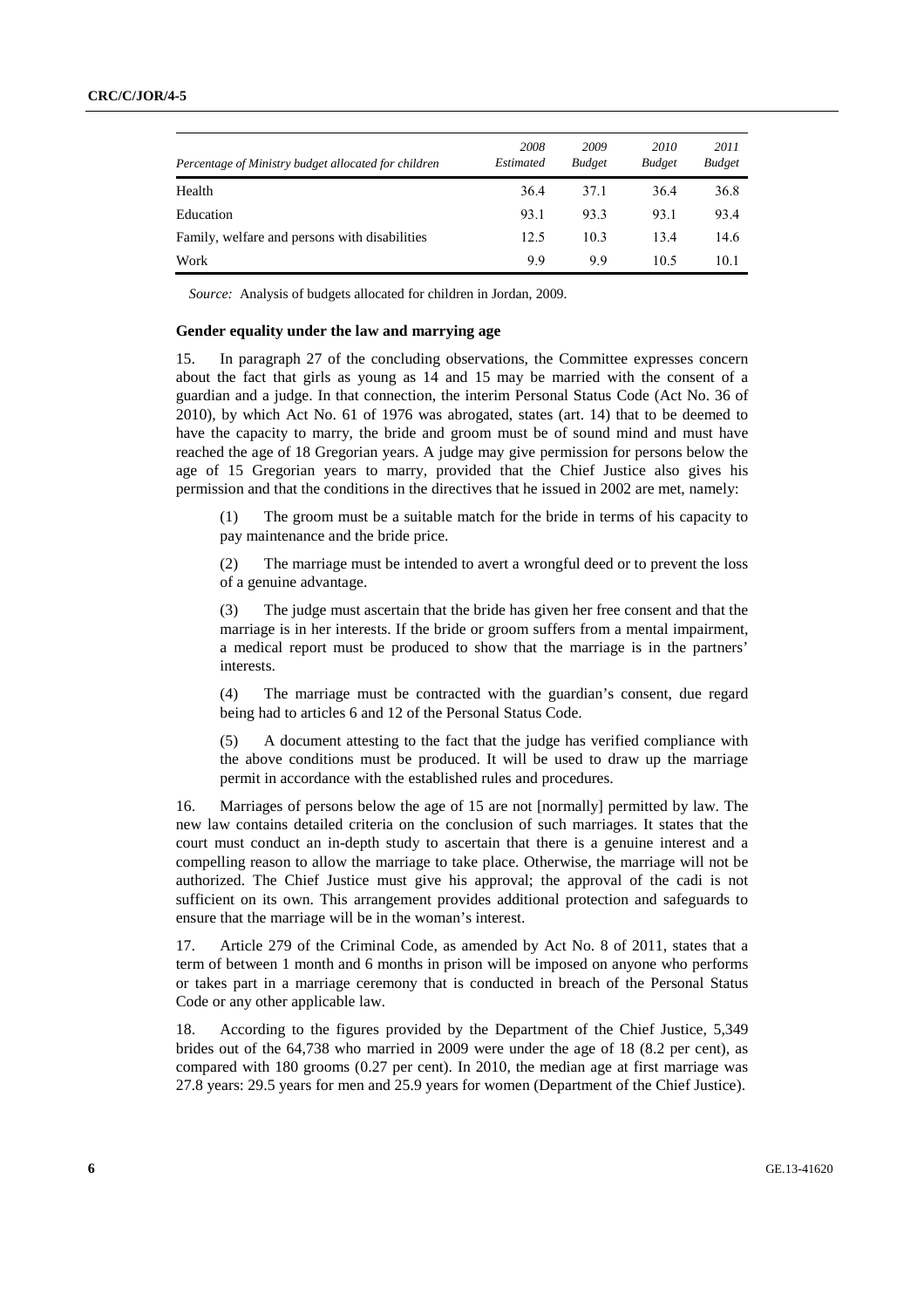| Percentage of Ministry budget allocated for children | 2008 *Estimated* | 2009 *Budget* | 2010 *Budget* | 2011 *Budget* |
|---|---|---|---|---|
| Health | 36.4 | 37.1 | 36.4 | 36.8 |
| Education | 93.1 | 93.3 | 93.1 | 93.4 |
| Family, welfare and persons with disabilities | 12.5 | 10.3 | 13.4 | 14.6 |
| Work | 9.9 | 9.9 | 10.5 | 10.1 |

*Source:* Analysis of budgets allocated for children in Jordan, 2009.

### Gender equality under the law and marrying age

15. In paragraph 27 of the concluding observations, the Committee expresses concern about the fact that girls as young as 14 and 15 may be married with the consent of a guardian and a judge. In that connection, the interim Personal Status Code (Act No. 36 of 2010), by which Act No. 61 of 1976 was abrogated, states (art. 14) that to be deemed to have the capacity to marry, the bride and groom must be of sound mind and must have reached the age of 18 Gregorian years. A judge may give permission for persons below the age of 15 Gregorian years to marry, provided that the Chief Justice also gives his permission and that the conditions in the directives that he issued in 2002 are met, namely:

(1) The groom must be a suitable match for the bride in terms of his capacity to pay maintenance and the bride price.

(2) The marriage must be intended to avert a wrongful deed or to prevent the loss of a genuine advantage.

(3) The judge must ascertain that the bride has given her free consent and that the marriage is in her interests. If the bride or groom suffers from a mental impairment, a medical report must be produced to show that the marriage is in the partners' interests.

(4) The marriage must be contracted with the guardian's consent, due regard being had to articles 6 and 12 of the Personal Status Code.

(5) A document attesting to the fact that the judge has verified compliance with the above conditions must be produced. It will be used to draw up the marriage permit in accordance with the established rules and procedures.

16. Marriages of persons below the age of 15 are not [normally] permitted by law. The new law contains detailed criteria on the conclusion of such marriages. It states that the court must conduct an in-depth study to ascertain that there is a genuine interest and a compelling reason to allow the marriage to take place. Otherwise, the marriage will not be authorized. The Chief Justice must give his approval; the approval of the cadi is not sufficient on its own. This arrangement provides additional protection and safeguards to ensure that the marriage will be in the woman's interest.

17. Article 279 of the Criminal Code, as amended by Act No. 8 of 2011, states that a term of between 1 month and 6 months in prison will be imposed on anyone who performs or takes part in a marriage ceremony that is conducted in breach of the Personal Status Code or any other applicable law.

18. According to the figures provided by the Department of the Chief Justice, 5,349 brides out of the 64,738 who married in 2009 were under the age of 18 (8.2 per cent), as compared with 180 grooms (0.27 per cent). In 2010, the median age at first marriage was 27.8 years: 29.5 years for men and 25.9 years for women (Department of the Chief Justice).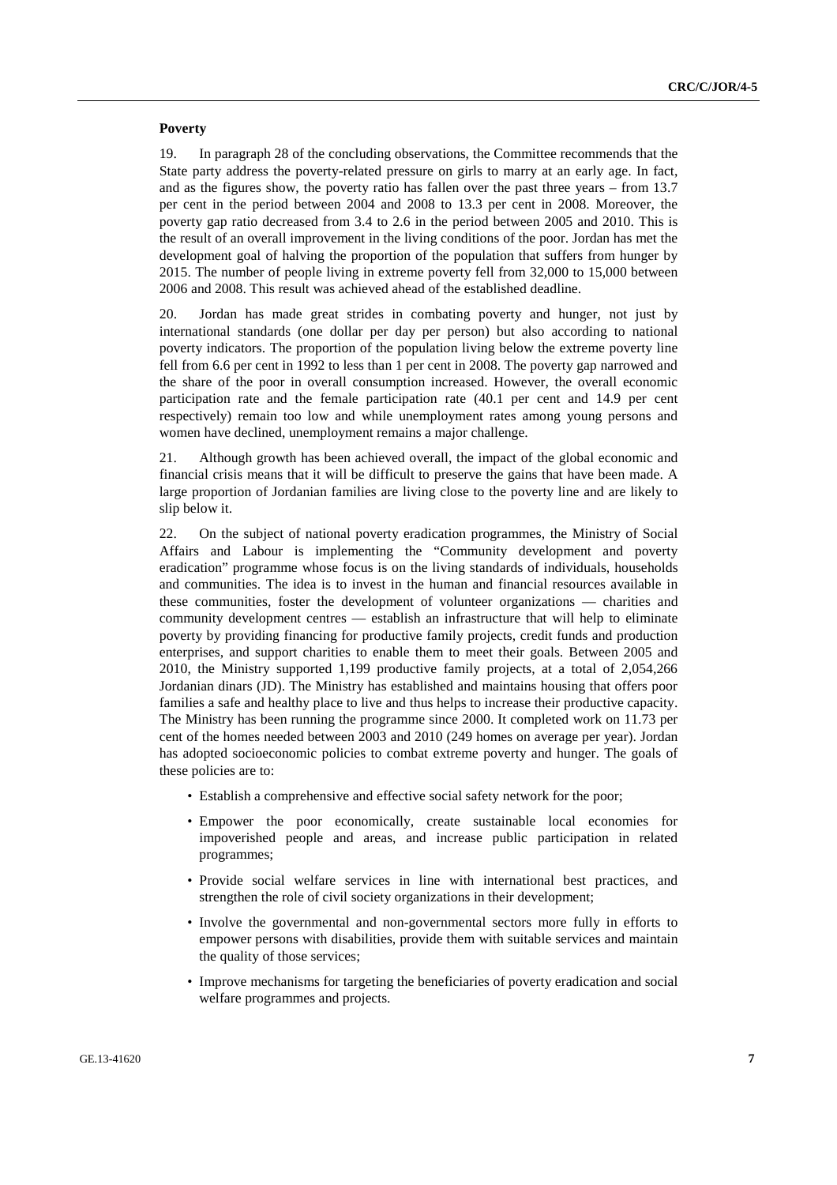### Poverty

19. In paragraph 28 of the concluding observations, the Committee recommends that the State party address the poverty-related pressure on girls to marry at an early age. In fact, and as the figures show, the poverty ratio has fallen over the past three years – from 13.7 per cent in the period between 2004 and 2008 to 13.3 per cent in 2008. Moreover, the poverty gap ratio decreased from 3.4 to 2.6 in the period between 2005 and 2010. This is the result of an overall improvement in the living conditions of the poor. Jordan has met the development goal of halving the proportion of the population that suffers from hunger by 2015. The number of people living in extreme poverty fell from 32,000 to 15,000 between 2006 and 2008. This result was achieved ahead of the established deadline.

20. Jordan has made great strides in combating poverty and hunger, not just by international standards (one dollar per day per person) but also according to national poverty indicators. The proportion of the population living below the extreme poverty line fell from 6.6 per cent in 1992 to less than 1 per cent in 2008. The poverty gap narrowed and the share of the poor in overall consumption increased. However, the overall economic participation rate and the female participation rate (40.1 per cent and 14.9 per cent respectively) remain too low and while unemployment rates among young persons and women have declined, unemployment remains a major challenge.

21. Although growth has been achieved overall, the impact of the global economic and financial crisis means that it will be difficult to preserve the gains that have been made. A large proportion of Jordanian families are living close to the poverty line and are likely to slip below it.

22. On the subject of national poverty eradication programmes, the Ministry of Social Affairs and Labour is implementing the "Community development and poverty eradication" programme whose focus is on the living standards of individuals, households and communities. The idea is to invest in the human and financial resources available in these communities, foster the development of volunteer organizations — charities and community development centres — establish an infrastructure that will help to eliminate poverty by providing financing for productive family projects, credit funds and production enterprises, and support charities to enable them to meet their goals. Between 2005 and 2010, the Ministry supported 1,199 productive family projects, at a total of 2,054,266 Jordanian dinars (JD). The Ministry has established and maintains housing that offers poor families a safe and healthy place to live and thus helps to increase their productive capacity. The Ministry has been running the programme since 2000. It completed work on 11.73 per cent of the homes needed between 2003 and 2010 (249 homes on average per year). Jordan has adopted socioeconomic policies to combat extreme poverty and hunger. The goals of these policies are to:

- Establish a comprehensive and effective social safety network for the poor;
- Empower the poor economically, create sustainable local economies for impoverished people and areas, and increase public participation in related programmes;
- Provide social welfare services in line with international best practices, and strengthen the role of civil society organizations in their development;
- Involve the governmental and non-governmental sectors more fully in efforts to empower persons with disabilities, provide them with suitable services and maintain the quality of those services;
- Improve mechanisms for targeting the beneficiaries of poverty eradication and social welfare programmes and projects.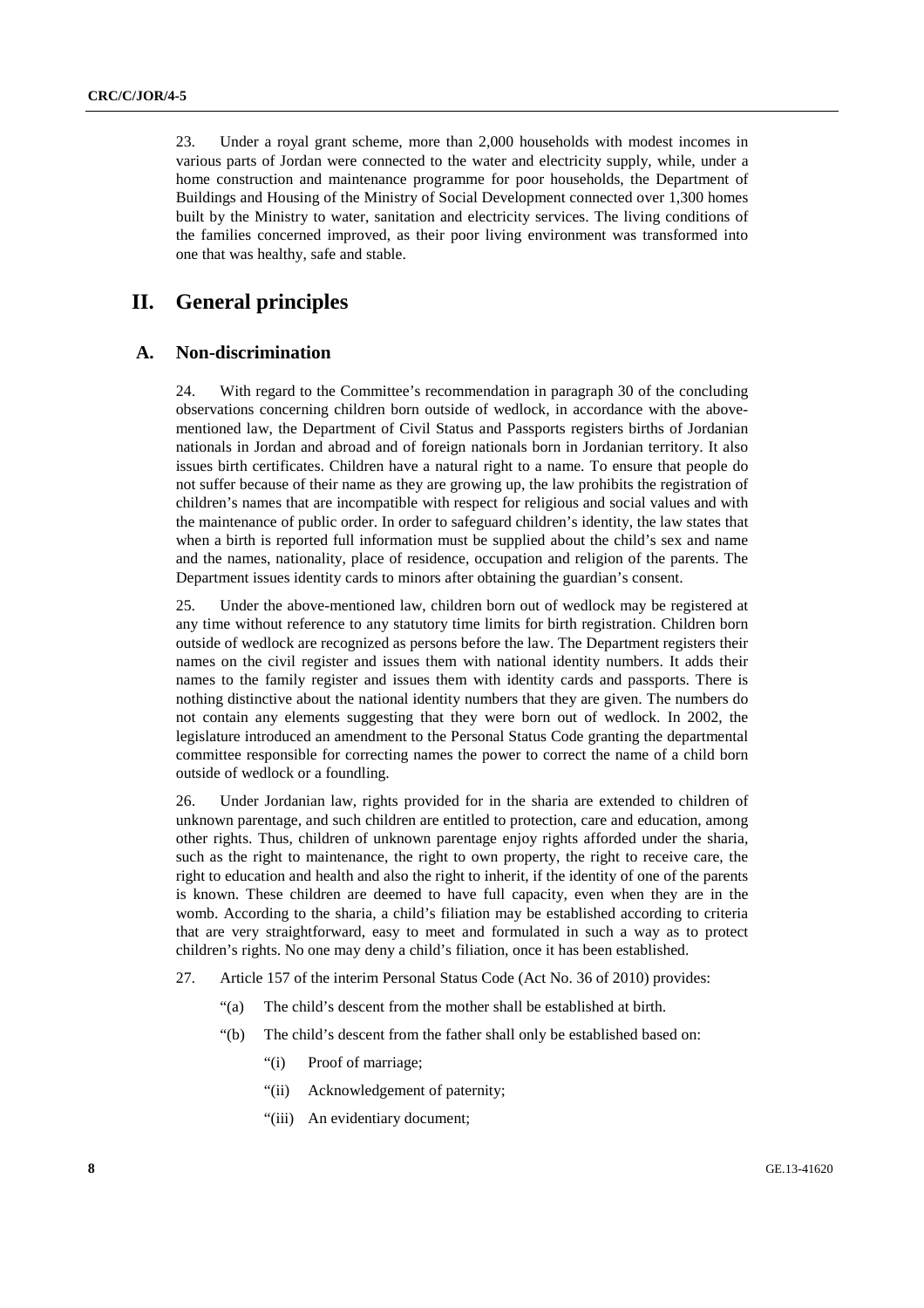23. Under a royal grant scheme, more than 2,000 households with modest incomes in various parts of Jordan were connected to the water and electricity supply, while, under a home construction and maintenance programme for poor households, the Department of Buildings and Housing of the Ministry of Social Development connected over 1,300 homes built by the Ministry to water, sanitation and electricity services. The living conditions of the families concerned improved, as their poor living environment was transformed into one that was healthy, safe and stable.

# II. General principles

## A. Non-discrimination

24. With regard to the Committee's recommendation in paragraph 30 of the concluding observations concerning children born outside of wedlock, in accordance with the above-mentioned law, the Department of Civil Status and Passports registers births of Jordanian nationals in Jordan and abroad and of foreign nationals born in Jordanian territory. It also issues birth certificates. Children have a natural right to a name. To ensure that people do not suffer because of their name as they are growing up, the law prohibits the registration of children's names that are incompatible with respect for religious and social values and with the maintenance of public order. In order to safeguard children's identity, the law states that when a birth is reported full information must be supplied about the child's sex and name and the names, nationality, place of residence, occupation and religion of the parents. The Department issues identity cards to minors after obtaining the guardian's consent.

25. Under the above-mentioned law, children born out of wedlock may be registered at any time without reference to any statutory time limits for birth registration. Children born outside of wedlock are recognized as persons before the law. The Department registers their names on the civil register and issues them with national identity numbers. It adds their names to the family register and issues them with identity cards and passports. There is nothing distinctive about the national identity numbers that they are given. The numbers do not contain any elements suggesting that they were born out of wedlock. In 2002, the legislature introduced an amendment to the Personal Status Code granting the departmental committee responsible for correcting names the power to correct the name of a child born outside of wedlock or a foundling.

26. Under Jordanian law, rights provided for in the sharia are extended to children of unknown parentage, and such children are entitled to protection, care and education, among other rights. Thus, children of unknown parentage enjoy rights afforded under the sharia, such as the right to maintenance, the right to own property, the right to receive care, the right to education and health and also the right to inherit, if the identity of one of the parents is known. These children are deemed to have full capacity, even when they are in the womb. According to the sharia, a child's filiation may be established according to criteria that are very straightforward, easy to meet and formulated in such a way as to protect children's rights. No one may deny a child's filiation, once it has been established.

27. Article 157 of the interim Personal Status Code (Act No. 36 of 2010) provides:

"(a) The child's descent from the mother shall be established at birth.

"(b) The child's descent from the father shall only be established based on:

"(i) Proof of marriage;

"(ii) Acknowledgement of paternity;

"(iii) An evidentiary document;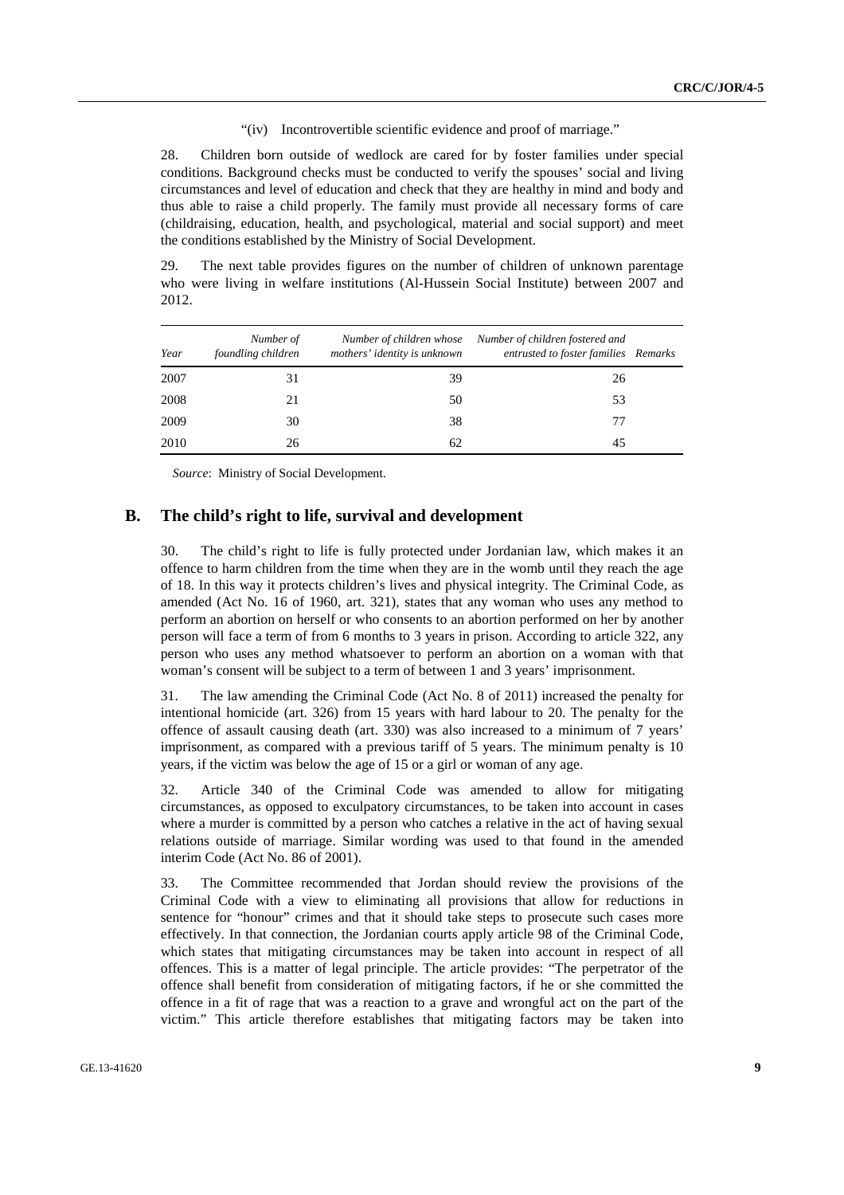"(iv) Incontrovertible scientific evidence and proof of marriage."

28. Children born outside of wedlock are cared for by foster families under special conditions. Background checks must be conducted to verify the spouses' social and living circumstances and level of education and check that they are healthy in mind and body and thus able to raise a child properly. The family must provide all necessary forms of care (childraising, education, health, and psychological, material and social support) and meet the conditions established by the Ministry of Social Development.

29. The next table provides figures on the number of children of unknown parentage who were living in welfare institutions (Al-Hussein Social Institute) between 2007 and 2012.

| *Year* | *Number of foundling children* | *Number of children whose mothers' identity is unknown* | *Number of children fostered and entrusted to foster families* | *Remarks* |
|---|---|---|---|---|
| 2007 | 31 | 39 | 26 | |
| 2008 | 21 | 50 | 53 | |
| 2009 | 30 | 38 | 77 | |
| 2010 | 26 | 62 | 45 | |

*Source*: Ministry of Social Development.

## B. The child's right to life, survival and development

30. The child's right to life is fully protected under Jordanian law, which makes it an offence to harm children from the time when they are in the womb until they reach the age of 18. In this way it protects children's lives and physical integrity. The Criminal Code, as amended (Act No. 16 of 1960, art. 321), states that any woman who uses any method to perform an abortion on herself or who consents to an abortion performed on her by another person will face a term of from 6 months to 3 years in prison. According to article 322, any person who uses any method whatsoever to perform an abortion on a woman with that woman's consent will be subject to a term of between 1 and 3 years' imprisonment.

31. The law amending the Criminal Code (Act No. 8 of 2011) increased the penalty for intentional homicide (art. 326) from 15 years with hard labour to 20. The penalty for the offence of assault causing death (art. 330) was also increased to a minimum of 7 years' imprisonment, as compared with a previous tariff of 5 years. The minimum penalty is 10 years, if the victim was below the age of 15 or a girl or woman of any age.

32. Article 340 of the Criminal Code was amended to allow for mitigating circumstances, as opposed to exculpatory circumstances, to be taken into account in cases where a murder is committed by a person who catches a relative in the act of having sexual relations outside of marriage. Similar wording was used to that found in the amended interim Code (Act No. 86 of 2001).

33. The Committee recommended that Jordan should review the provisions of the Criminal Code with a view to eliminating all provisions that allow for reductions in sentence for "honour" crimes and that it should take steps to prosecute such cases more effectively. In that connection, the Jordanian courts apply article 98 of the Criminal Code, which states that mitigating circumstances may be taken into account in respect of all offences. This is a matter of legal principle. The article provides: "The perpetrator of the offence shall benefit from consideration of mitigating factors, if he or she committed the offence in a fit of rage that was a reaction to a grave and wrongful act on the part of the victim." This article therefore establishes that mitigating factors may be taken into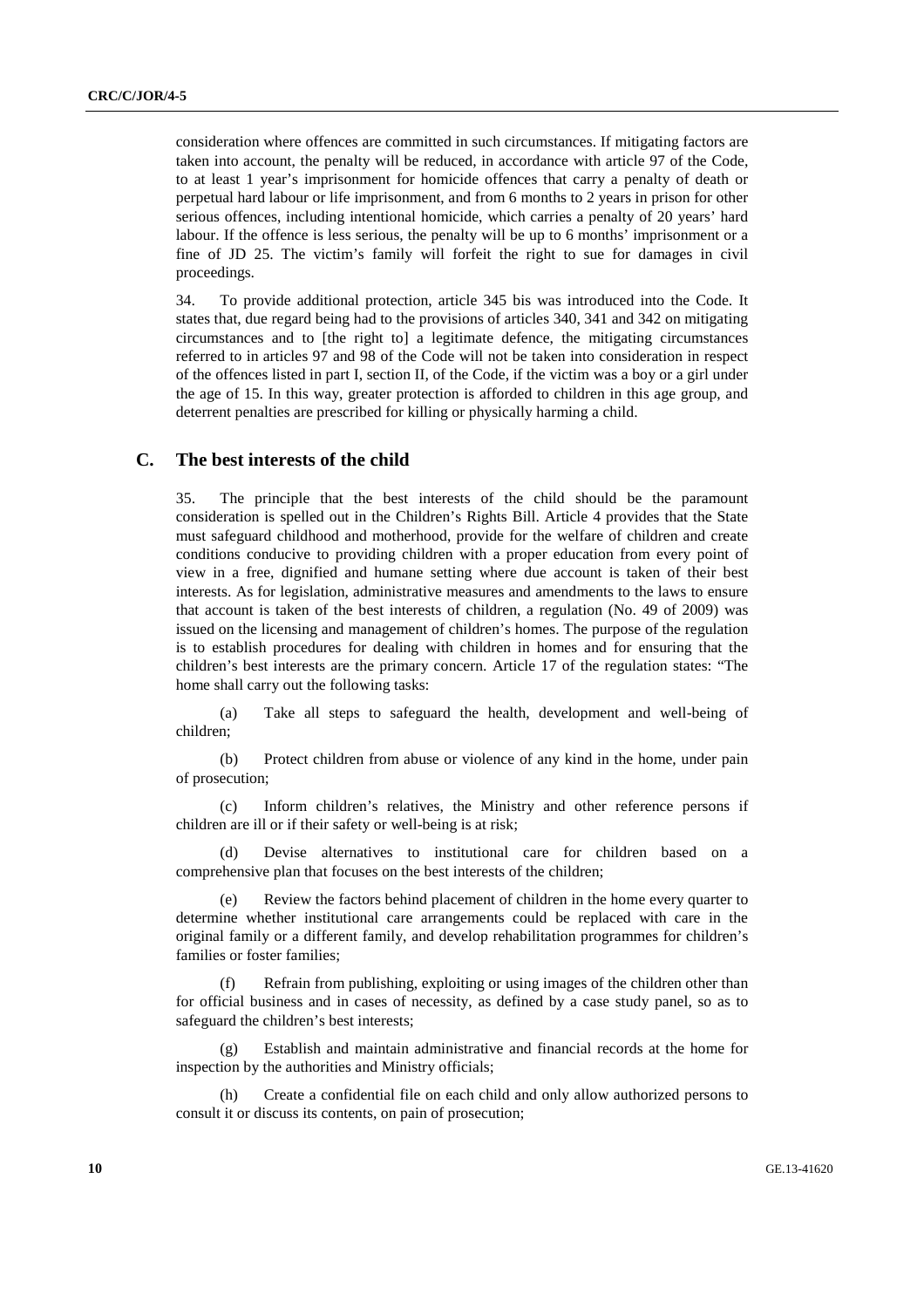consideration where offences are committed in such circumstances. If mitigating factors are taken into account, the penalty will be reduced, in accordance with article 97 of the Code, to at least 1 year's imprisonment for homicide offences that carry a penalty of death or perpetual hard labour or life imprisonment, and from 6 months to 2 years in prison for other serious offences, including intentional homicide, which carries a penalty of 20 years' hard labour. If the offence is less serious, the penalty will be up to 6 months' imprisonment or a fine of JD 25. The victim's family will forfeit the right to sue for damages in civil proceedings.

34. To provide additional protection, article 345 bis was introduced into the Code. It states that, due regard being had to the provisions of articles 340, 341 and 342 on mitigating circumstances and to [the right to] a legitimate defence, the mitigating circumstances referred to in articles 97 and 98 of the Code will not be taken into consideration in respect of the offences listed in part I, section II, of the Code, if the victim was a boy or a girl under the age of 15. In this way, greater protection is afforded to children in this age group, and deterrent penalties are prescribed for killing or physically harming a child.

## C. The best interests of the child

35. The principle that the best interests of the child should be the paramount consideration is spelled out in the Children's Rights Bill. Article 4 provides that the State must safeguard childhood and motherhood, provide for the welfare of children and create conditions conducive to providing children with a proper education from every point of view in a free, dignified and humane setting where due account is taken of their best interests. As for legislation, administrative measures and amendments to the laws to ensure that account is taken of the best interests of children, a regulation (No. 49 of 2009) was issued on the licensing and management of children's homes. The purpose of the regulation is to establish procedures for dealing with children in homes and for ensuring that the children's best interests are the primary concern. Article 17 of the regulation states: "The home shall carry out the following tasks:

(a) Take all steps to safeguard the health, development and well-being of children;

(b) Protect children from abuse or violence of any kind in the home, under pain of prosecution;

(c) Inform children's relatives, the Ministry and other reference persons if children are ill or if their safety or well-being is at risk;

(d) Devise alternatives to institutional care for children based on a comprehensive plan that focuses on the best interests of the children;

(e) Review the factors behind placement of children in the home every quarter to determine whether institutional care arrangements could be replaced with care in the original family or a different family, and develop rehabilitation programmes for children's families or foster families;

(f) Refrain from publishing, exploiting or using images of the children other than for official business and in cases of necessity, as defined by a case study panel, so as to safeguard the children's best interests;

(g) Establish and maintain administrative and financial records at the home for inspection by the authorities and Ministry officials;

(h) Create a confidential file on each child and only allow authorized persons to consult it or discuss its contents, on pain of prosecution;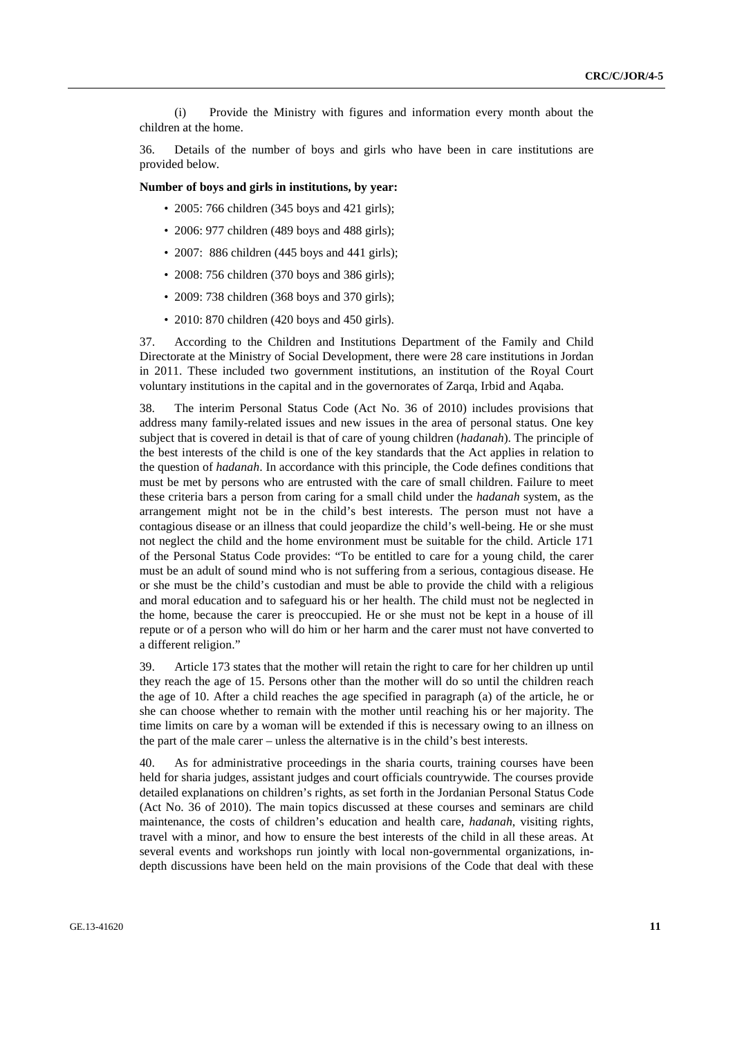(i) Provide the Ministry with figures and information every month about the children at the home.

36. Details of the number of boys and girls who have been in care institutions are provided below.

**Number of boys and girls in institutions, by year:**

- 2005: 766 children (345 boys and 421 girls);
- 2006: 977 children (489 boys and 488 girls);
- 2007: 886 children (445 boys and 441 girls);
- 2008: 756 children (370 boys and 386 girls);
- 2009: 738 children (368 boys and 370 girls);
- 2010: 870 children (420 boys and 450 girls).

37. According to the Children and Institutions Department of the Family and Child Directorate at the Ministry of Social Development, there were 28 care institutions in Jordan in 2011. These included two government institutions, an institution of the Royal Court voluntary institutions in the capital and in the governorates of Zarqa, Irbid and Aqaba.

38. The interim Personal Status Code (Act No. 36 of 2010) includes provisions that address many family-related issues and new issues in the area of personal status. One key subject that is covered in detail is that of care of young children (*hadanah*). The principle of the best interests of the child is one of the key standards that the Act applies in relation to the question of *hadanah*. In accordance with this principle, the Code defines conditions that must be met by persons who are entrusted with the care of small children. Failure to meet these criteria bars a person from caring for a small child under the *hadanah* system, as the arrangement might not be in the child's best interests. The person must not have a contagious disease or an illness that could jeopardize the child's well-being. He or she must not neglect the child and the home environment must be suitable for the child. Article 171 of the Personal Status Code provides: "To be entitled to care for a young child, the carer must be an adult of sound mind who is not suffering from a serious, contagious disease. He or she must be the child's custodian and must be able to provide the child with a religious and moral education and to safeguard his or her health. The child must not be neglected in the home, because the carer is preoccupied. He or she must not be kept in a house of ill repute or of a person who will do him or her harm and the carer must not have converted to a different religion."

39. Article 173 states that the mother will retain the right to care for her children up until they reach the age of 15. Persons other than the mother will do so until the children reach the age of 10. After a child reaches the age specified in paragraph (a) of the article, he or she can choose whether to remain with the mother until reaching his or her majority. The time limits on care by a woman will be extended if this is necessary owing to an illness on the part of the male carer – unless the alternative is in the child's best interests.

40. As for administrative proceedings in the sharia courts, training courses have been held for sharia judges, assistant judges and court officials countrywide. The courses provide detailed explanations on children's rights, as set forth in the Jordanian Personal Status Code (Act No. 36 of 2010). The main topics discussed at these courses and seminars are child maintenance, the costs of children's education and health care, *hadanah*, visiting rights, travel with a minor, and how to ensure the best interests of the child in all these areas. At several events and workshops run jointly with local non-governmental organizations, in-depth discussions have been held on the main provisions of the Code that deal with these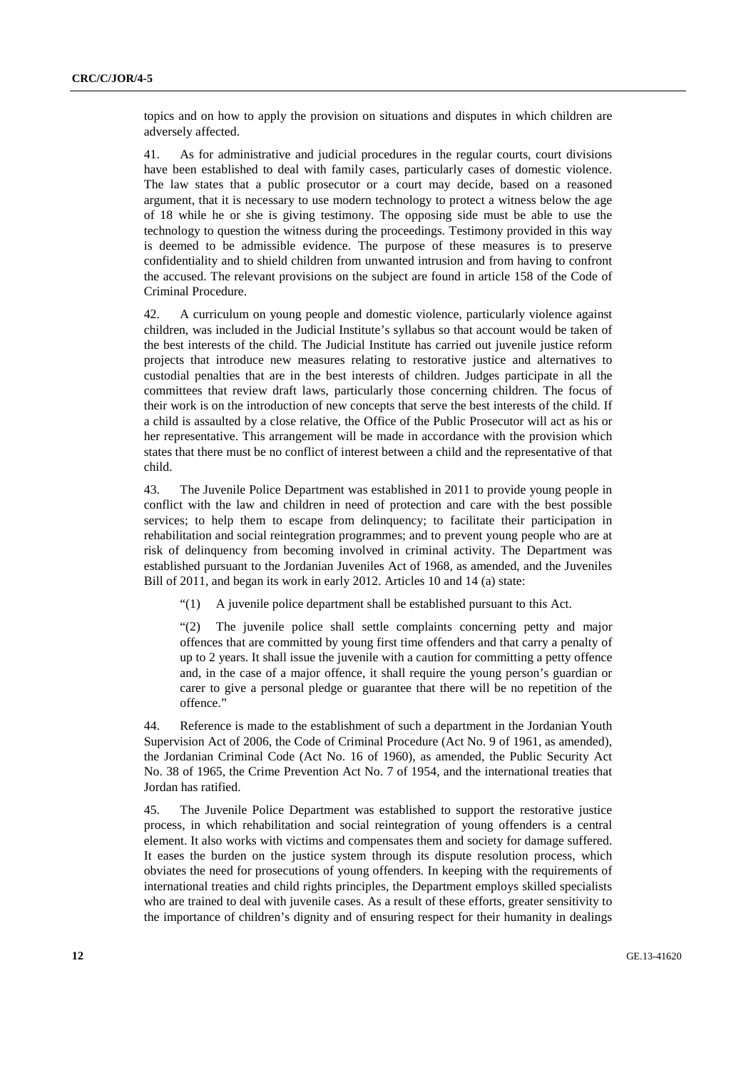topics and on how to apply the provision on situations and disputes in which children are adversely affected.

41. As for administrative and judicial procedures in the regular courts, court divisions have been established to deal with family cases, particularly cases of domestic violence. The law states that a public prosecutor or a court may decide, based on a reasoned argument, that it is necessary to use modern technology to protect a witness below the age of 18 while he or she is giving testimony. The opposing side must be able to use the technology to question the witness during the proceedings. Testimony provided in this way is deemed to be admissible evidence. The purpose of these measures is to preserve confidentiality and to shield children from unwanted intrusion and from having to confront the accused. The relevant provisions on the subject are found in article 158 of the Code of Criminal Procedure.

42. A curriculum on young people and domestic violence, particularly violence against children, was included in the Judicial Institute's syllabus so that account would be taken of the best interests of the child. The Judicial Institute has carried out juvenile justice reform projects that introduce new measures relating to restorative justice and alternatives to custodial penalties that are in the best interests of children. Judges participate in all the committees that review draft laws, particularly those concerning children. The focus of their work is on the introduction of new concepts that serve the best interests of the child. If a child is assaulted by a close relative, the Office of the Public Prosecutor will act as his or her representative. This arrangement will be made in accordance with the provision which states that there must be no conflict of interest between a child and the representative of that child.

43. The Juvenile Police Department was established in 2011 to provide young people in conflict with the law and children in need of protection and care with the best possible services; to help them to escape from delinquency; to facilitate their participation in rehabilitation and social reintegration programmes; and to prevent young people who are at risk of delinquency from becoming involved in criminal activity. The Department was established pursuant to the Jordanian Juveniles Act of 1968, as amended, and the Juveniles Bill of 2011, and began its work in early 2012. Articles 10 and 14 (a) state:

> "(1) A juvenile police department shall be established pursuant to this Act.
>
> "(2) The juvenile police shall settle complaints concerning petty and major offences that are committed by young first time offenders and that carry a penalty of up to 2 years. It shall issue the juvenile with a caution for committing a petty offence and, in the case of a major offence, it shall require the young person's guardian or carer to give a personal pledge or guarantee that there will be no repetition of the offence."

44. Reference is made to the establishment of such a department in the Jordanian Youth Supervision Act of 2006, the Code of Criminal Procedure (Act No. 9 of 1961, as amended), the Jordanian Criminal Code (Act No. 16 of 1960), as amended, the Public Security Act No. 38 of 1965, the Crime Prevention Act No. 7 of 1954, and the international treaties that Jordan has ratified.

45. The Juvenile Police Department was established to support the restorative justice process, in which rehabilitation and social reintegration of young offenders is a central element. It also works with victims and compensates them and society for damage suffered. It eases the burden on the justice system through its dispute resolution process, which obviates the need for prosecutions of young offenders. In keeping with the requirements of international treaties and child rights principles, the Department employs skilled specialists who are trained to deal with juvenile cases. As a result of these efforts, greater sensitivity to the importance of children's dignity and of ensuring respect for their humanity in dealings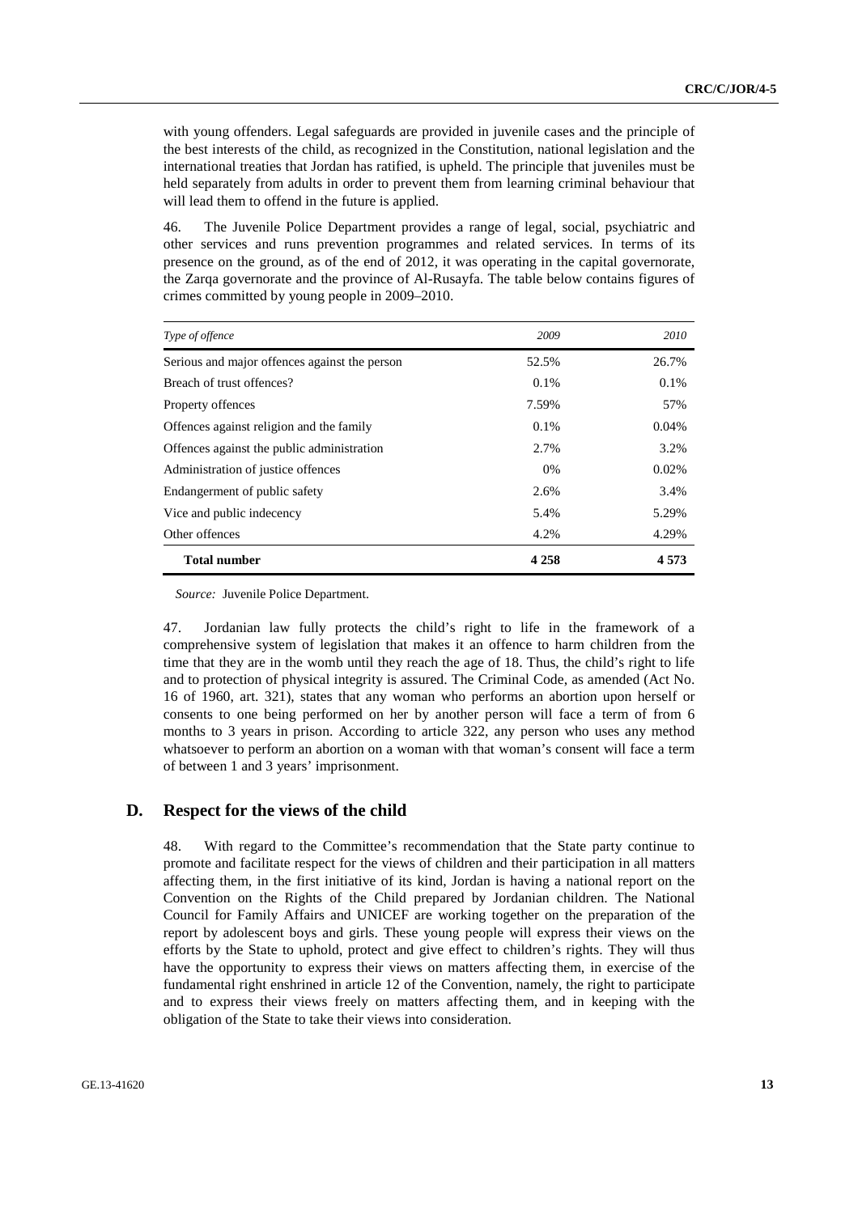with young offenders. Legal safeguards are provided in juvenile cases and the principle of the best interests of the child, as recognized in the Constitution, national legislation and the international treaties that Jordan has ratified, is upheld. The principle that juveniles must be held separately from adults in order to prevent them from learning criminal behaviour that will lead them to offend in the future is applied.

46. The Juvenile Police Department provides a range of legal, social, psychiatric and other services and runs prevention programmes and related services. In terms of its presence on the ground, as of the end of 2012, it was operating in the capital governorate, the Zarqa governorate and the province of Al-Rusayfa. The table below contains figures of crimes committed by young people in 2009–2010.

| *Type of offence* | *2009* | *2010* |
|---|---|---|
| Serious and major offences against the person | 52.5% | 26.7% |
| Breach of trust offences? | 0.1% | 0.1% |
| Property offences | 7.59% | 57% |
| Offences against religion and the family | 0.1% | 0.04% |
| Offences against the public administration | 2.7% | 3.2% |
| Administration of justice offences | 0% | 0.02% |
| Endangerment of public safety | 2.6% | 3.4% |
| Vice and public indecency | 5.4% | 5.29% |
| Other offences | 4.2% | 4.29% |
| **Total number** | **4 258** | **4 573** |

*Source:* Juvenile Police Department.

47. Jordanian law fully protects the child's right to life in the framework of a comprehensive system of legislation that makes it an offence to harm children from the time that they are in the womb until they reach the age of 18. Thus, the child's right to life and to protection of physical integrity is assured. The Criminal Code, as amended (Act No. 16 of 1960, art. 321), states that any woman who performs an abortion upon herself or consents to one being performed on her by another person will face a term of from 6 months to 3 years in prison. According to article 322, any person who uses any method whatsoever to perform an abortion on a woman with that woman's consent will face a term of between 1 and 3 years' imprisonment.

## D. Respect for the views of the child

48. With regard to the Committee's recommendation that the State party continue to promote and facilitate respect for the views of children and their participation in all matters affecting them, in the first initiative of its kind, Jordan is having a national report on the Convention on the Rights of the Child prepared by Jordanian children. The National Council for Family Affairs and UNICEF are working together on the preparation of the report by adolescent boys and girls. These young people will express their views on the efforts by the State to uphold, protect and give effect to children's rights. They will thus have the opportunity to express their views on matters affecting them, in exercise of the fundamental right enshrined in article 12 of the Convention, namely, the right to participate and to express their views freely on matters affecting them, and in keeping with the obligation of the State to take their views into consideration.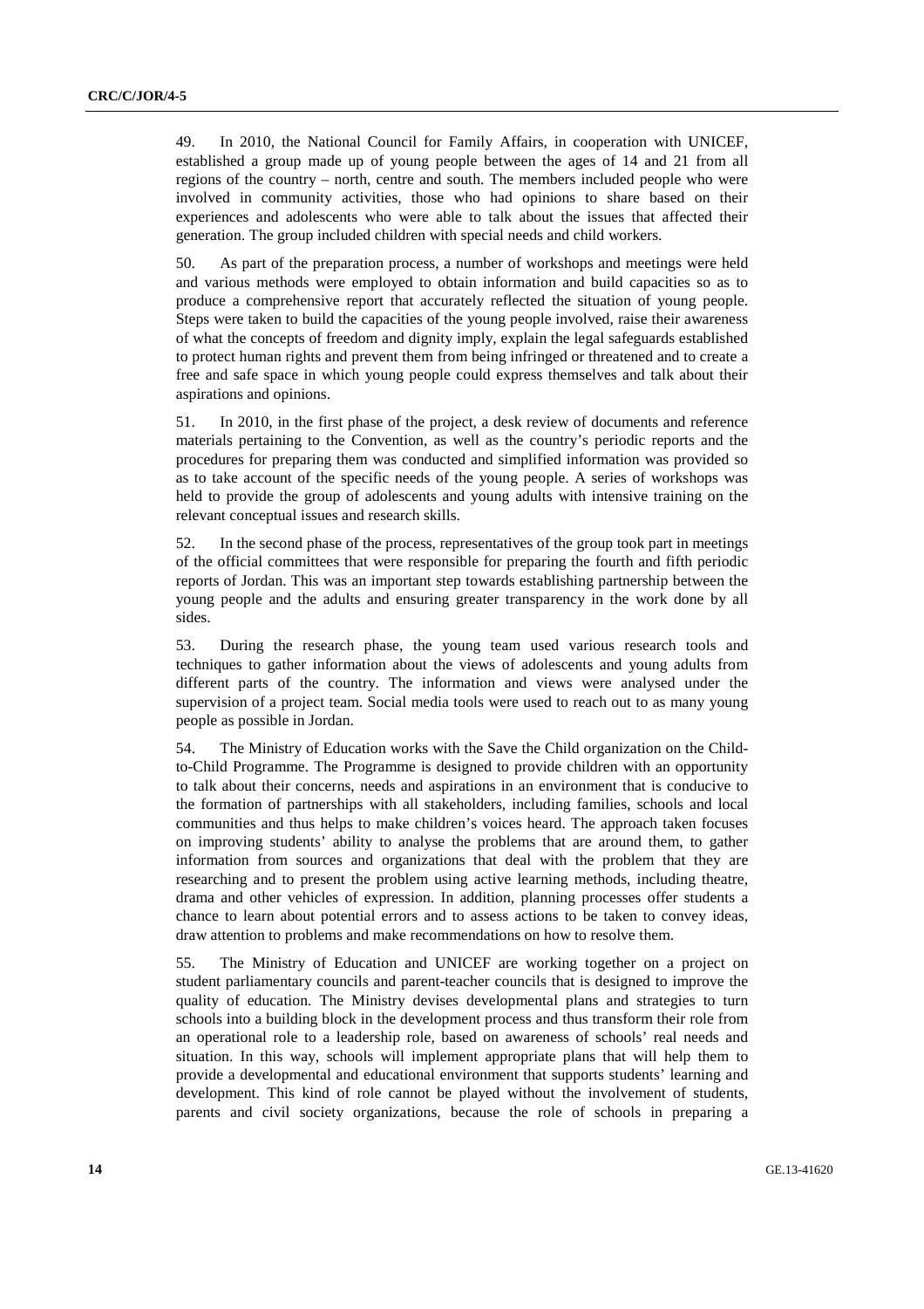49. In 2010, the National Council for Family Affairs, in cooperation with UNICEF, established a group made up of young people between the ages of 14 and 21 from all regions of the country – north, centre and south. The members included people who were involved in community activities, those who had opinions to share based on their experiences and adolescents who were able to talk about the issues that affected their generation. The group included children with special needs and child workers.

50. As part of the preparation process, a number of workshops and meetings were held and various methods were employed to obtain information and build capacities so as to produce a comprehensive report that accurately reflected the situation of young people. Steps were taken to build the capacities of the young people involved, raise their awareness of what the concepts of freedom and dignity imply, explain the legal safeguards established to protect human rights and prevent them from being infringed or threatened and to create a free and safe space in which young people could express themselves and talk about their aspirations and opinions.

51. In 2010, in the first phase of the project, a desk review of documents and reference materials pertaining to the Convention, as well as the country's periodic reports and the procedures for preparing them was conducted and simplified information was provided so as to take account of the specific needs of the young people. A series of workshops was held to provide the group of adolescents and young adults with intensive training on the relevant conceptual issues and research skills.

52. In the second phase of the process, representatives of the group took part in meetings of the official committees that were responsible for preparing the fourth and fifth periodic reports of Jordan. This was an important step towards establishing partnership between the young people and the adults and ensuring greater transparency in the work done by all sides.

53. During the research phase, the young team used various research tools and techniques to gather information about the views of adolescents and young adults from different parts of the country. The information and views were analysed under the supervision of a project team. Social media tools were used to reach out to as many young people as possible in Jordan.

54. The Ministry of Education works with the Save the Child organization on the Child-to-Child Programme. The Programme is designed to provide children with an opportunity to talk about their concerns, needs and aspirations in an environment that is conducive to the formation of partnerships with all stakeholders, including families, schools and local communities and thus helps to make children's voices heard. The approach taken focuses on improving students' ability to analyse the problems that are around them, to gather information from sources and organizations that deal with the problem that they are researching and to present the problem using active learning methods, including theatre, drama and other vehicles of expression. In addition, planning processes offer students a chance to learn about potential errors and to assess actions to be taken to convey ideas, draw attention to problems and make recommendations on how to resolve them.

55. The Ministry of Education and UNICEF are working together on a project on student parliamentary councils and parent-teacher councils that is designed to improve the quality of education. The Ministry devises developmental plans and strategies to turn schools into a building block in the development process and thus transform their role from an operational role to a leadership role, based on awareness of schools' real needs and situation. In this way, schools will implement appropriate plans that will help them to provide a developmental and educational environment that supports students' learning and development. This kind of role cannot be played without the involvement of students, parents and civil society organizations, because the role of schools in preparing a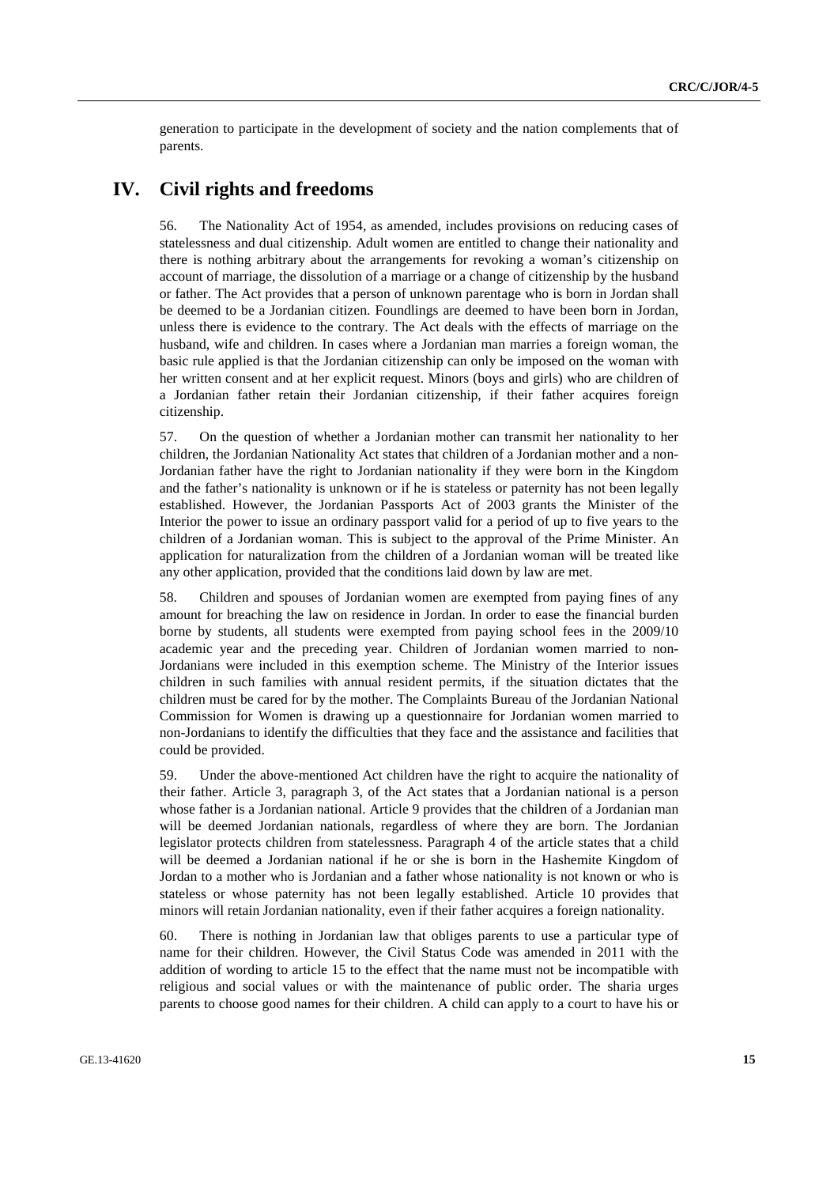generation to participate in the development of society and the nation complements that of parents.

# IV. Civil rights and freedoms

56. The Nationality Act of 1954, as amended, includes provisions on reducing cases of statelessness and dual citizenship. Adult women are entitled to change their nationality and there is nothing arbitrary about the arrangements for revoking a woman's citizenship on account of marriage, the dissolution of a marriage or a change of citizenship by the husband or father. The Act provides that a person of unknown parentage who is born in Jordan shall be deemed to be a Jordanian citizen. Foundlings are deemed to have been born in Jordan, unless there is evidence to the contrary. The Act deals with the effects of marriage on the husband, wife and children. In cases where a Jordanian man marries a foreign woman, the basic rule applied is that the Jordanian citizenship can only be imposed on the woman with her written consent and at her explicit request. Minors (boys and girls) who are children of a Jordanian father retain their Jordanian citizenship, if their father acquires foreign citizenship.

57. On the question of whether a Jordanian mother can transmit her nationality to her children, the Jordanian Nationality Act states that children of a Jordanian mother and a non-Jordanian father have the right to Jordanian nationality if they were born in the Kingdom and the father's nationality is unknown or if he is stateless or paternity has not been legally established. However, the Jordanian Passports Act of 2003 grants the Minister of the Interior the power to issue an ordinary passport valid for a period of up to five years to the children of a Jordanian woman. This is subject to the approval of the Prime Minister. An application for naturalization from the children of a Jordanian woman will be treated like any other application, provided that the conditions laid down by law are met.

58. Children and spouses of Jordanian women are exempted from paying fines of any amount for breaching the law on residence in Jordan. In order to ease the financial burden borne by students, all students were exempted from paying school fees in the 2009/10 academic year and the preceding year. Children of Jordanian women married to non-Jordanians were included in this exemption scheme. The Ministry of the Interior issues children in such families with annual resident permits, if the situation dictates that the children must be cared for by the mother. The Complaints Bureau of the Jordanian National Commission for Women is drawing up a questionnaire for Jordanian women married to non-Jordanians to identify the difficulties that they face and the assistance and facilities that could be provided.

59. Under the above-mentioned Act children have the right to acquire the nationality of their father. Article 3, paragraph 3, of the Act states that a Jordanian national is a person whose father is a Jordanian national. Article 9 provides that the children of a Jordanian man will be deemed Jordanian nationals, regardless of where they are born. The Jordanian legislator protects children from statelessness. Paragraph 4 of the article states that a child will be deemed a Jordanian national if he or she is born in the Hashemite Kingdom of Jordan to a mother who is Jordanian and a father whose nationality is not known or who is stateless or whose paternity has not been legally established. Article 10 provides that minors will retain Jordanian nationality, even if their father acquires a foreign nationality.

60. There is nothing in Jordanian law that obliges parents to use a particular type of name for their children. However, the Civil Status Code was amended in 2011 with the addition of wording to article 15 to the effect that the name must not be incompatible with religious and social values or with the maintenance of public order. The sharia urges parents to choose good names for their children. A child can apply to a court to have his or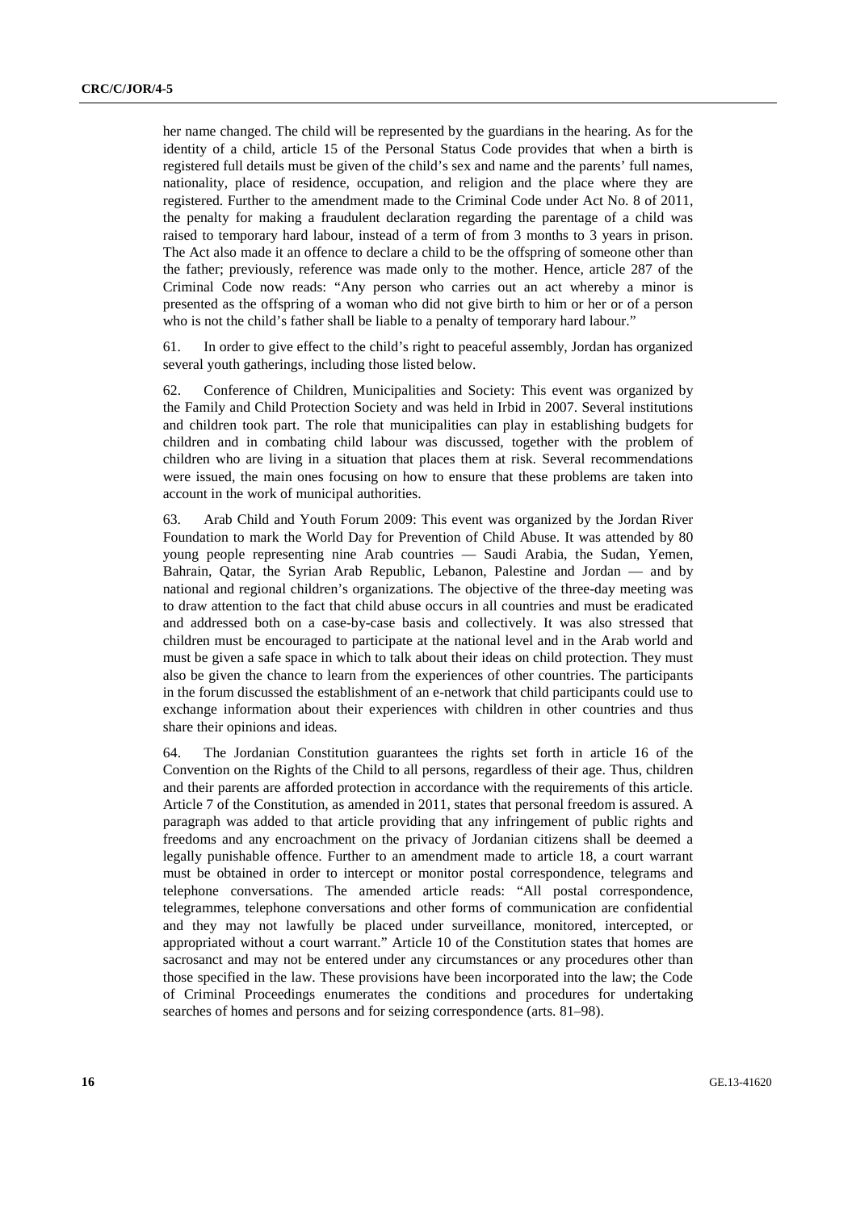her name changed. The child will be represented by the guardians in the hearing. As for the identity of a child, article 15 of the Personal Status Code provides that when a birth is registered full details must be given of the child's sex and name and the parents' full names, nationality, place of residence, occupation, and religion and the place where they are registered. Further to the amendment made to the Criminal Code under Act No. 8 of 2011, the penalty for making a fraudulent declaration regarding the parentage of a child was raised to temporary hard labour, instead of a term of from 3 months to 3 years in prison. The Act also made it an offence to declare a child to be the offspring of someone other than the father; previously, reference was made only to the mother. Hence, article 287 of the Criminal Code now reads: "Any person who carries out an act whereby a minor is presented as the offspring of a woman who did not give birth to him or her or of a person who is not the child's father shall be liable to a penalty of temporary hard labour."

61. In order to give effect to the child's right to peaceful assembly, Jordan has organized several youth gatherings, including those listed below.

62. Conference of Children, Municipalities and Society: This event was organized by the Family and Child Protection Society and was held in Irbid in 2007. Several institutions and children took part. The role that municipalities can play in establishing budgets for children and in combating child labour was discussed, together with the problem of children who are living in a situation that places them at risk. Several recommendations were issued, the main ones focusing on how to ensure that these problems are taken into account in the work of municipal authorities.

63. Arab Child and Youth Forum 2009: This event was organized by the Jordan River Foundation to mark the World Day for Prevention of Child Abuse. It was attended by 80 young people representing nine Arab countries — Saudi Arabia, the Sudan, Yemen, Bahrain, Qatar, the Syrian Arab Republic, Lebanon, Palestine and Jordan — and by national and regional children's organizations. The objective of the three-day meeting was to draw attention to the fact that child abuse occurs in all countries and must be eradicated and addressed both on a case-by-case basis and collectively. It was also stressed that children must be encouraged to participate at the national level and in the Arab world and must be given a safe space in which to talk about their ideas on child protection. They must also be given the chance to learn from the experiences of other countries. The participants in the forum discussed the establishment of an e-network that child participants could use to exchange information about their experiences with children in other countries and thus share their opinions and ideas.

64. The Jordanian Constitution guarantees the rights set forth in article 16 of the Convention on the Rights of the Child to all persons, regardless of their age. Thus, children and their parents are afforded protection in accordance with the requirements of this article. Article 7 of the Constitution, as amended in 2011, states that personal freedom is assured. A paragraph was added to that article providing that any infringement of public rights and freedoms and any encroachment on the privacy of Jordanian citizens shall be deemed a legally punishable offence. Further to an amendment made to article 18, a court warrant must be obtained in order to intercept or monitor postal correspondence, telegrams and telephone conversations. The amended article reads: "All postal correspondence, telegrammes, telephone conversations and other forms of communication are confidential and they may not lawfully be placed under surveillance, monitored, intercepted, or appropriated without a court warrant." Article 10 of the Constitution states that homes are sacrosanct and may not be entered under any circumstances or any procedures other than those specified in the law. These provisions have been incorporated into the law; the Code of Criminal Proceedings enumerates the conditions and procedures for undertaking searches of homes and persons and for seizing correspondence (arts. 81–98).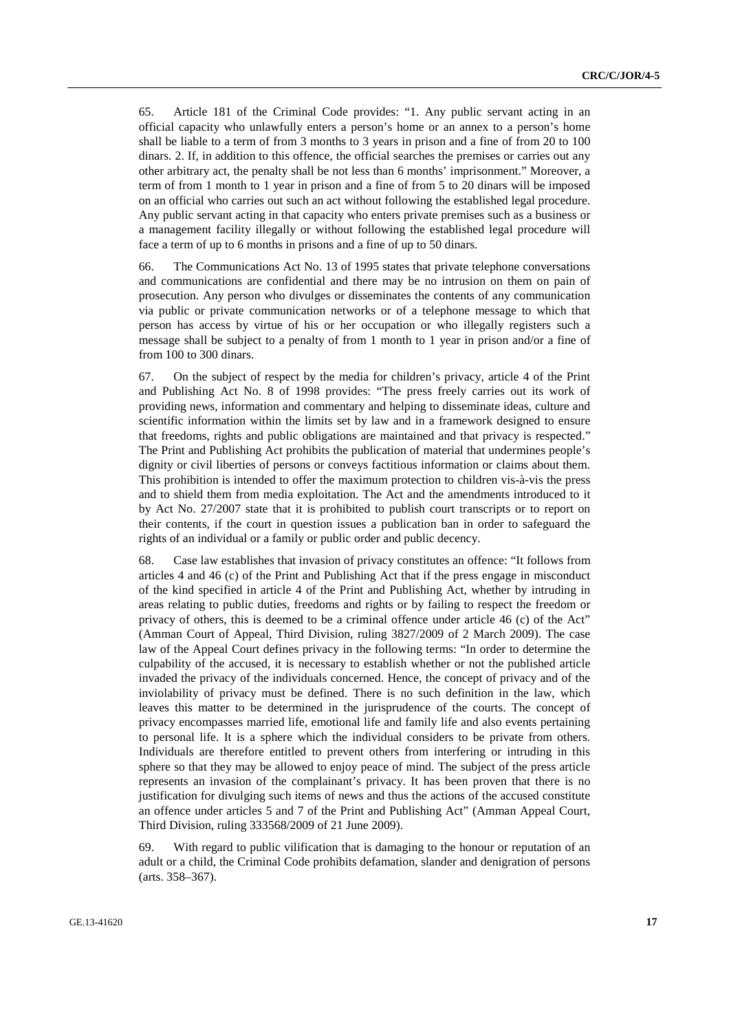65. Article 181 of the Criminal Code provides: "1. Any public servant acting in an official capacity who unlawfully enters a person's home or an annex to a person's home shall be liable to a term of from 3 months to 3 years in prison and a fine of from 20 to 100 dinars. 2. If, in addition to this offence, the official searches the premises or carries out any other arbitrary act, the penalty shall be not less than 6 months' imprisonment." Moreover, a term of from 1 month to 1 year in prison and a fine of from 5 to 20 dinars will be imposed on an official who carries out such an act without following the established legal procedure. Any public servant acting in that capacity who enters private premises such as a business or a management facility illegally or without following the established legal procedure will face a term of up to 6 months in prisons and a fine of up to 50 dinars.

66. The Communications Act No. 13 of 1995 states that private telephone conversations and communications are confidential and there may be no intrusion on them on pain of prosecution. Any person who divulges or disseminates the contents of any communication via public or private communication networks or of a telephone message to which that person has access by virtue of his or her occupation or who illegally registers such a message shall be subject to a penalty of from 1 month to 1 year in prison and/or a fine of from 100 to 300 dinars.

67. On the subject of respect by the media for children's privacy, article 4 of the Print and Publishing Act No. 8 of 1998 provides: "The press freely carries out its work of providing news, information and commentary and helping to disseminate ideas, culture and scientific information within the limits set by law and in a framework designed to ensure that freedoms, rights and public obligations are maintained and that privacy is respected." The Print and Publishing Act prohibits the publication of material that undermines people's dignity or civil liberties of persons or conveys factitious information or claims about them. This prohibition is intended to offer the maximum protection to children vis-à-vis the press and to shield them from media exploitation. The Act and the amendments introduced to it by Act No. 27/2007 state that it is prohibited to publish court transcripts or to report on their contents, if the court in question issues a publication ban in order to safeguard the rights of an individual or a family or public order and public decency.

68. Case law establishes that invasion of privacy constitutes an offence: "It follows from articles 4 and 46 (c) of the Print and Publishing Act that if the press engage in misconduct of the kind specified in article 4 of the Print and Publishing Act, whether by intruding in areas relating to public duties, freedoms and rights or by failing to respect the freedom or privacy of others, this is deemed to be a criminal offence under article 46 (c) of the Act" (Amman Court of Appeal, Third Division, ruling 3827/2009 of 2 March 2009). The case law of the Appeal Court defines privacy in the following terms: "In order to determine the culpability of the accused, it is necessary to establish whether or not the published article invaded the privacy of the individuals concerned. Hence, the concept of privacy and of the inviolability of privacy must be defined. There is no such definition in the law, which leaves this matter to be determined in the jurisprudence of the courts. The concept of privacy encompasses married life, emotional life and family life and also events pertaining to personal life. It is a sphere which the individual considers to be private from others. Individuals are therefore entitled to prevent others from interfering or intruding in this sphere so that they may be allowed to enjoy peace of mind. The subject of the press article represents an invasion of the complainant's privacy. It has been proven that there is no justification for divulging such items of news and thus the actions of the accused constitute an offence under articles 5 and 7 of the Print and Publishing Act" (Amman Appeal Court, Third Division, ruling 333568/2009 of 21 June 2009).

69. With regard to public vilification that is damaging to the honour or reputation of an adult or a child, the Criminal Code prohibits defamation, slander and denigration of persons (arts. 358–367).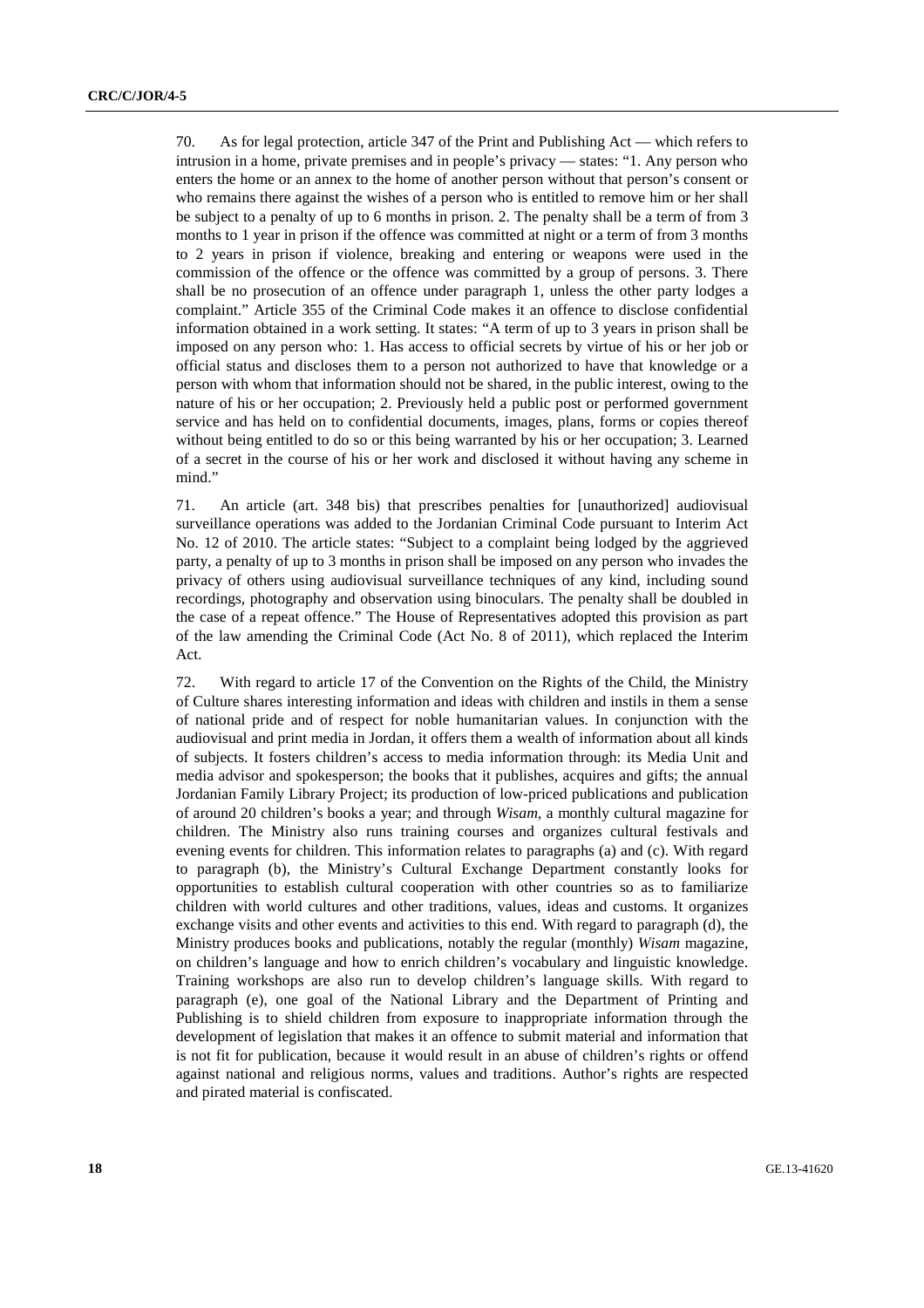70. As for legal protection, article 347 of the Print and Publishing Act — which refers to intrusion in a home, private premises and in people's privacy — states: "1. Any person who enters the home or an annex to the home of another person without that person's consent or who remains there against the wishes of a person who is entitled to remove him or her shall be subject to a penalty of up to 6 months in prison. 2. The penalty shall be a term of from 3 months to 1 year in prison if the offence was committed at night or a term of from 3 months to 2 years in prison if violence, breaking and entering or weapons were used in the commission of the offence or the offence was committed by a group of persons. 3. There shall be no prosecution of an offence under paragraph 1, unless the other party lodges a complaint." Article 355 of the Criminal Code makes it an offence to disclose confidential information obtained in a work setting. It states: "A term of up to 3 years in prison shall be imposed on any person who: 1. Has access to official secrets by virtue of his or her job or official status and discloses them to a person not authorized to have that knowledge or a person with whom that information should not be shared, in the public interest, owing to the nature of his or her occupation; 2. Previously held a public post or performed government service and has held on to confidential documents, images, plans, forms or copies thereof without being entitled to do so or this being warranted by his or her occupation; 3. Learned of a secret in the course of his or her work and disclosed it without having any scheme in mind."

71. An article (art. 348 bis) that prescribes penalties for [unauthorized] audiovisual surveillance operations was added to the Jordanian Criminal Code pursuant to Interim Act No. 12 of 2010. The article states: "Subject to a complaint being lodged by the aggrieved party, a penalty of up to 3 months in prison shall be imposed on any person who invades the privacy of others using audiovisual surveillance techniques of any kind, including sound recordings, photography and observation using binoculars. The penalty shall be doubled in the case of a repeat offence." The House of Representatives adopted this provision as part of the law amending the Criminal Code (Act No. 8 of 2011), which replaced the Interim Act.

72. With regard to article 17 of the Convention on the Rights of the Child, the Ministry of Culture shares interesting information and ideas with children and instils in them a sense of national pride and of respect for noble humanitarian values. In conjunction with the audiovisual and print media in Jordan, it offers them a wealth of information about all kinds of subjects. It fosters children's access to media information through: its Media Unit and media advisor and spokesperson; the books that it publishes, acquires and gifts; the annual Jordanian Family Library Project; its production of low-priced publications and publication of around 20 children's books a year; and through *Wisam*, a monthly cultural magazine for children. The Ministry also runs training courses and organizes cultural festivals and evening events for children. This information relates to paragraphs (a) and (c). With regard to paragraph (b), the Ministry's Cultural Exchange Department constantly looks for opportunities to establish cultural cooperation with other countries so as to familiarize children with world cultures and other traditions, values, ideas and customs. It organizes exchange visits and other events and activities to this end. With regard to paragraph (d), the Ministry produces books and publications, notably the regular (monthly) *Wisam* magazine, on children's language and how to enrich children's vocabulary and linguistic knowledge. Training workshops are also run to develop children's language skills. With regard to paragraph (e), one goal of the National Library and the Department of Printing and Publishing is to shield children from exposure to inappropriate information through the development of legislation that makes it an offence to submit material and information that is not fit for publication, because it would result in an abuse of children's rights or offend against national and religious norms, values and traditions. Author's rights are respected and pirated material is confiscated.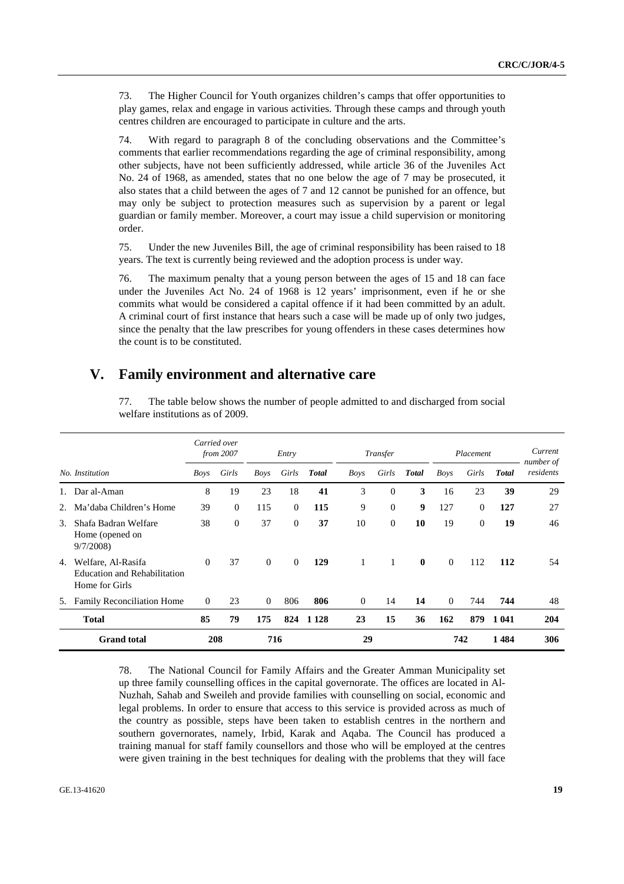73. The Higher Council for Youth organizes children's camps that offer opportunities to play games, relax and engage in various activities. Through these camps and through youth centres children are encouraged to participate in culture and the arts.

74. With regard to paragraph 8 of the concluding observations and the Committee's comments that earlier recommendations regarding the age of criminal responsibility, among other subjects, have not been sufficiently addressed, while article 36 of the Juveniles Act No. 24 of 1968, as amended, states that no one below the age of 7 may be prosecuted, it also states that a child between the ages of 7 and 12 cannot be punished for an offence, but may only be subject to protection measures such as supervision by a parent or legal guardian or family member. Moreover, a court may issue a child supervision or monitoring order.

75. Under the new Juveniles Bill, the age of criminal responsibility has been raised to 18 years. The text is currently being reviewed and the adoption process is under way.

76. The maximum penalty that a young person between the ages of 15 and 18 can face under the Juveniles Act No. 24 of 1968 is 12 years' imprisonment, even if he or she commits what would be considered a capital offence if it had been committed by an adult. A criminal court of first instance that hears such a case will be made up of only two judges, since the penalty that the law prescribes for young offenders in these cases determines how the count is to be constituted.

# V. Family environment and alternative care

77. The table below shows the number of people admitted to and discharged from social welfare institutions as of 2009.

| No. Institution | *Carried over from 2007* | | *Entry* | | | *Transfer* | | | *Placement* | | | *Current number of residents* |
|---|---|---|---|---|---|---|---|---|---|---|---|---|
| | *Boys* | *Girls* | *Boys* | *Girls* | ***Total*** | *Boys* | *Girls* | ***Total*** | *Boys* | *Girls* | ***Total*** | |
| 1. Dar al-Aman | 8 | 19 | 23 | 18 | **41** | 3 | 0 | **3** | 16 | 23 | **39** | 29 |
| 2. Ma'daba Children's Home | 39 | 0 | 115 | 0 | **115** | 9 | 0 | **9** | 127 | 0 | **127** | 27 |
| 3. Shafa Badran Welfare Home (opened on 9/7/2008) | 38 | 0 | 37 | 0 | **37** | 10 | 0 | **10** | 19 | 0 | **19** | 46 |
| 4. Welfare, Al-Rasifa Education and Rehabilitation Home for Girls | 0 | 37 | 0 | 0 | **129** | 1 | 1 | **0** | 0 | 112 | **112** | 54 |
| 5. Family Reconciliation Home | 0 | 23 | 0 | 806 | **806** | 0 | 14 | **14** | 0 | 744 | **744** | 48 |
| **Total** | **85** | **79** | **175** | **824** | **1 128** | **23** | **15** | **36** | **162** | **879** | **1 041** | **204** |
| **Grand total** | **208** | | **716** | | | **29** | | | **742** | | **1 484** | **306** |

78. The National Council for Family Affairs and the Greater Amman Municipality set up three family counselling offices in the capital governorate. The offices are located in Al-Nuzhah, Sahab and Sweileh and provide families with counselling on social, economic and legal problems. In order to ensure that access to this service is provided across as much of the country as possible, steps have been taken to establish centres in the northern and southern governorates, namely, Irbid, Karak and Aqaba. The Council has produced a training manual for staff family counsellors and those who will be employed at the centres were given training in the best techniques for dealing with the problems that they will face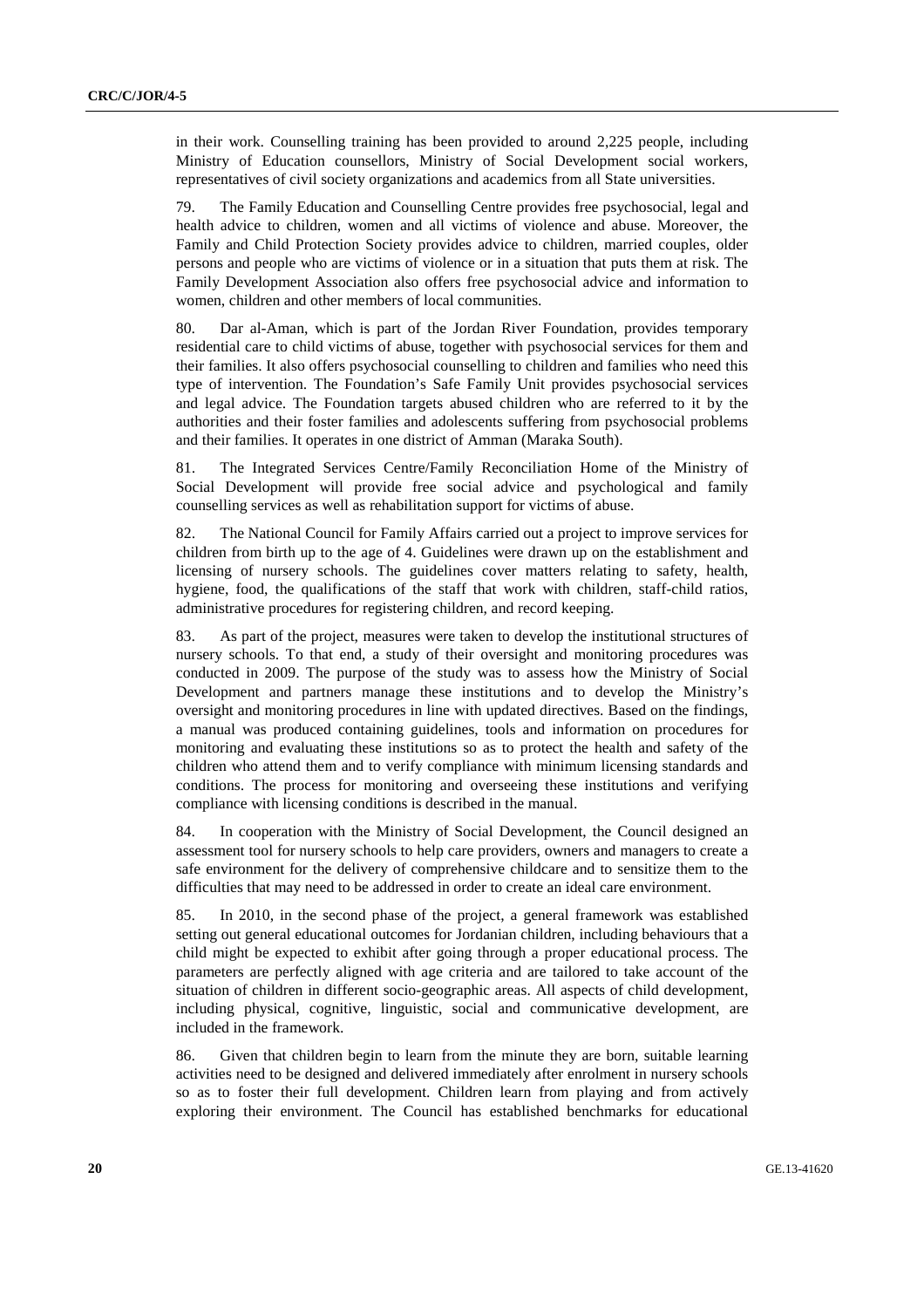in their work. Counselling training has been provided to around 2,225 people, including Ministry of Education counsellors, Ministry of Social Development social workers, representatives of civil society organizations and academics from all State universities.

79. The Family Education and Counselling Centre provides free psychosocial, legal and health advice to children, women and all victims of violence and abuse. Moreover, the Family and Child Protection Society provides advice to children, married couples, older persons and people who are victims of violence or in a situation that puts them at risk. The Family Development Association also offers free psychosocial advice and information to women, children and other members of local communities.

80. Dar al-Aman, which is part of the Jordan River Foundation, provides temporary residential care to child victims of abuse, together with psychosocial services for them and their families. It also offers psychosocial counselling to children and families who need this type of intervention. The Foundation's Safe Family Unit provides psychosocial services and legal advice. The Foundation targets abused children who are referred to it by the authorities and their foster families and adolescents suffering from psychosocial problems and their families. It operates in one district of Amman (Maraka South).

81. The Integrated Services Centre/Family Reconciliation Home of the Ministry of Social Development will provide free social advice and psychological and family counselling services as well as rehabilitation support for victims of abuse.

82. The National Council for Family Affairs carried out a project to improve services for children from birth up to the age of 4. Guidelines were drawn up on the establishment and licensing of nursery schools. The guidelines cover matters relating to safety, health, hygiene, food, the qualifications of the staff that work with children, staff-child ratios, administrative procedures for registering children, and record keeping.

83. As part of the project, measures were taken to develop the institutional structures of nursery schools. To that end, a study of their oversight and monitoring procedures was conducted in 2009. The purpose of the study was to assess how the Ministry of Social Development and partners manage these institutions and to develop the Ministry's oversight and monitoring procedures in line with updated directives. Based on the findings, a manual was produced containing guidelines, tools and information on procedures for monitoring and evaluating these institutions so as to protect the health and safety of the children who attend them and to verify compliance with minimum licensing standards and conditions. The process for monitoring and overseeing these institutions and verifying compliance with licensing conditions is described in the manual.

84. In cooperation with the Ministry of Social Development, the Council designed an assessment tool for nursery schools to help care providers, owners and managers to create a safe environment for the delivery of comprehensive childcare and to sensitize them to the difficulties that may need to be addressed in order to create an ideal care environment.

85. In 2010, in the second phase of the project, a general framework was established setting out general educational outcomes for Jordanian children, including behaviours that a child might be expected to exhibit after going through a proper educational process. The parameters are perfectly aligned with age criteria and are tailored to take account of the situation of children in different socio-geographic areas. All aspects of child development, including physical, cognitive, linguistic, social and communicative development, are included in the framework.

86. Given that children begin to learn from the minute they are born, suitable learning activities need to be designed and delivered immediately after enrolment in nursery schools so as to foster their full development. Children learn from playing and from actively exploring their environment. The Council has established benchmarks for educational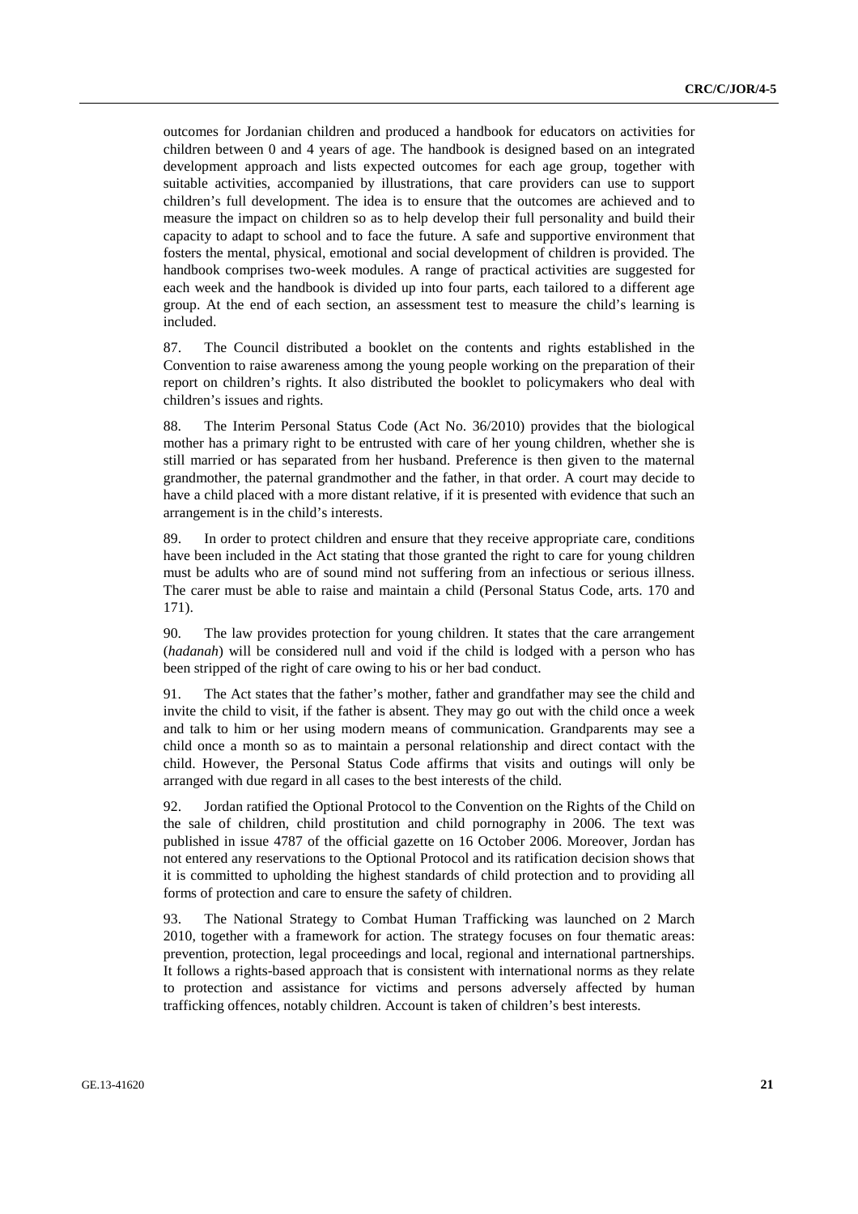outcomes for Jordanian children and produced a handbook for educators on activities for children between 0 and 4 years of age. The handbook is designed based on an integrated development approach and lists expected outcomes for each age group, together with suitable activities, accompanied by illustrations, that care providers can use to support children's full development. The idea is to ensure that the outcomes are achieved and to measure the impact on children so as to help develop their full personality and build their capacity to adapt to school and to face the future. A safe and supportive environment that fosters the mental, physical, emotional and social development of children is provided. The handbook comprises two-week modules. A range of practical activities are suggested for each week and the handbook is divided up into four parts, each tailored to a different age group. At the end of each section, an assessment test to measure the child's learning is included.

87. The Council distributed a booklet on the contents and rights established in the Convention to raise awareness among the young people working on the preparation of their report on children's rights. It also distributed the booklet to policymakers who deal with children's issues and rights.

88. The Interim Personal Status Code (Act No. 36/2010) provides that the biological mother has a primary right to be entrusted with care of her young children, whether she is still married or has separated from her husband. Preference is then given to the maternal grandmother, the paternal grandmother and the father, in that order. A court may decide to have a child placed with a more distant relative, if it is presented with evidence that such an arrangement is in the child's interests.

89. In order to protect children and ensure that they receive appropriate care, conditions have been included in the Act stating that those granted the right to care for young children must be adults who are of sound mind not suffering from an infectious or serious illness. The carer must be able to raise and maintain a child (Personal Status Code, arts. 170 and 171).

90. The law provides protection for young children. It states that the care arrangement (*hadanah*) will be considered null and void if the child is lodged with a person who has been stripped of the right of care owing to his or her bad conduct.

91. The Act states that the father's mother, father and grandfather may see the child and invite the child to visit, if the father is absent. They may go out with the child once a week and talk to him or her using modern means of communication. Grandparents may see a child once a month so as to maintain a personal relationship and direct contact with the child. However, the Personal Status Code affirms that visits and outings will only be arranged with due regard in all cases to the best interests of the child.

92. Jordan ratified the Optional Protocol to the Convention on the Rights of the Child on the sale of children, child prostitution and child pornography in 2006. The text was published in issue 4787 of the official gazette on 16 October 2006. Moreover, Jordan has not entered any reservations to the Optional Protocol and its ratification decision shows that it is committed to upholding the highest standards of child protection and to providing all forms of protection and care to ensure the safety of children.

93. The National Strategy to Combat Human Trafficking was launched on 2 March 2010, together with a framework for action. The strategy focuses on four thematic areas: prevention, protection, legal proceedings and local, regional and international partnerships. It follows a rights-based approach that is consistent with international norms as they relate to protection and assistance for victims and persons adversely affected by human trafficking offences, notably children. Account is taken of children's best interests.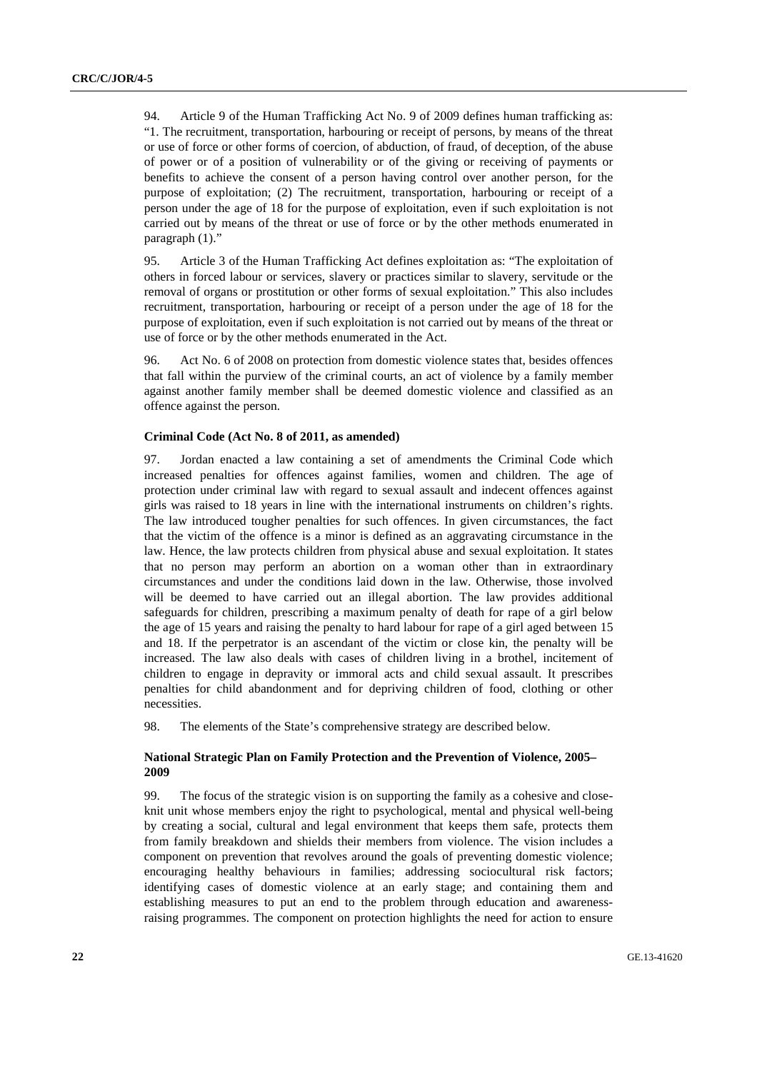94. Article 9 of the Human Trafficking Act No. 9 of 2009 defines human trafficking as: "1. The recruitment, transportation, harbouring or receipt of persons, by means of the threat or use of force or other forms of coercion, of abduction, of fraud, of deception, of the abuse of power or of a position of vulnerability or of the giving or receiving of payments or benefits to achieve the consent of a person having control over another person, for the purpose of exploitation; (2) The recruitment, transportation, harbouring or receipt of a person under the age of 18 for the purpose of exploitation, even if such exploitation is not carried out by means of the threat or use of force or by the other methods enumerated in paragraph (1)."

95. Article 3 of the Human Trafficking Act defines exploitation as: "The exploitation of others in forced labour or services, slavery or practices similar to slavery, servitude or the removal of organs or prostitution or other forms of sexual exploitation." This also includes recruitment, transportation, harbouring or receipt of a person under the age of 18 for the purpose of exploitation, even if such exploitation is not carried out by means of the threat or use of force or by the other methods enumerated in the Act.

96. Act No. 6 of 2008 on protection from domestic violence states that, besides offences that fall within the purview of the criminal courts, an act of violence by a family member against another family member shall be deemed domestic violence and classified as an offence against the person.

#### Criminal Code (Act No. 8 of 2011, as amended)

97. Jordan enacted a law containing a set of amendments the Criminal Code which increased penalties for offences against families, women and children. The age of protection under criminal law with regard to sexual assault and indecent offences against girls was raised to 18 years in line with the international instruments on children's rights. The law introduced tougher penalties for such offences. In given circumstances, the fact that the victim of the offence is a minor is defined as an aggravating circumstance in the law. Hence, the law protects children from physical abuse and sexual exploitation. It states that no person may perform an abortion on a woman other than in extraordinary circumstances and under the conditions laid down in the law. Otherwise, those involved will be deemed to have carried out an illegal abortion. The law provides additional safeguards for children, prescribing a maximum penalty of death for rape of a girl below the age of 15 years and raising the penalty to hard labour for rape of a girl aged between 15 and 18. If the perpetrator is an ascendant of the victim or close kin, the penalty will be increased. The law also deals with cases of children living in a brothel, incitement of children to engage in depravity or immoral acts and child sexual assault. It prescribes penalties for child abandonment and for depriving children of food, clothing or other necessities.

98. The elements of the State's comprehensive strategy are described below.

#### National Strategic Plan on Family Protection and the Prevention of Violence, 2005–2009

99. The focus of the strategic vision is on supporting the family as a cohesive and close-knit unit whose members enjoy the right to psychological, mental and physical well-being by creating a social, cultural and legal environment that keeps them safe, protects them from family breakdown and shields their members from violence. The vision includes a component on prevention that revolves around the goals of preventing domestic violence; encouraging healthy behaviours in families; addressing sociocultural risk factors; identifying cases of domestic violence at an early stage; and containing them and establishing measures to put an end to the problem through education and awareness-raising programmes. The component on protection highlights the need for action to ensure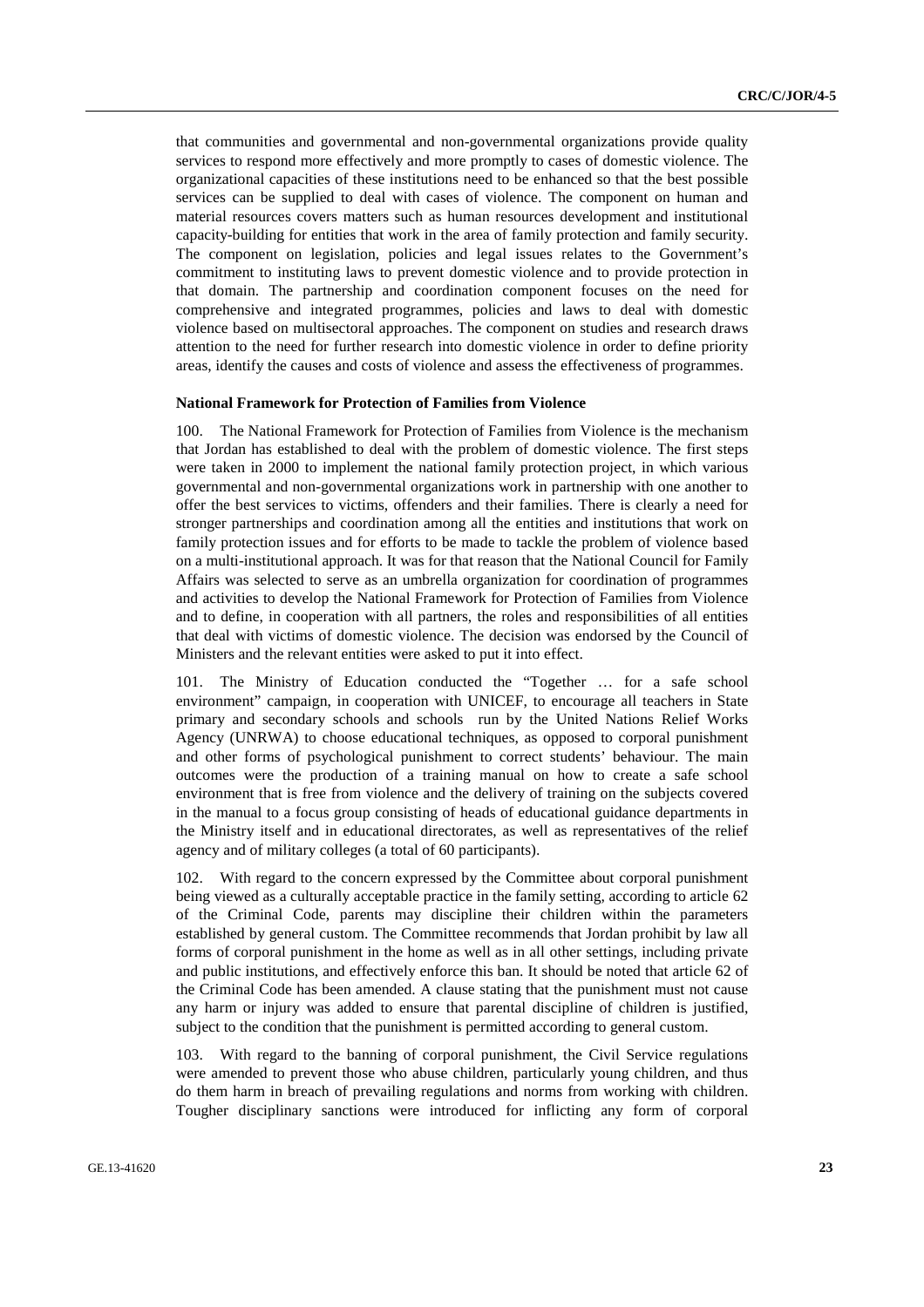that communities and governmental and non-governmental organizations provide quality services to respond more effectively and more promptly to cases of domestic violence. The organizational capacities of these institutions need to be enhanced so that the best possible services can be supplied to deal with cases of violence. The component on human and material resources covers matters such as human resources development and institutional capacity-building for entities that work in the area of family protection and family security. The component on legislation, policies and legal issues relates to the Government's commitment to instituting laws to prevent domestic violence and to provide protection in that domain. The partnership and coordination component focuses on the need for comprehensive and integrated programmes, policies and laws to deal with domestic violence based on multisectoral approaches. The component on studies and research draws attention to the need for further research into domestic violence in order to define priority areas, identify the causes and costs of violence and assess the effectiveness of programmes.

**National Framework for Protection of Families from Violence**

100. The National Framework for Protection of Families from Violence is the mechanism that Jordan has established to deal with the problem of domestic violence. The first steps were taken in 2000 to implement the national family protection project, in which various governmental and non-governmental organizations work in partnership with one another to offer the best services to victims, offenders and their families. There is clearly a need for stronger partnerships and coordination among all the entities and institutions that work on family protection issues and for efforts to be made to tackle the problem of violence based on a multi-institutional approach. It was for that reason that the National Council for Family Affairs was selected to serve as an umbrella organization for coordination of programmes and activities to develop the National Framework for Protection of Families from Violence and to define, in cooperation with all partners, the roles and responsibilities of all entities that deal with victims of domestic violence. The decision was endorsed by the Council of Ministers and the relevant entities were asked to put it into effect.

101. The Ministry of Education conducted the "Together … for a safe school environment" campaign, in cooperation with UNICEF, to encourage all teachers in State primary and secondary schools and schools run by the United Nations Relief Works Agency (UNRWA) to choose educational techniques, as opposed to corporal punishment and other forms of psychological punishment to correct students' behaviour. The main outcomes were the production of a training manual on how to create a safe school environment that is free from violence and the delivery of training on the subjects covered in the manual to a focus group consisting of heads of educational guidance departments in the Ministry itself and in educational directorates, as well as representatives of the relief agency and of military colleges (a total of 60 participants).

102. With regard to the concern expressed by the Committee about corporal punishment being viewed as a culturally acceptable practice in the family setting, according to article 62 of the Criminal Code, parents may discipline their children within the parameters established by general custom. The Committee recommends that Jordan prohibit by law all forms of corporal punishment in the home as well as in all other settings, including private and public institutions, and effectively enforce this ban. It should be noted that article 62 of the Criminal Code has been amended. A clause stating that the punishment must not cause any harm or injury was added to ensure that parental discipline of children is justified, subject to the condition that the punishment is permitted according to general custom.

103. With regard to the banning of corporal punishment, the Civil Service regulations were amended to prevent those who abuse children, particularly young children, and thus do them harm in breach of prevailing regulations and norms from working with children. Tougher disciplinary sanctions were introduced for inflicting any form of corporal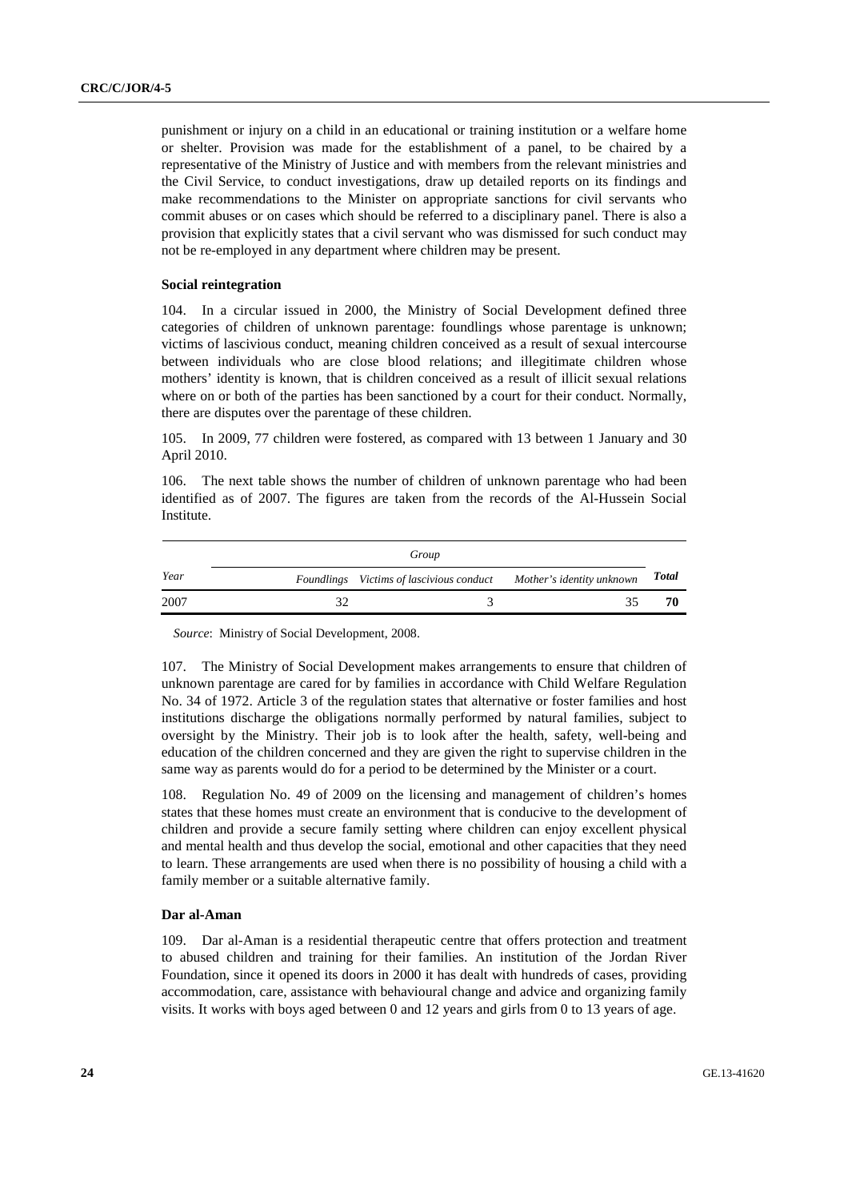punishment or injury on a child in an educational or training institution or a welfare home or shelter. Provision was made for the establishment of a panel, to be chaired by a representative of the Ministry of Justice and with members from the relevant ministries and the Civil Service, to conduct investigations, draw up detailed reports on its findings and make recommendations to the Minister on appropriate sanctions for civil servants who commit abuses or on cases which should be referred to a disciplinary panel. There is also a provision that explicitly states that a civil servant who was dismissed for such conduct may not be re-employed in any department where children may be present.

**Social reintegration**

104. In a circular issued in 2000, the Ministry of Social Development defined three categories of children of unknown parentage: foundlings whose parentage is unknown; victims of lascivious conduct, meaning children conceived as a result of sexual intercourse between individuals who are close blood relations; and illegitimate children whose mothers' identity is known, that is children conceived as a result of illicit sexual relations where on or both of the parties has been sanctioned by a court for their conduct. Normally, there are disputes over the parentage of these children.

105. In 2009, 77 children were fostered, as compared with 13 between 1 January and 30 April 2010.

106. The next table shows the number of children of unknown parentage who had been identified as of 2007. The figures are taken from the records of the Al-Hussein Social Institute.

| *Year* | *Group* | | | *Total* |
|---|---|---|---|---|
| | *Foundlings* | *Victims of lascivious conduct* | *Mother's identity unknown* | |
| 2007 | 32 | 3 | 35 | **70** |

*Source*: Ministry of Social Development, 2008.

107. The Ministry of Social Development makes arrangements to ensure that children of unknown parentage are cared for by families in accordance with Child Welfare Regulation No. 34 of 1972. Article 3 of the regulation states that alternative or foster families and host institutions discharge the obligations normally performed by natural families, subject to oversight by the Ministry. Their job is to look after the health, safety, well-being and education of the children concerned and they are given the right to supervise children in the same way as parents would do for a period to be determined by the Minister or a court.

108. Regulation No. 49 of 2009 on the licensing and management of children's homes states that these homes must create an environment that is conducive to the development of children and provide a secure family setting where children can enjoy excellent physical and mental health and thus develop the social, emotional and other capacities that they need to learn. These arrangements are used when there is no possibility of housing a child with a family member or a suitable alternative family.

**Dar al-Aman**

109. Dar al-Aman is a residential therapeutic centre that offers protection and treatment to abused children and training for their families. An institution of the Jordan River Foundation, since it opened its doors in 2000 it has dealt with hundreds of cases, providing accommodation, care, assistance with behavioural change and advice and organizing family visits. It works with boys aged between 0 and 12 years and girls from 0 to 13 years of age.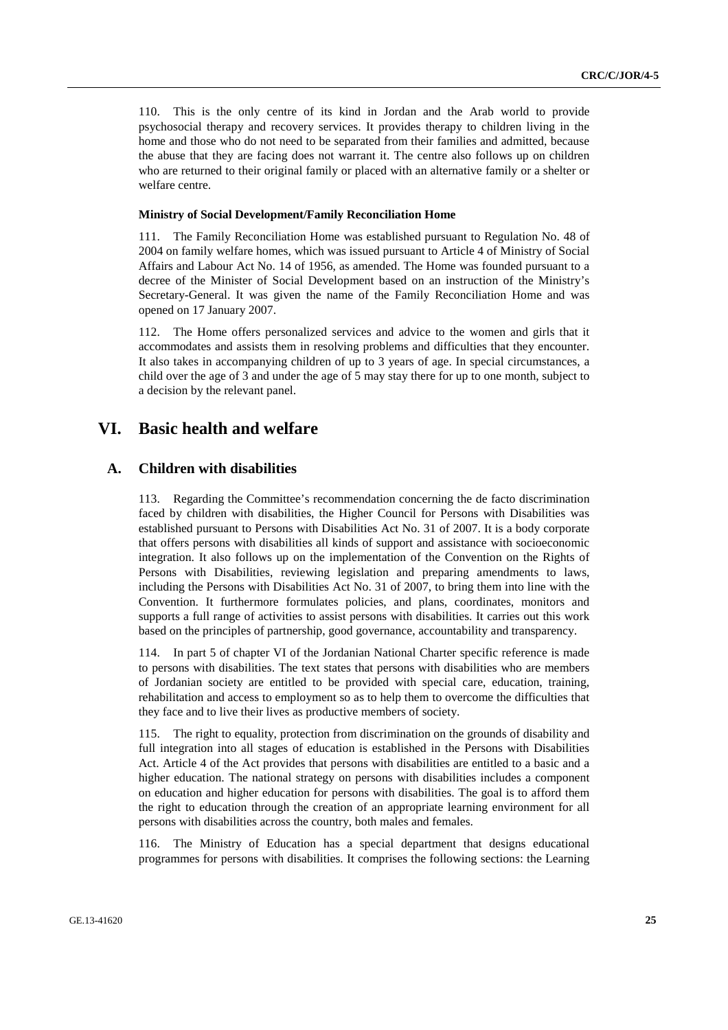110. This is the only centre of its kind in Jordan and the Arab world to provide psychosocial therapy and recovery services. It provides therapy to children living in the home and those who do not need to be separated from their families and admitted, because the abuse that they are facing does not warrant it. The centre also follows up on children who are returned to their original family or placed with an alternative family or a shelter or welfare centre.

**Ministry of Social Development/Family Reconciliation Home**

111. The Family Reconciliation Home was established pursuant to Regulation No. 48 of 2004 on family welfare homes, which was issued pursuant to Article 4 of Ministry of Social Affairs and Labour Act No. 14 of 1956, as amended. The Home was founded pursuant to a decree of the Minister of Social Development based on an instruction of the Ministry's Secretary-General. It was given the name of the Family Reconciliation Home and was opened on 17 January 2007.

112. The Home offers personalized services and advice to the women and girls that it accommodates and assists them in resolving problems and difficulties that they encounter. It also takes in accompanying children of up to 3 years of age. In special circumstances, a child over the age of 3 and under the age of 5 may stay there for up to one month, subject to a decision by the relevant panel.

# VI. Basic health and welfare

## A. Children with disabilities

113. Regarding the Committee's recommendation concerning the de facto discrimination faced by children with disabilities, the Higher Council for Persons with Disabilities was established pursuant to Persons with Disabilities Act No. 31 of 2007. It is a body corporate that offers persons with disabilities all kinds of support and assistance with socioeconomic integration. It also follows up on the implementation of the Convention on the Rights of Persons with Disabilities, reviewing legislation and preparing amendments to laws, including the Persons with Disabilities Act No. 31 of 2007, to bring them into line with the Convention. It furthermore formulates policies, and plans, coordinates, monitors and supports a full range of activities to assist persons with disabilities. It carries out this work based on the principles of partnership, good governance, accountability and transparency.

114. In part 5 of chapter VI of the Jordanian National Charter specific reference is made to persons with disabilities. The text states that persons with disabilities who are members of Jordanian society are entitled to be provided with special care, education, training, rehabilitation and access to employment so as to help them to overcome the difficulties that they face and to live their lives as productive members of society.

115. The right to equality, protection from discrimination on the grounds of disability and full integration into all stages of education is established in the Persons with Disabilities Act. Article 4 of the Act provides that persons with disabilities are entitled to a basic and a higher education. The national strategy on persons with disabilities includes a component on education and higher education for persons with disabilities. The goal is to afford them the right to education through the creation of an appropriate learning environment for all persons with disabilities across the country, both males and females.

116. The Ministry of Education has a special department that designs educational programmes for persons with disabilities. It comprises the following sections: the Learning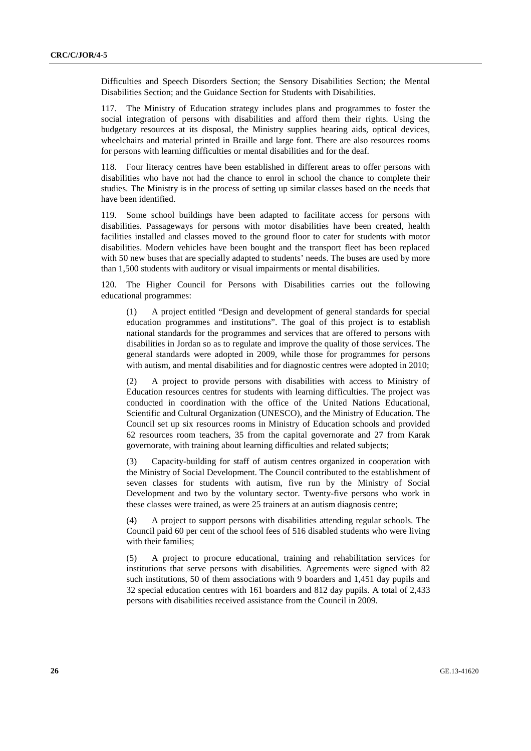Difficulties and Speech Disorders Section; the Sensory Disabilities Section; the Mental Disabilities Section; and the Guidance Section for Students with Disabilities.

117. The Ministry of Education strategy includes plans and programmes to foster the social integration of persons with disabilities and afford them their rights. Using the budgetary resources at its disposal, the Ministry supplies hearing aids, optical devices, wheelchairs and material printed in Braille and large font. There are also resources rooms for persons with learning difficulties or mental disabilities and for the deaf.

118. Four literacy centres have been established in different areas to offer persons with disabilities who have not had the chance to enrol in school the chance to complete their studies. The Ministry is in the process of setting up similar classes based on the needs that have been identified.

119. Some school buildings have been adapted to facilitate access for persons with disabilities. Passageways for persons with motor disabilities have been created, health facilities installed and classes moved to the ground floor to cater for students with motor disabilities. Modern vehicles have been bought and the transport fleet has been replaced with 50 new buses that are specially adapted to students' needs. The buses are used by more than 1,500 students with auditory or visual impairments or mental disabilities.

120. The Higher Council for Persons with Disabilities carries out the following educational programmes:

(1) A project entitled "Design and development of general standards for special education programmes and institutions". The goal of this project is to establish national standards for the programmes and services that are offered to persons with disabilities in Jordan so as to regulate and improve the quality of those services. The general standards were adopted in 2009, while those for programmes for persons with autism, and mental disabilities and for diagnostic centres were adopted in 2010;

(2) A project to provide persons with disabilities with access to Ministry of Education resources centres for students with learning difficulties. The project was conducted in coordination with the office of the United Nations Educational, Scientific and Cultural Organization (UNESCO), and the Ministry of Education. The Council set up six resources rooms in Ministry of Education schools and provided 62 resources room teachers, 35 from the capital governorate and 27 from Karak governorate, with training about learning difficulties and related subjects;

(3) Capacity-building for staff of autism centres organized in cooperation with the Ministry of Social Development. The Council contributed to the establishment of seven classes for students with autism, five run by the Ministry of Social Development and two by the voluntary sector. Twenty-five persons who work in these classes were trained, as were 25 trainers at an autism diagnosis centre;

(4) A project to support persons with disabilities attending regular schools. The Council paid 60 per cent of the school fees of 516 disabled students who were living with their families;

(5) A project to procure educational, training and rehabilitation services for institutions that serve persons with disabilities. Agreements were signed with 82 such institutions, 50 of them associations with 9 boarders and 1,451 day pupils and 32 special education centres with 161 boarders and 812 day pupils. A total of 2,433 persons with disabilities received assistance from the Council in 2009.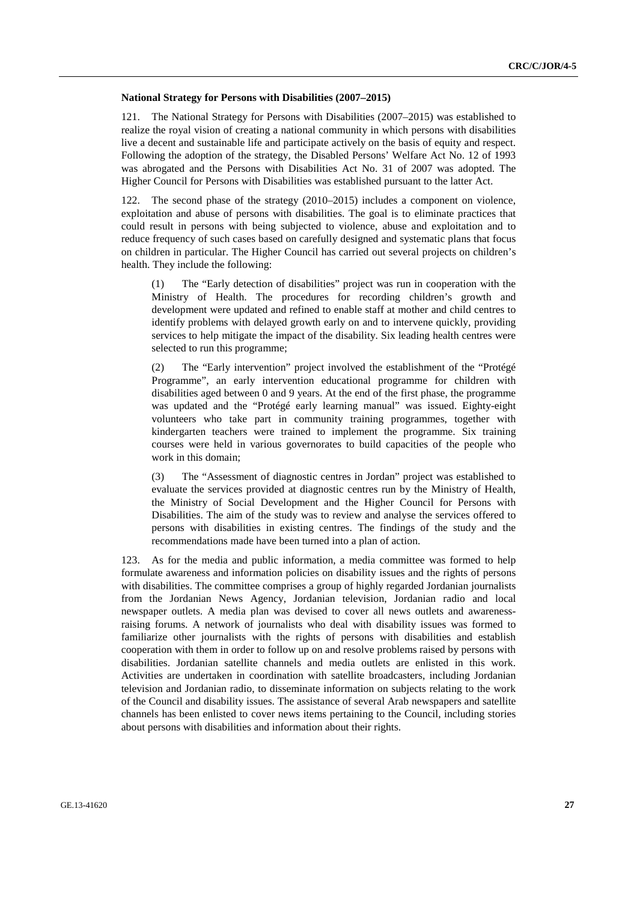**National Strategy for Persons with Disabilities (2007–2015)**

121. The National Strategy for Persons with Disabilities (2007–2015) was established to realize the royal vision of creating a national community in which persons with disabilities live a decent and sustainable life and participate actively on the basis of equity and respect. Following the adoption of the strategy, the Disabled Persons' Welfare Act No. 12 of 1993 was abrogated and the Persons with Disabilities Act No. 31 of 2007 was adopted. The Higher Council for Persons with Disabilities was established pursuant to the latter Act.

122. The second phase of the strategy (2010–2015) includes a component on violence, exploitation and abuse of persons with disabilities. The goal is to eliminate practices that could result in persons with being subjected to violence, abuse and exploitation and to reduce frequency of such cases based on carefully designed and systematic plans that focus on children in particular. The Higher Council has carried out several projects on children's health. They include the following:

(1) The "Early detection of disabilities" project was run in cooperation with the Ministry of Health. The procedures for recording children's growth and development were updated and refined to enable staff at mother and child centres to identify problems with delayed growth early on and to intervene quickly, providing services to help mitigate the impact of the disability. Six leading health centres were selected to run this programme;

(2) The "Early intervention" project involved the establishment of the "Protégé Programme", an early intervention educational programme for children with disabilities aged between 0 and 9 years. At the end of the first phase, the programme was updated and the "Protégé early learning manual" was issued. Eighty-eight volunteers who take part in community training programmes, together with kindergarten teachers were trained to implement the programme. Six training courses were held in various governorates to build capacities of the people who work in this domain;

(3) The "Assessment of diagnostic centres in Jordan" project was established to evaluate the services provided at diagnostic centres run by the Ministry of Health, the Ministry of Social Development and the Higher Council for Persons with Disabilities. The aim of the study was to review and analyse the services offered to persons with disabilities in existing centres. The findings of the study and the recommendations made have been turned into a plan of action.

123. As for the media and public information, a media committee was formed to help formulate awareness and information policies on disability issues and the rights of persons with disabilities. The committee comprises a group of highly regarded Jordanian journalists from the Jordanian News Agency, Jordanian television, Jordanian radio and local newspaper outlets. A media plan was devised to cover all news outlets and awareness-raising forums. A network of journalists who deal with disability issues was formed to familiarize other journalists with the rights of persons with disabilities and establish cooperation with them in order to follow up on and resolve problems raised by persons with disabilities. Jordanian satellite channels and media outlets are enlisted in this work. Activities are undertaken in coordination with satellite broadcasters, including Jordanian television and Jordanian radio, to disseminate information on subjects relating to the work of the Council and disability issues. The assistance of several Arab newspapers and satellite channels has been enlisted to cover news items pertaining to the Council, including stories about persons with disabilities and information about their rights.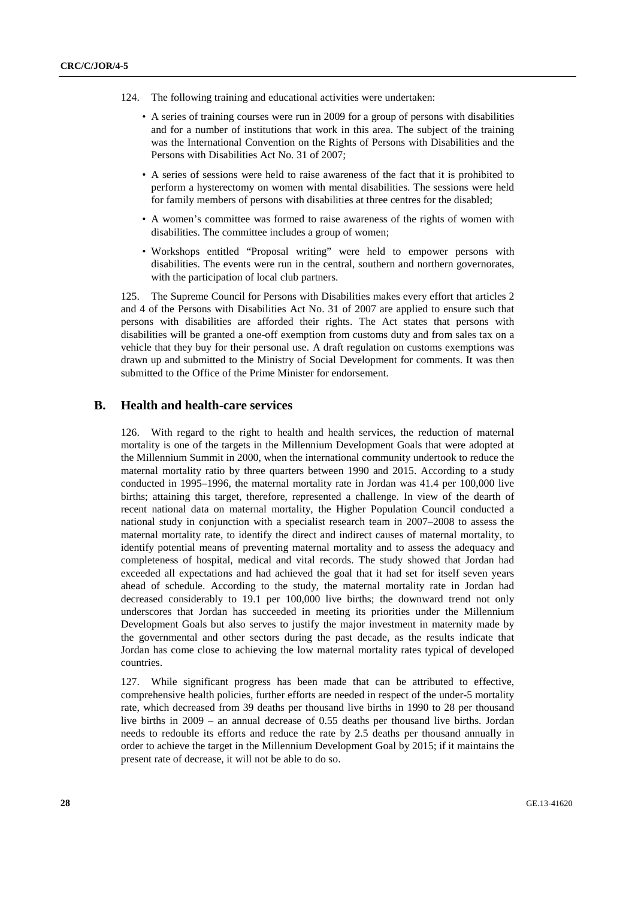124. The following training and educational activities were undertaken:

- A series of training courses were run in 2009 for a group of persons with disabilities and for a number of institutions that work in this area. The subject of the training was the International Convention on the Rights of Persons with Disabilities and the Persons with Disabilities Act No. 31 of 2007;
- A series of sessions were held to raise awareness of the fact that it is prohibited to perform a hysterectomy on women with mental disabilities. The sessions were held for family members of persons with disabilities at three centres for the disabled;
- A women's committee was formed to raise awareness of the rights of women with disabilities. The committee includes a group of women;
- Workshops entitled "Proposal writing" were held to empower persons with disabilities. The events were run in the central, southern and northern governorates, with the participation of local club partners.

125. The Supreme Council for Persons with Disabilities makes every effort that articles 2 and 4 of the Persons with Disabilities Act No. 31 of 2007 are applied to ensure such that persons with disabilities are afforded their rights. The Act states that persons with disabilities will be granted a one-off exemption from customs duty and from sales tax on a vehicle that they buy for their personal use. A draft regulation on customs exemptions was drawn up and submitted to the Ministry of Social Development for comments. It was then submitted to the Office of the Prime Minister for endorsement.

## B. Health and health-care services

126. With regard to the right to health and health services, the reduction of maternal mortality is one of the targets in the Millennium Development Goals that were adopted at the Millennium Summit in 2000, when the international community undertook to reduce the maternal mortality ratio by three quarters between 1990 and 2015. According to a study conducted in 1995–1996, the maternal mortality rate in Jordan was 41.4 per 100,000 live births; attaining this target, therefore, represented a challenge. In view of the dearth of recent national data on maternal mortality, the Higher Population Council conducted a national study in conjunction with a specialist research team in 2007–2008 to assess the maternal mortality rate, to identify the direct and indirect causes of maternal mortality, to identify potential means of preventing maternal mortality and to assess the adequacy and completeness of hospital, medical and vital records. The study showed that Jordan had exceeded all expectations and had achieved the goal that it had set for itself seven years ahead of schedule. According to the study, the maternal mortality rate in Jordan had decreased considerably to 19.1 per 100,000 live births; the downward trend not only underscores that Jordan has succeeded in meeting its priorities under the Millennium Development Goals but also serves to justify the major investment in maternity made by the governmental and other sectors during the past decade, as the results indicate that Jordan has come close to achieving the low maternal mortality rates typical of developed countries.

127. While significant progress has been made that can be attributed to effective, comprehensive health policies, further efforts are needed in respect of the under-5 mortality rate, which decreased from 39 deaths per thousand live births in 1990 to 28 per thousand live births in 2009 – an annual decrease of 0.55 deaths per thousand live births. Jordan needs to redouble its efforts and reduce the rate by 2.5 deaths per thousand annually in order to achieve the target in the Millennium Development Goal by 2015; if it maintains the present rate of decrease, it will not be able to do so.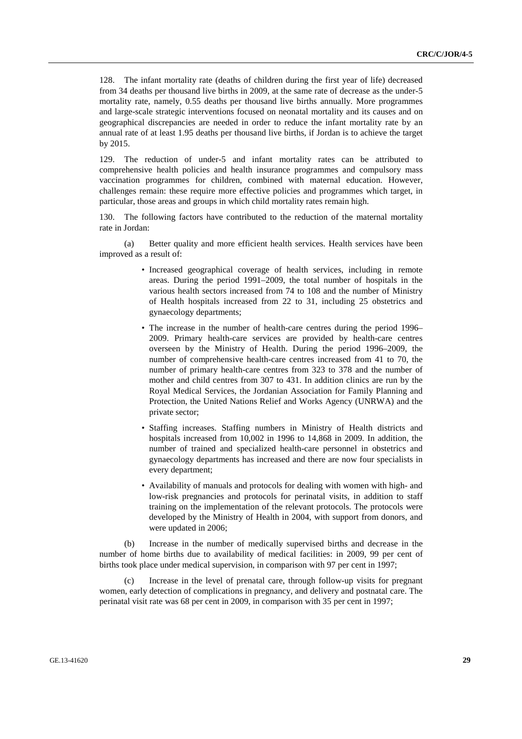128. The infant mortality rate (deaths of children during the first year of life) decreased from 34 deaths per thousand live births in 2009, at the same rate of decrease as the under-5 mortality rate, namely, 0.55 deaths per thousand live births annually. More programmes and large-scale strategic interventions focused on neonatal mortality and its causes and on geographical discrepancies are needed in order to reduce the infant mortality rate by an annual rate of at least 1.95 deaths per thousand live births, if Jordan is to achieve the target by 2015.

129. The reduction of under-5 and infant mortality rates can be attributed to comprehensive health policies and health insurance programmes and compulsory mass vaccination programmes for children, combined with maternal education. However, challenges remain: these require more effective policies and programmes which target, in particular, those areas and groups in which child mortality rates remain high.

130. The following factors have contributed to the reduction of the maternal mortality rate in Jordan:

(a) Better quality and more efficient health services. Health services have been improved as a result of:

- Increased geographical coverage of health services, including in remote areas. During the period 1991–2009, the total number of hospitals in the various health sectors increased from 74 to 108 and the number of Ministry of Health hospitals increased from 22 to 31, including 25 obstetrics and gynaecology departments;
- The increase in the number of health-care centres during the period 1996–2009. Primary health-care services are provided by health-care centres overseen by the Ministry of Health. During the period 1996–2009, the number of comprehensive health-care centres increased from 41 to 70, the number of primary health-care centres from 323 to 378 and the number of mother and child centres from 307 to 431. In addition clinics are run by the Royal Medical Services, the Jordanian Association for Family Planning and Protection, the United Nations Relief and Works Agency (UNRWA) and the private sector;
- Staffing increases. Staffing numbers in Ministry of Health districts and hospitals increased from 10,002 in 1996 to 14,868 in 2009. In addition, the number of trained and specialized health-care personnel in obstetrics and gynaecology departments has increased and there are now four specialists in every department;
- Availability of manuals and protocols for dealing with women with high- and low-risk pregnancies and protocols for perinatal visits, in addition to staff training on the implementation of the relevant protocols. The protocols were developed by the Ministry of Health in 2004, with support from donors, and were updated in 2006;

(b) Increase in the number of medically supervised births and decrease in the number of home births due to availability of medical facilities: in 2009, 99 per cent of births took place under medical supervision, in comparison with 97 per cent in 1997;

(c) Increase in the level of prenatal care, through follow-up visits for pregnant women, early detection of complications in pregnancy, and delivery and postnatal care. The perinatal visit rate was 68 per cent in 2009, in comparison with 35 per cent in 1997;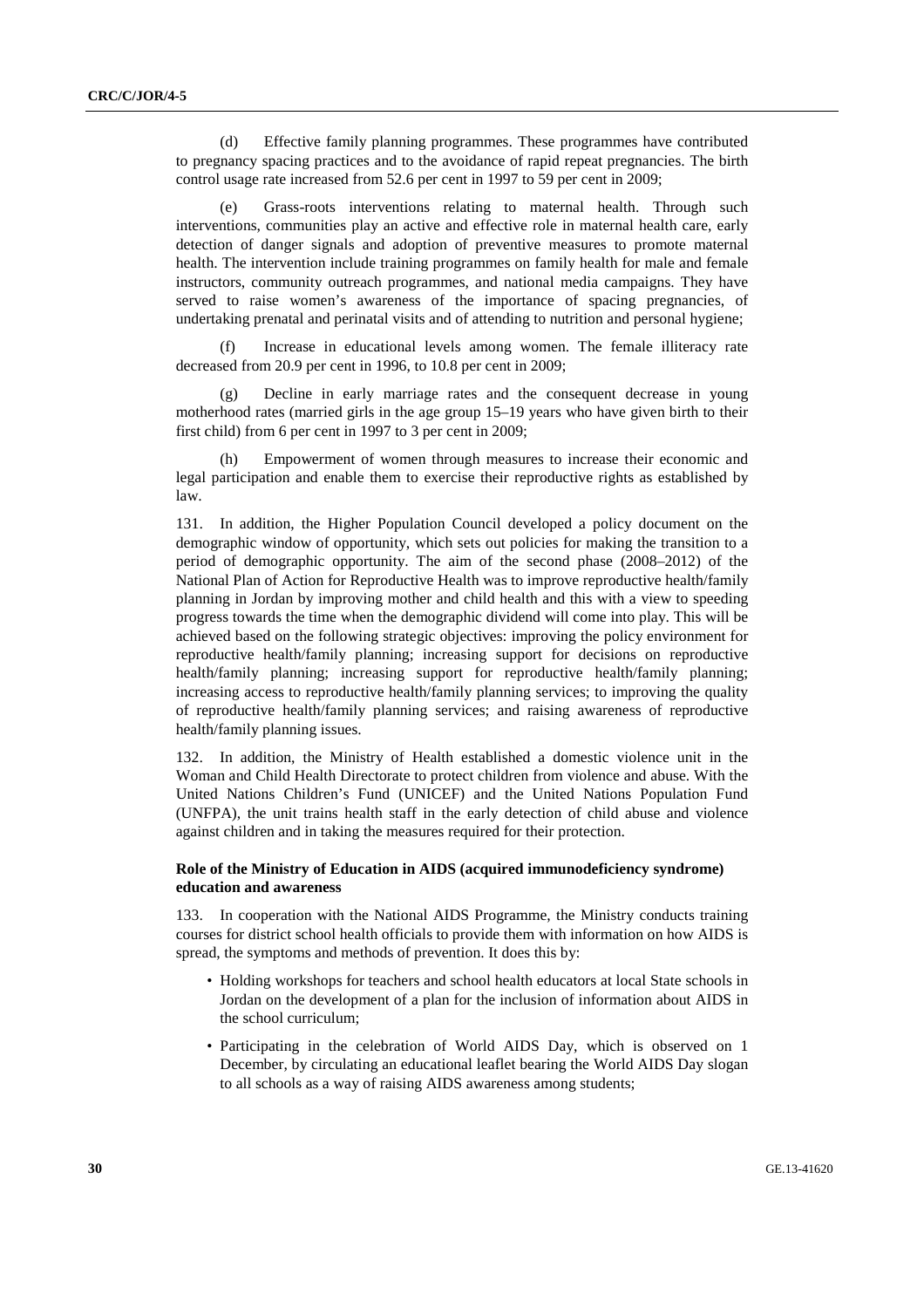(d) Effective family planning programmes. These programmes have contributed to pregnancy spacing practices and to the avoidance of rapid repeat pregnancies. The birth control usage rate increased from 52.6 per cent in 1997 to 59 per cent in 2009;

(e) Grass-roots interventions relating to maternal health. Through such interventions, communities play an active and effective role in maternal health care, early detection of danger signals and adoption of preventive measures to promote maternal health. The intervention include training programmes on family health for male and female instructors, community outreach programmes, and national media campaigns. They have served to raise women's awareness of the importance of spacing pregnancies, of undertaking prenatal and perinatal visits and of attending to nutrition and personal hygiene;

(f) Increase in educational levels among women. The female illiteracy rate decreased from 20.9 per cent in 1996, to 10.8 per cent in 2009;

(g) Decline in early marriage rates and the consequent decrease in young motherhood rates (married girls in the age group 15–19 years who have given birth to their first child) from 6 per cent in 1997 to 3 per cent in 2009;

(h) Empowerment of women through measures to increase their economic and legal participation and enable them to exercise their reproductive rights as established by law.

131. In addition, the Higher Population Council developed a policy document on the demographic window of opportunity, which sets out policies for making the transition to a period of demographic opportunity. The aim of the second phase (2008–2012) of the National Plan of Action for Reproductive Health was to improve reproductive health/family planning in Jordan by improving mother and child health and this with a view to speeding progress towards the time when the demographic dividend will come into play. This will be achieved based on the following strategic objectives: improving the policy environment for reproductive health/family planning; increasing support for decisions on reproductive health/family planning; increasing support for reproductive health/family planning; increasing access to reproductive health/family planning services; to improving the quality of reproductive health/family planning services; and raising awareness of reproductive health/family planning issues.

132. In addition, the Ministry of Health established a domestic violence unit in the Woman and Child Health Directorate to protect children from violence and abuse. With the United Nations Children's Fund (UNICEF) and the United Nations Population Fund (UNFPA), the unit trains health staff in the early detection of child abuse and violence against children and in taking the measures required for their protection.

#### Role of the Ministry of Education in AIDS (acquired immunodeficiency syndrome) education and awareness

133. In cooperation with the National AIDS Programme, the Ministry conducts training courses for district school health officials to provide them with information on how AIDS is spread, the symptoms and methods of prevention. It does this by:

- Holding workshops for teachers and school health educators at local State schools in Jordan on the development of a plan for the inclusion of information about AIDS in the school curriculum;
- Participating in the celebration of World AIDS Day, which is observed on 1 December, by circulating an educational leaflet bearing the World AIDS Day slogan to all schools as a way of raising AIDS awareness among students;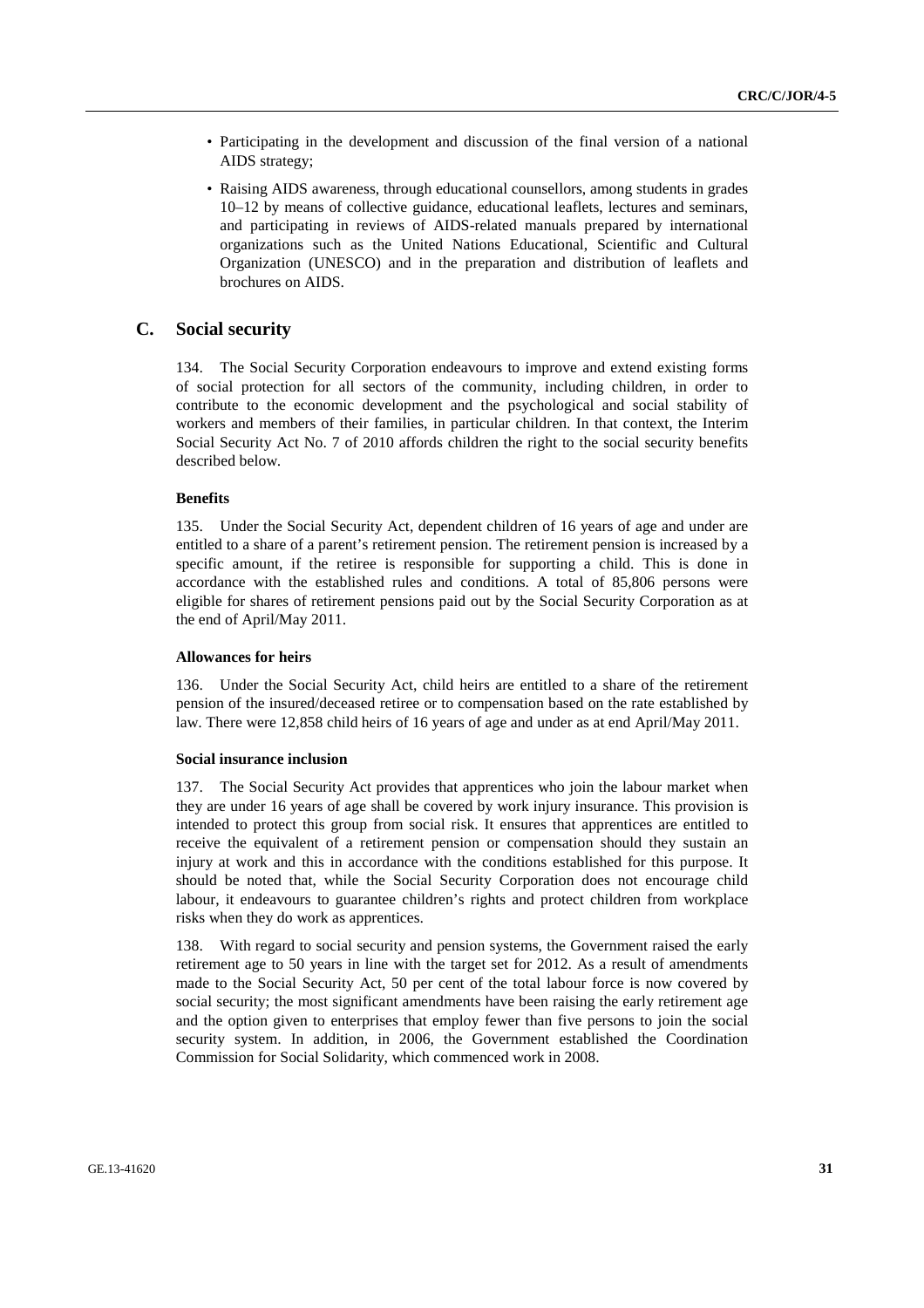- Participating in the development and discussion of the final version of a national AIDS strategy;
- Raising AIDS awareness, through educational counsellors, among students in grades 10–12 by means of collective guidance, educational leaflets, lectures and seminars, and participating in reviews of AIDS-related manuals prepared by international organizations such as the United Nations Educational, Scientific and Cultural Organization (UNESCO) and in the preparation and distribution of leaflets and brochures on AIDS.

## C. Social security

134. The Social Security Corporation endeavours to improve and extend existing forms of social protection for all sectors of the community, including children, in order to contribute to the economic development and the psychological and social stability of workers and members of their families, in particular children. In that context, the Interim Social Security Act No. 7 of 2010 affords children the right to the social security benefits described below.

#### Benefits

135. Under the Social Security Act, dependent children of 16 years of age and under are entitled to a share of a parent's retirement pension. The retirement pension is increased by a specific amount, if the retiree is responsible for supporting a child. This is done in accordance with the established rules and conditions. A total of 85,806 persons were eligible for shares of retirement pensions paid out by the Social Security Corporation as at the end of April/May 2011.

#### Allowances for heirs

136. Under the Social Security Act, child heirs are entitled to a share of the retirement pension of the insured/deceased retiree or to compensation based on the rate established by law. There were 12,858 child heirs of 16 years of age and under as at end April/May 2011.

#### Social insurance inclusion

137. The Social Security Act provides that apprentices who join the labour market when they are under 16 years of age shall be covered by work injury insurance. This provision is intended to protect this group from social risk. It ensures that apprentices are entitled to receive the equivalent of a retirement pension or compensation should they sustain an injury at work and this in accordance with the conditions established for this purpose. It should be noted that, while the Social Security Corporation does not encourage child labour, it endeavours to guarantee children's rights and protect children from workplace risks when they do work as apprentices.

138. With regard to social security and pension systems, the Government raised the early retirement age to 50 years in line with the target set for 2012. As a result of amendments made to the Social Security Act, 50 per cent of the total labour force is now covered by social security; the most significant amendments have been raising the early retirement age and the option given to enterprises that employ fewer than five persons to join the social security system. In addition, in 2006, the Government established the Coordination Commission for Social Solidarity, which commenced work in 2008.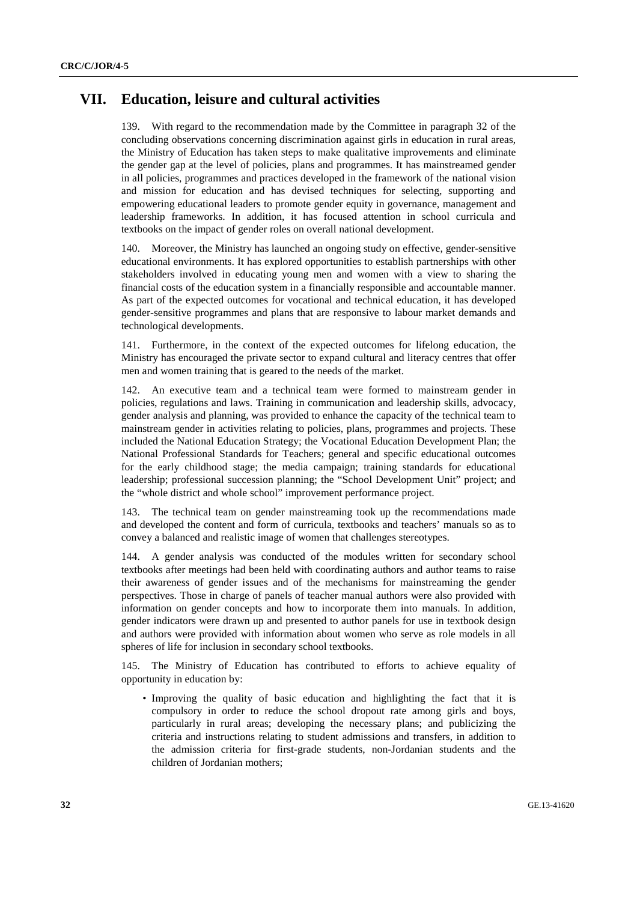# VII. Education, leisure and cultural activities

139. With regard to the recommendation made by the Committee in paragraph 32 of the concluding observations concerning discrimination against girls in education in rural areas, the Ministry of Education has taken steps to make qualitative improvements and eliminate the gender gap at the level of policies, plans and programmes. It has mainstreamed gender in all policies, programmes and practices developed in the framework of the national vision and mission for education and has devised techniques for selecting, supporting and empowering educational leaders to promote gender equity in governance, management and leadership frameworks. In addition, it has focused attention in school curricula and textbooks on the impact of gender roles on overall national development.

140. Moreover, the Ministry has launched an ongoing study on effective, gender-sensitive educational environments. It has explored opportunities to establish partnerships with other stakeholders involved in educating young men and women with a view to sharing the financial costs of the education system in a financially responsible and accountable manner. As part of the expected outcomes for vocational and technical education, it has developed gender-sensitive programmes and plans that are responsive to labour market demands and technological developments.

141. Furthermore, in the context of the expected outcomes for lifelong education, the Ministry has encouraged the private sector to expand cultural and literacy centres that offer men and women training that is geared to the needs of the market.

142. An executive team and a technical team were formed to mainstream gender in policies, regulations and laws. Training in communication and leadership skills, advocacy, gender analysis and planning, was provided to enhance the capacity of the technical team to mainstream gender in activities relating to policies, plans, programmes and projects. These included the National Education Strategy; the Vocational Education Development Plan; the National Professional Standards for Teachers; general and specific educational outcomes for the early childhood stage; the media campaign; training standards for educational leadership; professional succession planning; the "School Development Unit" project; and the "whole district and whole school" improvement performance project.

143. The technical team on gender mainstreaming took up the recommendations made and developed the content and form of curricula, textbooks and teachers' manuals so as to convey a balanced and realistic image of women that challenges stereotypes.

144. A gender analysis was conducted of the modules written for secondary school textbooks after meetings had been held with coordinating authors and author teams to raise their awareness of gender issues and of the mechanisms for mainstreaming the gender perspectives. Those in charge of panels of teacher manual authors were also provided with information on gender concepts and how to incorporate them into manuals. In addition, gender indicators were drawn up and presented to author panels for use in textbook design and authors were provided with information about women who serve as role models in all spheres of life for inclusion in secondary school textbooks.

145. The Ministry of Education has contributed to efforts to achieve equality of opportunity in education by:

- Improving the quality of basic education and highlighting the fact that it is compulsory in order to reduce the school dropout rate among girls and boys, particularly in rural areas; developing the necessary plans; and publicizing the criteria and instructions relating to student admissions and transfers, in addition to the admission criteria for first-grade students, non-Jordanian students and the children of Jordanian mothers;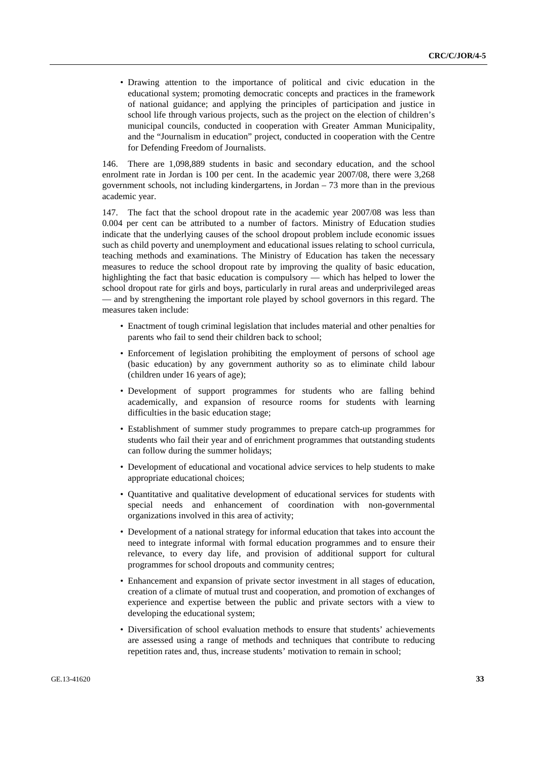- Drawing attention to the importance of political and civic education in the educational system; promoting democratic concepts and practices in the framework of national guidance; and applying the principles of participation and justice in school life through various projects, such as the project on the election of children's municipal councils, conducted in cooperation with Greater Amman Municipality, and the "Journalism in education" project, conducted in cooperation with the Centre for Defending Freedom of Journalists.

146. There are 1,098,889 students in basic and secondary education, and the school enrolment rate in Jordan is 100 per cent. In the academic year 2007/08, there were 3,268 government schools, not including kindergartens, in Jordan – 73 more than in the previous academic year.

147. The fact that the school dropout rate in the academic year 2007/08 was less than 0.004 per cent can be attributed to a number of factors. Ministry of Education studies indicate that the underlying causes of the school dropout problem include economic issues such as child poverty and unemployment and educational issues relating to school curricula, teaching methods and examinations. The Ministry of Education has taken the necessary measures to reduce the school dropout rate by improving the quality of basic education, highlighting the fact that basic education is compulsory — which has helped to lower the school dropout rate for girls and boys, particularly in rural areas and underprivileged areas — and by strengthening the important role played by school governors in this regard. The measures taken include:

- Enactment of tough criminal legislation that includes material and other penalties for parents who fail to send their children back to school;
- Enforcement of legislation prohibiting the employment of persons of school age (basic education) by any government authority so as to eliminate child labour (children under 16 years of age);
- Development of support programmes for students who are falling behind academically, and expansion of resource rooms for students with learning difficulties in the basic education stage;
- Establishment of summer study programmes to prepare catch-up programmes for students who fail their year and of enrichment programmes that outstanding students can follow during the summer holidays;
- Development of educational and vocational advice services to help students to make appropriate educational choices;
- Quantitative and qualitative development of educational services for students with special needs and enhancement of coordination with non-governmental organizations involved in this area of activity;
- Development of a national strategy for informal education that takes into account the need to integrate informal with formal education programmes and to ensure their relevance, to every day life, and provision of additional support for cultural programmes for school dropouts and community centres;
- Enhancement and expansion of private sector investment in all stages of education, creation of a climate of mutual trust and cooperation, and promotion of exchanges of experience and expertise between the public and private sectors with a view to developing the educational system;
- Diversification of school evaluation methods to ensure that students' achievements are assessed using a range of methods and techniques that contribute to reducing repetition rates and, thus, increase students' motivation to remain in school;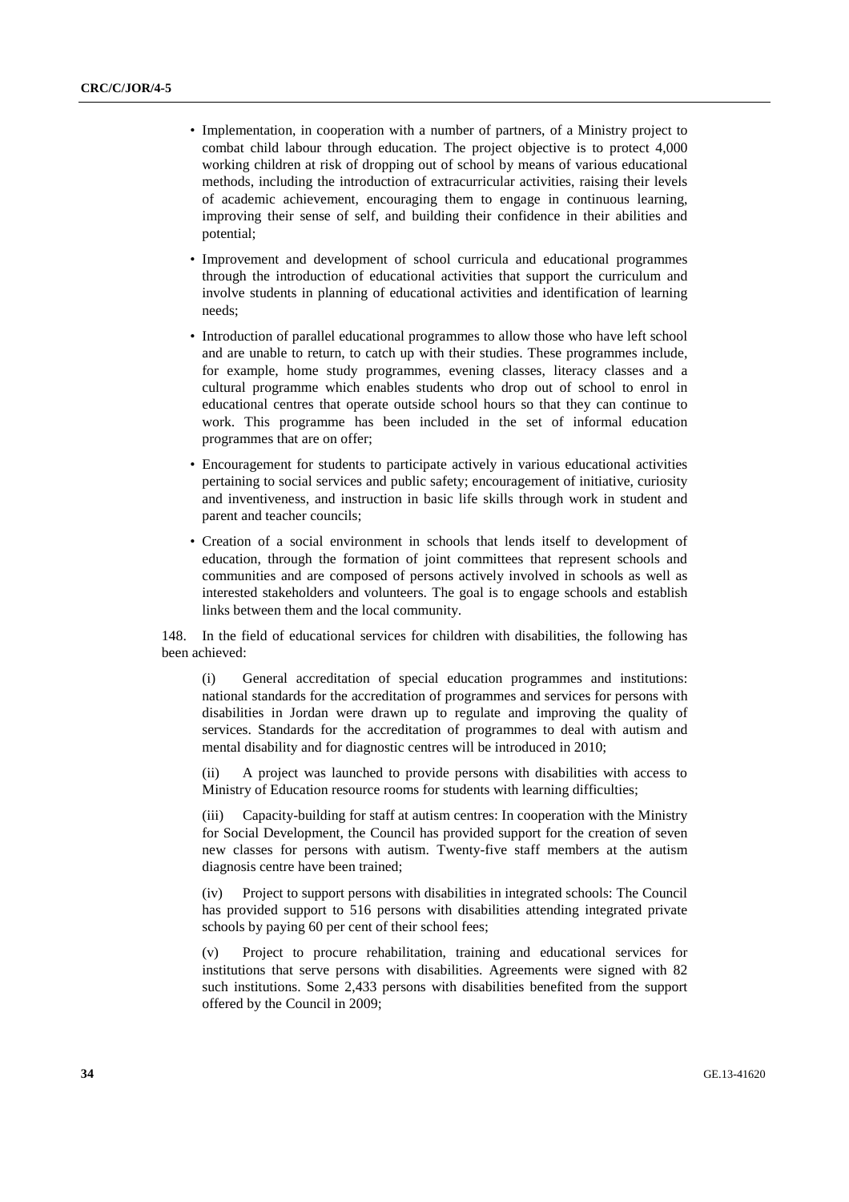- Implementation, in cooperation with a number of partners, of a Ministry project to combat child labour through education. The project objective is to protect 4,000 working children at risk of dropping out of school by means of various educational methods, including the introduction of extracurricular activities, raising their levels of academic achievement, encouraging them to engage in continuous learning, improving their sense of self, and building their confidence in their abilities and potential;
- Improvement and development of school curricula and educational programmes through the introduction of educational activities that support the curriculum and involve students in planning of educational activities and identification of learning needs;
- Introduction of parallel educational programmes to allow those who have left school and are unable to return, to catch up with their studies. These programmes include, for example, home study programmes, evening classes, literacy classes and a cultural programme which enables students who drop out of school to enrol in educational centres that operate outside school hours so that they can continue to work. This programme has been included in the set of informal education programmes that are on offer;
- Encouragement for students to participate actively in various educational activities pertaining to social services and public safety; encouragement of initiative, curiosity and inventiveness, and instruction in basic life skills through work in student and parent and teacher councils;
- Creation of a social environment in schools that lends itself to development of education, through the formation of joint committees that represent schools and communities and are composed of persons actively involved in schools as well as interested stakeholders and volunteers. The goal is to engage schools and establish links between them and the local community.

148. In the field of educational services for children with disabilities, the following has been achieved:

(i) General accreditation of special education programmes and institutions: national standards for the accreditation of programmes and services for persons with disabilities in Jordan were drawn up to regulate and improving the quality of services. Standards for the accreditation of programmes to deal with autism and mental disability and for diagnostic centres will be introduced in 2010;

(ii) A project was launched to provide persons with disabilities with access to Ministry of Education resource rooms for students with learning difficulties;

(iii) Capacity-building for staff at autism centres: In cooperation with the Ministry for Social Development, the Council has provided support for the creation of seven new classes for persons with autism. Twenty-five staff members at the autism diagnosis centre have been trained;

(iv) Project to support persons with disabilities in integrated schools: The Council has provided support to 516 persons with disabilities attending integrated private schools by paying 60 per cent of their school fees;

(v) Project to procure rehabilitation, training and educational services for institutions that serve persons with disabilities. Agreements were signed with 82 such institutions. Some 2,433 persons with disabilities benefited from the support offered by the Council in 2009;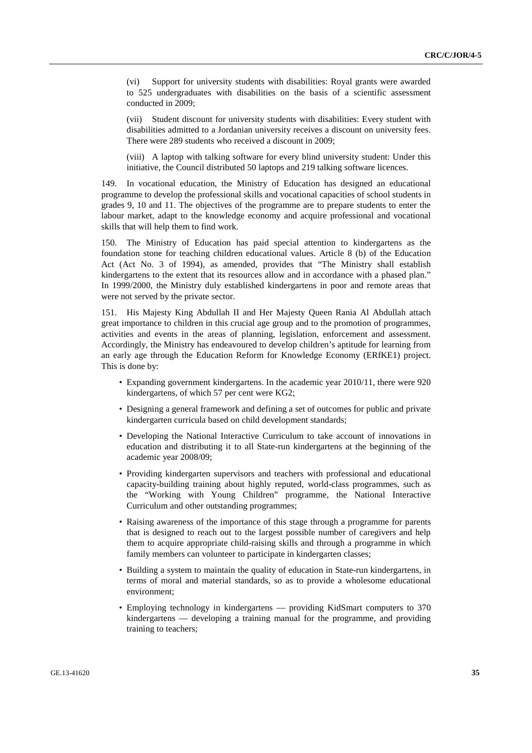(vi) Support for university students with disabilities: Royal grants were awarded to 525 undergraduates with disabilities on the basis of a scientific assessment conducted in 2009;

(vii) Student discount for university students with disabilities: Every student with disabilities admitted to a Jordanian university receives a discount on university fees. There were 289 students who received a discount in 2009;

(viii) A laptop with talking software for every blind university student: Under this initiative, the Council distributed 50 laptops and 219 talking software licences.

149. In vocational education, the Ministry of Education has designed an educational programme to develop the professional skills and vocational capacities of school students in grades 9, 10 and 11. The objectives of the programme are to prepare students to enter the labour market, adapt to the knowledge economy and acquire professional and vocational skills that will help them to find work.

150. The Ministry of Education has paid special attention to kindergartens as the foundation stone for teaching children educational values. Article 8 (b) of the Education Act (Act No. 3 of 1994), as amended, provides that "The Ministry shall establish kindergartens to the extent that its resources allow and in accordance with a phased plan." In 1999/2000, the Ministry duly established kindergartens in poor and remote areas that were not served by the private sector.

151. His Majesty King Abdullah II and Her Majesty Queen Rania Al Abdullah attach great importance to children in this crucial age group and to the promotion of programmes, activities and events in the areas of planning, legislation, enforcement and assessment. Accordingly, the Ministry has endeavoured to develop children's aptitude for learning from an early age through the Education Reform for Knowledge Economy (ERfKE1) project. This is done by:

- Expanding government kindergartens. In the academic year 2010/11, there were 920 kindergartens, of which 57 per cent were KG2;
- Designing a general framework and defining a set of outcomes for public and private kindergarten curricula based on child development standards;
- Developing the National Interactive Curriculum to take account of innovations in education and distributing it to all State-run kindergartens at the beginning of the academic year 2008/09;
- Providing kindergarten supervisors and teachers with professional and educational capacity-building training about highly reputed, world-class programmes, such as the "Working with Young Children" programme, the National Interactive Curriculum and other outstanding programmes;
- Raising awareness of the importance of this stage through a programme for parents that is designed to reach out to the largest possible number of caregivers and help them to acquire appropriate child-raising skills and through a programme in which family members can volunteer to participate in kindergarten classes;
- Building a system to maintain the quality of education in State-run kindergartens, in terms of moral and material standards, so as to provide a wholesome educational environment;
- Employing technology in kindergartens — providing KidSmart computers to 370 kindergartens — developing a training manual for the programme, and providing training to teachers;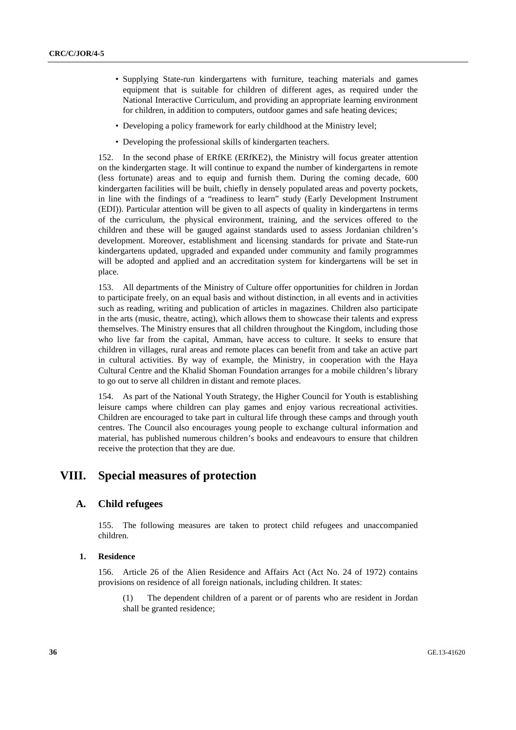- Supplying State-run kindergartens with furniture, teaching materials and games equipment that is suitable for children of different ages, as required under the National Interactive Curriculum, and providing an appropriate learning environment for children, in addition to computers, outdoor games and safe heating devices;
- Developing a policy framework for early childhood at the Ministry level;
- Developing the professional skills of kindergarten teachers.

152. In the second phase of ERfKE (ERfKE2), the Ministry will focus greater attention on the kindergarten stage. It will continue to expand the number of kindergartens in remote (less fortunate) areas and to equip and furnish them. During the coming decade, 600 kindergarten facilities will be built, chiefly in densely populated areas and poverty pockets, in line with the findings of a "readiness to learn" study (Early Development Instrument (EDI)). Particular attention will be given to all aspects of quality in kindergartens in terms of the curriculum, the physical environment, training, and the services offered to the children and these will be gauged against standards used to assess Jordanian children's development. Moreover, establishment and licensing standards for private and State-run kindergartens updated, upgraded and expanded under community and family programmes will be adopted and applied and an accreditation system for kindergartens will be set in place.

153. All departments of the Ministry of Culture offer opportunities for children in Jordan to participate freely, on an equal basis and without distinction, in all events and in activities such as reading, writing and publication of articles in magazines. Children also participate in the arts (music, theatre, acting), which allows them to showcase their talents and express themselves. The Ministry ensures that all children throughout the Kingdom, including those who live far from the capital, Amman, have access to culture. It seeks to ensure that children in villages, rural areas and remote places can benefit from and take an active part in cultural activities. By way of example, the Ministry, in cooperation with the Haya Cultural Centre and the Khalid Shoman Foundation arranges for a mobile children's library to go out to serve all children in distant and remote places.

154. As part of the National Youth Strategy, the Higher Council for Youth is establishing leisure camps where children can play games and enjoy various recreational activities. Children are encouraged to take part in cultural life through these camps and through youth centres. The Council also encourages young people to exchange cultural information and material, has published numerous children's books and endeavours to ensure that children receive the protection that they are due.

# VIII. Special measures of protection

## A. Child refugees

155. The following measures are taken to protect child refugees and unaccompanied children.

### 1. Residence

156. Article 26 of the Alien Residence and Affairs Act (Act No. 24 of 1972) contains provisions on residence of all foreign nationals, including children. It states:

> (1) The dependent children of a parent or of parents who are resident in Jordan shall be granted residence;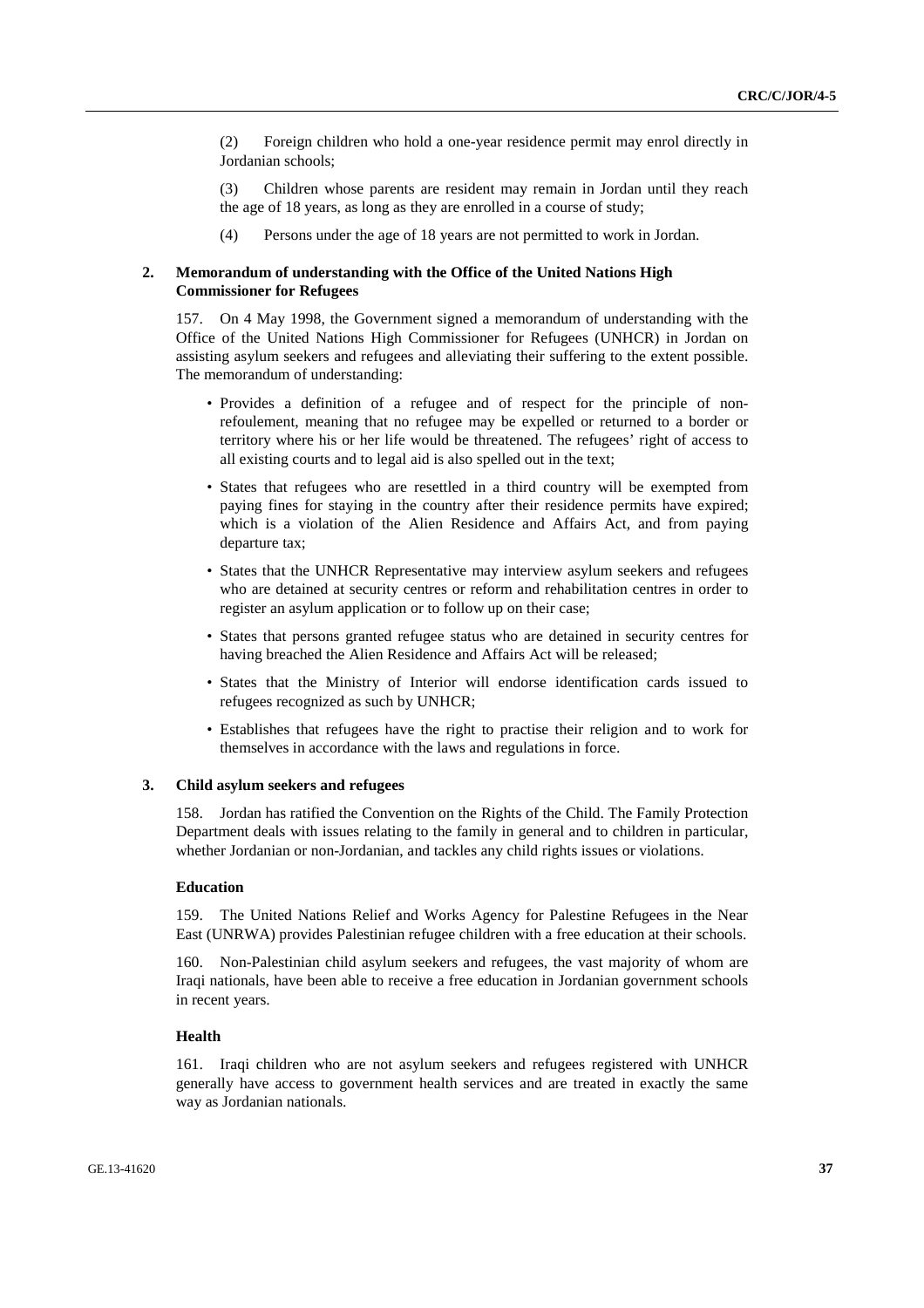(2) Foreign children who hold a one-year residence permit may enrol directly in Jordanian schools;

(3) Children whose parents are resident may remain in Jordan until they reach the age of 18 years, as long as they are enrolled in a course of study;

(4) Persons under the age of 18 years are not permitted to work in Jordan.

### 2. Memorandum of understanding with the Office of the United Nations High Commissioner for Refugees

157. On 4 May 1998, the Government signed a memorandum of understanding with the Office of the United Nations High Commissioner for Refugees (UNHCR) in Jordan on assisting asylum seekers and refugees and alleviating their suffering to the extent possible. The memorandum of understanding:

- Provides a definition of a refugee and of respect for the principle of non-refoulement, meaning that no refugee may be expelled or returned to a border or territory where his or her life would be threatened. The refugees' right of access to all existing courts and to legal aid is also spelled out in the text;
- States that refugees who are resettled in a third country will be exempted from paying fines for staying in the country after their residence permits have expired; which is a violation of the Alien Residence and Affairs Act, and from paying departure tax;
- States that the UNHCR Representative may interview asylum seekers and refugees who are detained at security centres or reform and rehabilitation centres in order to register an asylum application or to follow up on their case;
- States that persons granted refugee status who are detained in security centres for having breached the Alien Residence and Affairs Act will be released;
- States that the Ministry of Interior will endorse identification cards issued to refugees recognized as such by UNHCR;
- Establishes that refugees have the right to practise their religion and to work for themselves in accordance with the laws and regulations in force.

### 3. Child asylum seekers and refugees

158. Jordan has ratified the Convention on the Rights of the Child. The Family Protection Department deals with issues relating to the family in general and to children in particular, whether Jordanian or non-Jordanian, and tackles any child rights issues or violations.

#### Education

159. The United Nations Relief and Works Agency for Palestine Refugees in the Near East (UNRWA) provides Palestinian refugee children with a free education at their schools.

160. Non-Palestinian child asylum seekers and refugees, the vast majority of whom are Iraqi nationals, have been able to receive a free education in Jordanian government schools in recent years.

#### Health

161. Iraqi children who are not asylum seekers and refugees registered with UNHCR generally have access to government health services and are treated in exactly the same way as Jordanian nationals.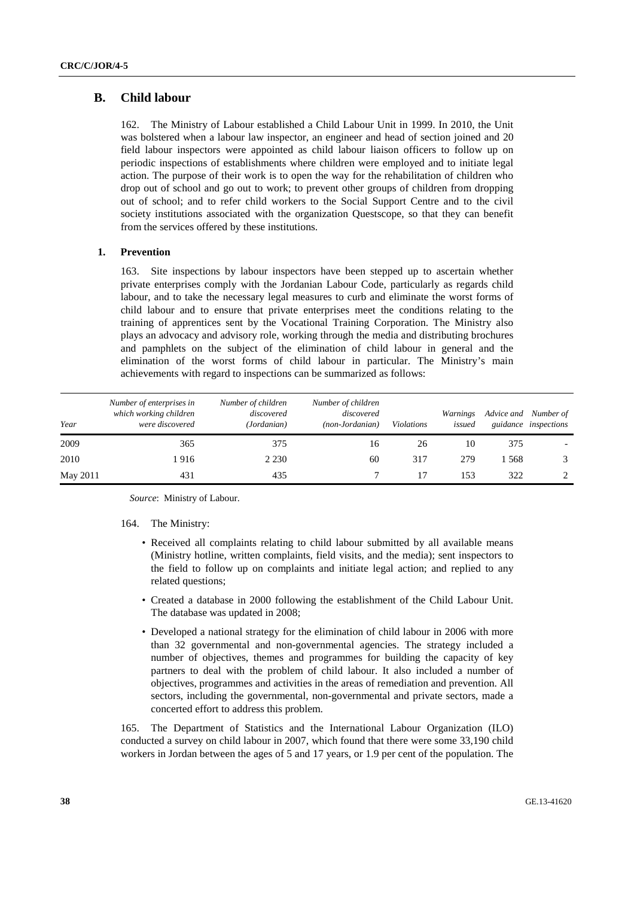## B. Child labour

162. The Ministry of Labour established a Child Labour Unit in 1999. In 2010, the Unit was bolstered when a labour law inspector, an engineer and head of section joined and 20 field labour inspectors were appointed as child labour liaison officers to follow up on periodic inspections of establishments where children were employed and to initiate legal action. The purpose of their work is to open the way for the rehabilitation of children who drop out of school and go out to work; to prevent other groups of children from dropping out of school; and to refer child workers to the Social Support Centre and to the civil society institutions associated with the organization Questscope, so that they can benefit from the services offered by these institutions.

### 1. Prevention

163. Site inspections by labour inspectors have been stepped up to ascertain whether private enterprises comply with the Jordanian Labour Code, particularly as regards child labour, and to take the necessary legal measures to curb and eliminate the worst forms of child labour and to ensure that private enterprises meet the conditions relating to the training of apprentices sent by the Vocational Training Corporation. The Ministry also plays an advocacy and advisory role, working through the media and distributing brochures and pamphlets on the subject of the elimination of child labour in general and the elimination of the worst forms of child labour in particular. The Ministry's main achievements with regard to inspections can be summarized as follows:

| *Year* | *Number of enterprises in which working children were discovered* | *Number of children discovered (Jordanian)* | *Number of children discovered (non-Jordanian)* | *Violations* | *Warnings issued* | *Advice and guidance* | *Number of inspections* |
|---|---|---|---|---|---|---|---|
| 2009 | 365 | 375 | 16 | 26 | 10 | 375 | - |
| 2010 | 1 916 | 2 230 | 60 | 317 | 279 | 1 568 | 3 |
| May 2011 | 431 | 435 | 7 | 17 | 153 | 322 | 2 |

*Source*: Ministry of Labour.

164. The Ministry:

- Received all complaints relating to child labour submitted by all available means (Ministry hotline, written complaints, field visits, and the media); sent inspectors to the field to follow up on complaints and initiate legal action; and replied to any related questions;
- Created a database in 2000 following the establishment of the Child Labour Unit. The database was updated in 2008;
- Developed a national strategy for the elimination of child labour in 2006 with more than 32 governmental and non-governmental agencies. The strategy included a number of objectives, themes and programmes for building the capacity of key partners to deal with the problem of child labour. It also included a number of objectives, programmes and activities in the areas of remediation and prevention. All sectors, including the governmental, non-governmental and private sectors, made a concerted effort to address this problem.

165. The Department of Statistics and the International Labour Organization (ILO) conducted a survey on child labour in 2007, which found that there were some 33,190 child workers in Jordan between the ages of 5 and 17 years, or 1.9 per cent of the population. The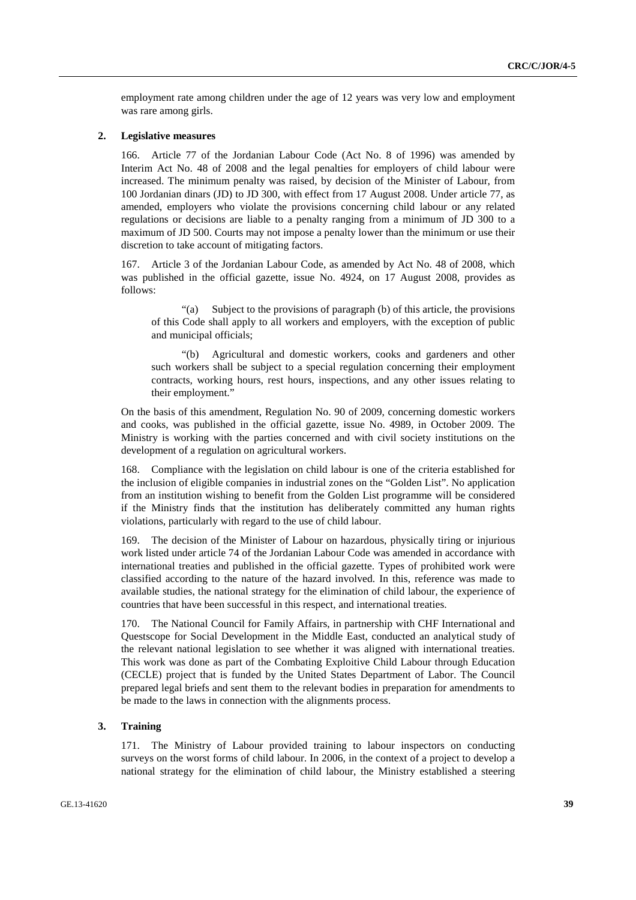employment rate among children under the age of 12 years was very low and employment was rare among girls.

### 2. Legislative measures

166. Article 77 of the Jordanian Labour Code (Act No. 8 of 1996) was amended by Interim Act No. 48 of 2008 and the legal penalties for employers of child labour were increased. The minimum penalty was raised, by decision of the Minister of Labour, from 100 Jordanian dinars (JD) to JD 300, with effect from 17 August 2008. Under article 77, as amended, employers who violate the provisions concerning child labour or any related regulations or decisions are liable to a penalty ranging from a minimum of JD 300 to a maximum of JD 500. Courts may not impose a penalty lower than the minimum or use their discretion to take account of mitigating factors.

167. Article 3 of the Jordanian Labour Code, as amended by Act No. 48 of 2008, which was published in the official gazette, issue No. 4924, on 17 August 2008, provides as follows:

> "(a) Subject to the provisions of paragraph (b) of this article, the provisions of this Code shall apply to all workers and employers, with the exception of public and municipal officials;
>
> "(b) Agricultural and domestic workers, cooks and gardeners and other such workers shall be subject to a special regulation concerning their employment contracts, working hours, rest hours, inspections, and any other issues relating to their employment."

On the basis of this amendment, Regulation No. 90 of 2009, concerning domestic workers and cooks, was published in the official gazette, issue No. 4989, in October 2009. The Ministry is working with the parties concerned and with civil society institutions on the development of a regulation on agricultural workers.

168. Compliance with the legislation on child labour is one of the criteria established for the inclusion of eligible companies in industrial zones on the "Golden List". No application from an institution wishing to benefit from the Golden List programme will be considered if the Ministry finds that the institution has deliberately committed any human rights violations, particularly with regard to the use of child labour.

169. The decision of the Minister of Labour on hazardous, physically tiring or injurious work listed under article 74 of the Jordanian Labour Code was amended in accordance with international treaties and published in the official gazette. Types of prohibited work were classified according to the nature of the hazard involved. In this, reference was made to available studies, the national strategy for the elimination of child labour, the experience of countries that have been successful in this respect, and international treaties.

170. The National Council for Family Affairs, in partnership with CHF International and Questscope for Social Development in the Middle East, conducted an analytical study of the relevant national legislation to see whether it was aligned with international treaties. This work was done as part of the Combating Exploitive Child Labour through Education (CECLE) project that is funded by the United States Department of Labor. The Council prepared legal briefs and sent them to the relevant bodies in preparation for amendments to be made to the laws in connection with the alignments process.

### 3. Training

171. The Ministry of Labour provided training to labour inspectors on conducting surveys on the worst forms of child labour. In 2006, in the context of a project to develop a national strategy for the elimination of child labour, the Ministry established a steering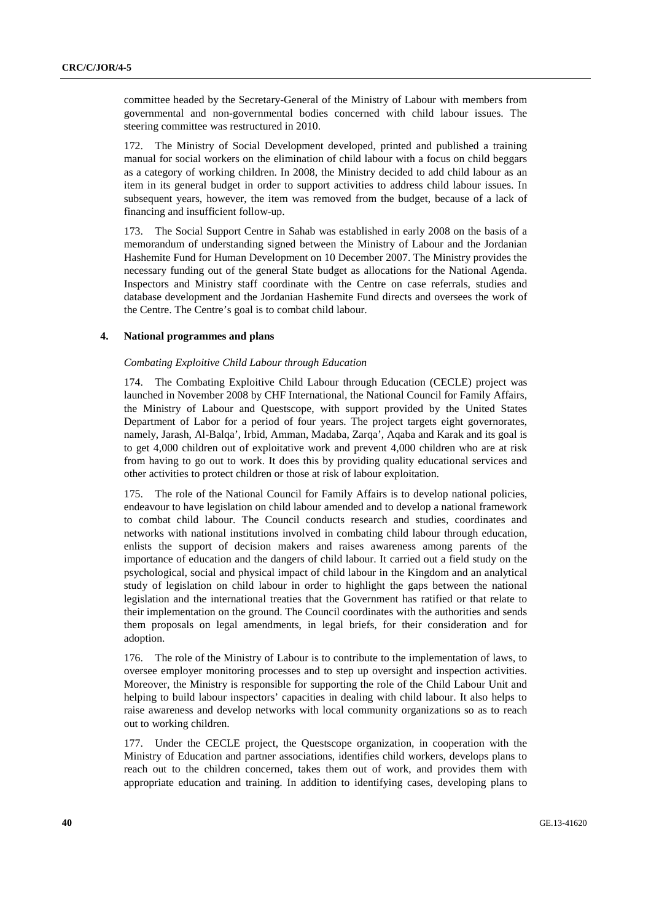committee headed by the Secretary-General of the Ministry of Labour with members from governmental and non-governmental bodies concerned with child labour issues. The steering committee was restructured in 2010.

172. The Ministry of Social Development developed, printed and published a training manual for social workers on the elimination of child labour with a focus on child beggars as a category of working children. In 2008, the Ministry decided to add child labour as an item in its general budget in order to support activities to address child labour issues. In subsequent years, however, the item was removed from the budget, because of a lack of financing and insufficient follow-up.

173. The Social Support Centre in Sahab was established in early 2008 on the basis of a memorandum of understanding signed between the Ministry of Labour and the Jordanian Hashemite Fund for Human Development on 10 December 2007. The Ministry provides the necessary funding out of the general State budget as allocations for the National Agenda. Inspectors and Ministry staff coordinate with the Centre on case referrals, studies and database development and the Jordanian Hashemite Fund directs and oversees the work of the Centre. The Centre's goal is to combat child labour.

### 4. National programmes and plans

*Combating Exploitive Child Labour through Education*

174. The Combating Exploitive Child Labour through Education (CECLE) project was launched in November 2008 by CHF International, the National Council for Family Affairs, the Ministry of Labour and Questscope, with support provided by the United States Department of Labor for a period of four years. The project targets eight governorates, namely, Jarash, Al-Balqa', Irbid, Amman, Madaba, Zarqa', Aqaba and Karak and its goal is to get 4,000 children out of exploitative work and prevent 4,000 children who are at risk from having to go out to work. It does this by providing quality educational services and other activities to protect children or those at risk of labour exploitation.

175. The role of the National Council for Family Affairs is to develop national policies, endeavour to have legislation on child labour amended and to develop a national framework to combat child labour. The Council conducts research and studies, coordinates and networks with national institutions involved in combating child labour through education, enlists the support of decision makers and raises awareness among parents of the importance of education and the dangers of child labour. It carried out a field study on the psychological, social and physical impact of child labour in the Kingdom and an analytical study of legislation on child labour in order to highlight the gaps between the national legislation and the international treaties that the Government has ratified or that relate to their implementation on the ground. The Council coordinates with the authorities and sends them proposals on legal amendments, in legal briefs, for their consideration and for adoption.

176. The role of the Ministry of Labour is to contribute to the implementation of laws, to oversee employer monitoring processes and to step up oversight and inspection activities. Moreover, the Ministry is responsible for supporting the role of the Child Labour Unit and helping to build labour inspectors' capacities in dealing with child labour. It also helps to raise awareness and develop networks with local community organizations so as to reach out to working children.

177. Under the CECLE project, the Questscope organization, in cooperation with the Ministry of Education and partner associations, identifies child workers, develops plans to reach out to the children concerned, takes them out of work, and provides them with appropriate education and training. In addition to identifying cases, developing plans to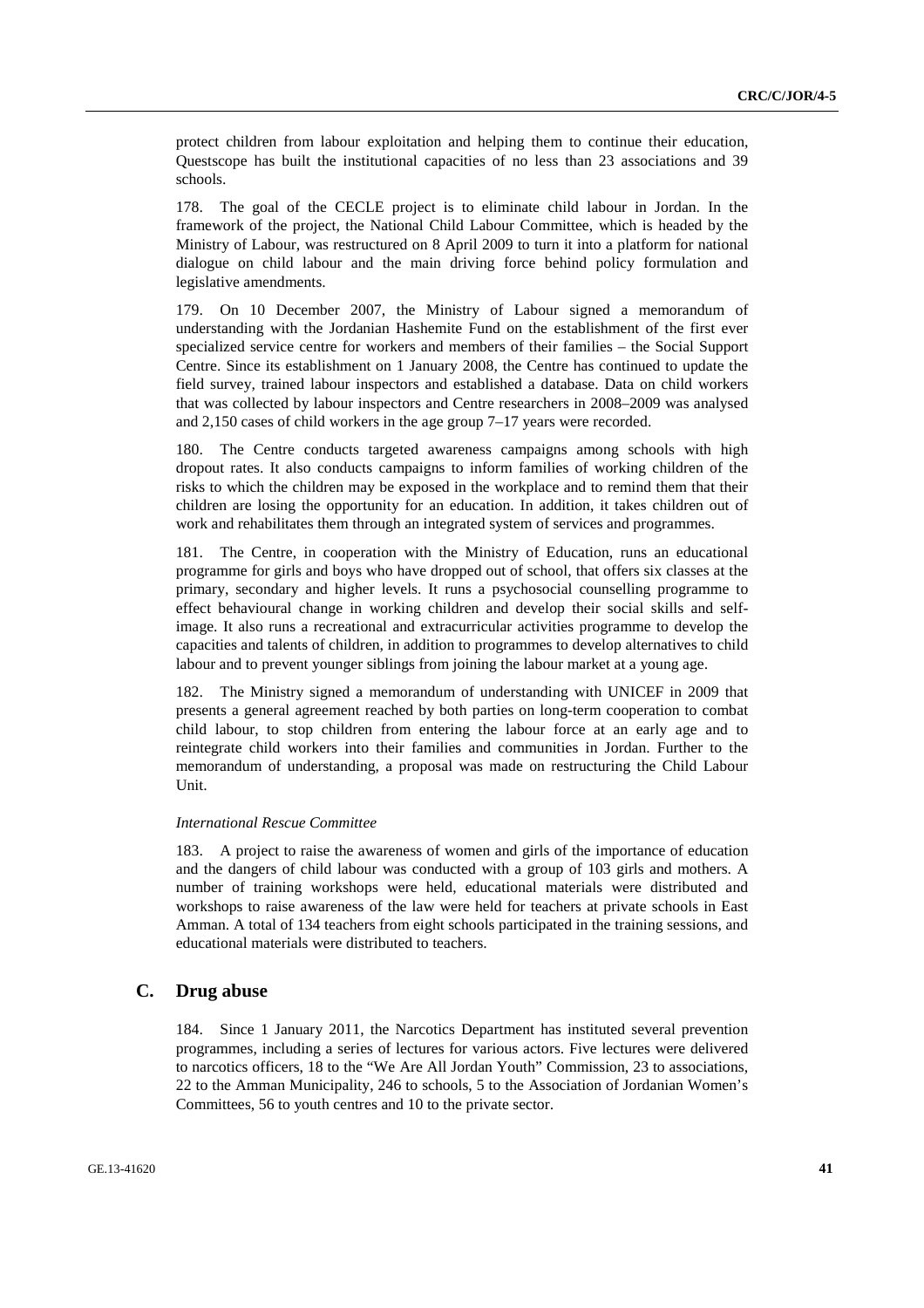protect children from labour exploitation and helping them to continue their education, Questscope has built the institutional capacities of no less than 23 associations and 39 schools.

178. The goal of the CECLE project is to eliminate child labour in Jordan. In the framework of the project, the National Child Labour Committee, which is headed by the Ministry of Labour, was restructured on 8 April 2009 to turn it into a platform for national dialogue on child labour and the main driving force behind policy formulation and legislative amendments.

179. On 10 December 2007, the Ministry of Labour signed a memorandum of understanding with the Jordanian Hashemite Fund on the establishment of the first ever specialized service centre for workers and members of their families – the Social Support Centre. Since its establishment on 1 January 2008, the Centre has continued to update the field survey, trained labour inspectors and established a database. Data on child workers that was collected by labour inspectors and Centre researchers in 2008–2009 was analysed and 2,150 cases of child workers in the age group 7–17 years were recorded.

180. The Centre conducts targeted awareness campaigns among schools with high dropout rates. It also conducts campaigns to inform families of working children of the risks to which the children may be exposed in the workplace and to remind them that their children are losing the opportunity for an education. In addition, it takes children out of work and rehabilitates them through an integrated system of services and programmes.

181. The Centre, in cooperation with the Ministry of Education, runs an educational programme for girls and boys who have dropped out of school, that offers six classes at the primary, secondary and higher levels. It runs a psychosocial counselling programme to effect behavioural change in working children and develop their social skills and self-image. It also runs a recreational and extracurricular activities programme to develop the capacities and talents of children, in addition to programmes to develop alternatives to child labour and to prevent younger siblings from joining the labour market at a young age.

182. The Ministry signed a memorandum of understanding with UNICEF in 2009 that presents a general agreement reached by both parties on long-term cooperation to combat child labour, to stop children from entering the labour force at an early age and to reintegrate child workers into their families and communities in Jordan. Further to the memorandum of understanding, a proposal was made on restructuring the Child Labour Unit.

*International Rescue Committee*

183. A project to raise the awareness of women and girls of the importance of education and the dangers of child labour was conducted with a group of 103 girls and mothers. A number of training workshops were held, educational materials were distributed and workshops to raise awareness of the law were held for teachers at private schools in East Amman. A total of 134 teachers from eight schools participated in the training sessions, and educational materials were distributed to teachers.

## C. Drug abuse

184. Since 1 January 2011, the Narcotics Department has instituted several prevention programmes, including a series of lectures for various actors. Five lectures were delivered to narcotics officers, 18 to the "We Are All Jordan Youth" Commission, 23 to associations, 22 to the Amman Municipality, 246 to schools, 5 to the Association of Jordanian Women's Committees, 56 to youth centres and 10 to the private sector.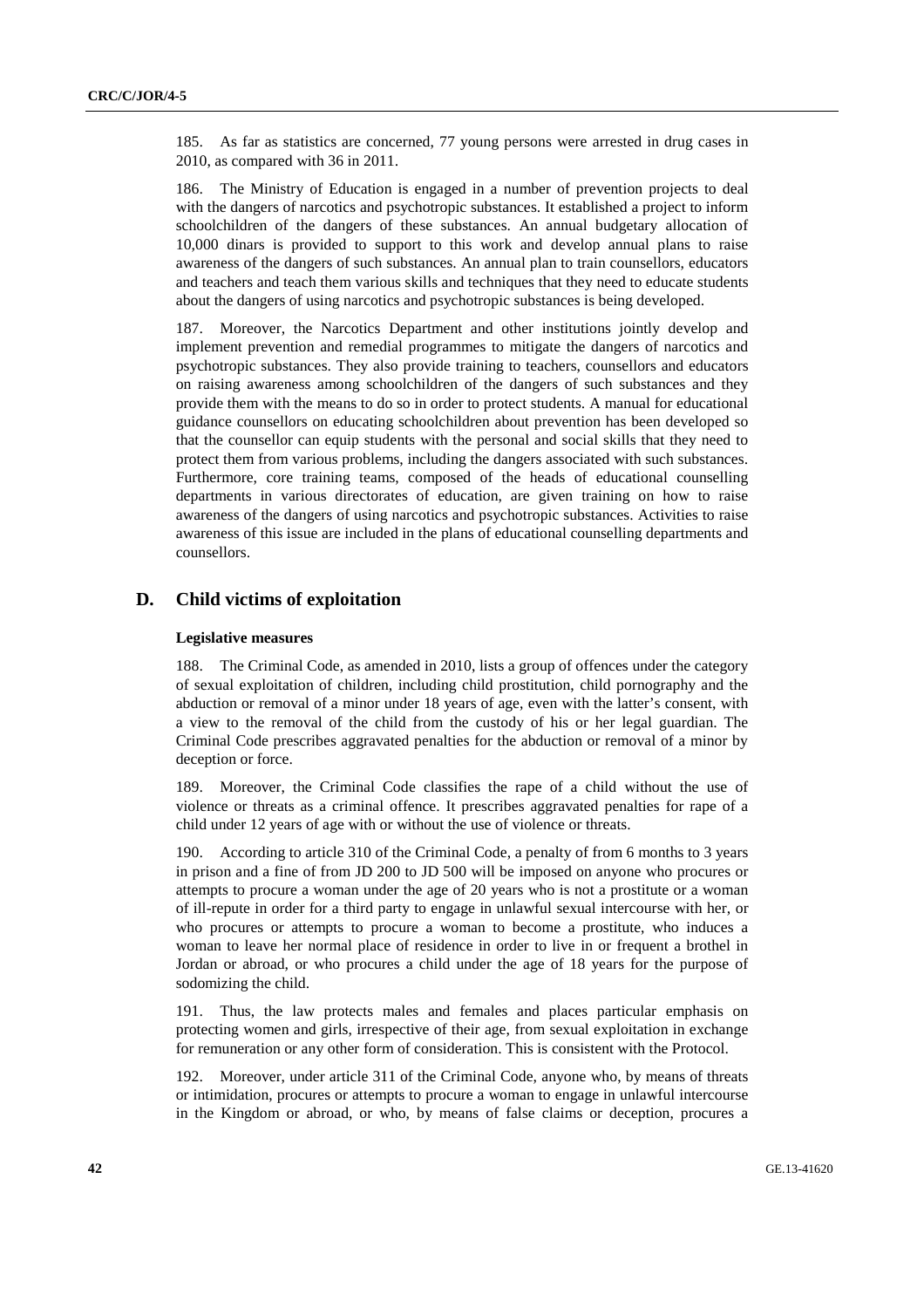185. As far as statistics are concerned, 77 young persons were arrested in drug cases in 2010, as compared with 36 in 2011.

186. The Ministry of Education is engaged in a number of prevention projects to deal with the dangers of narcotics and psychotropic substances. It established a project to inform schoolchildren of the dangers of these substances. An annual budgetary allocation of 10,000 dinars is provided to support to this work and develop annual plans to raise awareness of the dangers of such substances. An annual plan to train counsellors, educators and teachers and teach them various skills and techniques that they need to educate students about the dangers of using narcotics and psychotropic substances is being developed.

187. Moreover, the Narcotics Department and other institutions jointly develop and implement prevention and remedial programmes to mitigate the dangers of narcotics and psychotropic substances. They also provide training to teachers, counsellors and educators on raising awareness among schoolchildren of the dangers of such substances and they provide them with the means to do so in order to protect students. A manual for educational guidance counsellors on educating schoolchildren about prevention has been developed so that the counsellor can equip students with the personal and social skills that they need to protect them from various problems, including the dangers associated with such substances. Furthermore, core training teams, composed of the heads of educational counselling departments in various directorates of education, are given training on how to raise awareness of the dangers of using narcotics and psychotropic substances. Activities to raise awareness of this issue are included in the plans of educational counselling departments and counsellors.

## D. Child victims of exploitation

### Legislative measures

188. The Criminal Code, as amended in 2010, lists a group of offences under the category of sexual exploitation of children, including child prostitution, child pornography and the abduction or removal of a minor under 18 years of age, even with the latter's consent, with a view to the removal of the child from the custody of his or her legal guardian. The Criminal Code prescribes aggravated penalties for the abduction or removal of a minor by deception or force.

189. Moreover, the Criminal Code classifies the rape of a child without the use of violence or threats as a criminal offence. It prescribes aggravated penalties for rape of a child under 12 years of age with or without the use of violence or threats.

190. According to article 310 of the Criminal Code, a penalty of from 6 months to 3 years in prison and a fine of from JD 200 to JD 500 will be imposed on anyone who procures or attempts to procure a woman under the age of 20 years who is not a prostitute or a woman of ill-repute in order for a third party to engage in unlawful sexual intercourse with her, or who procures or attempts to procure a woman to become a prostitute, who induces a woman to leave her normal place of residence in order to live in or frequent a brothel in Jordan or abroad, or who procures a child under the age of 18 years for the purpose of sodomizing the child.

191. Thus, the law protects males and females and places particular emphasis on protecting women and girls, irrespective of their age, from sexual exploitation in exchange for remuneration or any other form of consideration. This is consistent with the Protocol.

192. Moreover, under article 311 of the Criminal Code, anyone who, by means of threats or intimidation, procures or attempts to procure a woman to engage in unlawful intercourse in the Kingdom or abroad, or who, by means of false claims or deception, procures a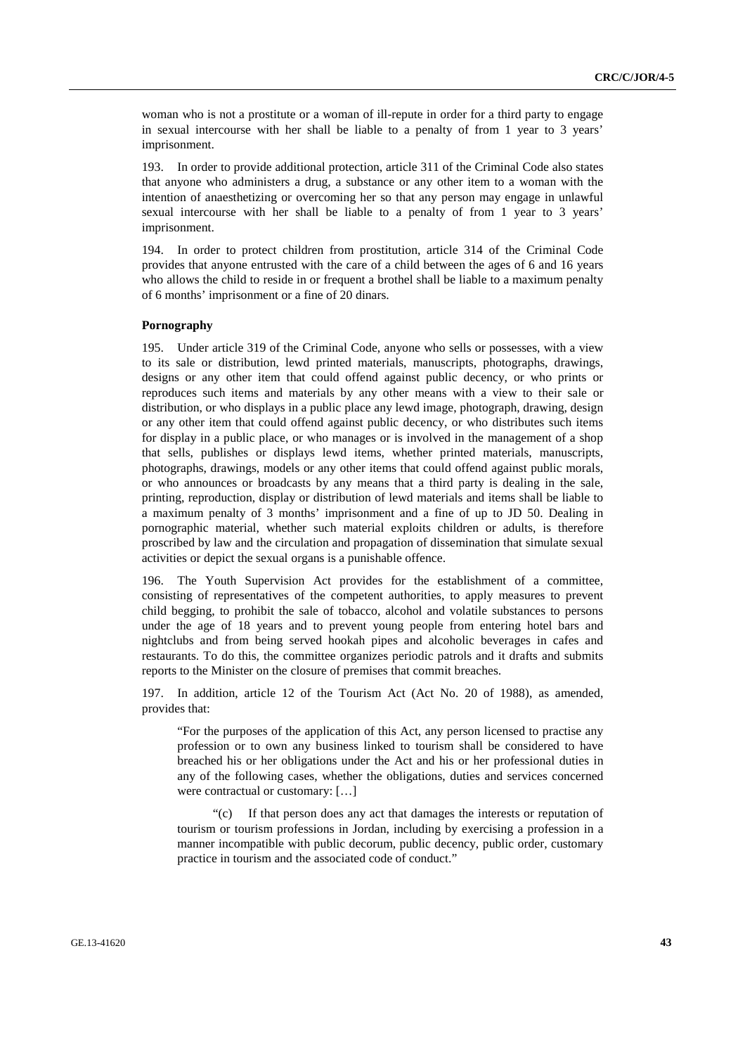woman who is not a prostitute or a woman of ill-repute in order for a third party to engage in sexual intercourse with her shall be liable to a penalty of from 1 year to 3 years' imprisonment.

193. In order to provide additional protection, article 311 of the Criminal Code also states that anyone who administers a drug, a substance or any other item to a woman with the intention of anaesthetizing or overcoming her so that any person may engage in unlawful sexual intercourse with her shall be liable to a penalty of from 1 year to 3 years' imprisonment.

194. In order to protect children from prostitution, article 314 of the Criminal Code provides that anyone entrusted with the care of a child between the ages of 6 and 16 years who allows the child to reside in or frequent a brothel shall be liable to a maximum penalty of 6 months' imprisonment or a fine of 20 dinars.

**Pornography**

195. Under article 319 of the Criminal Code, anyone who sells or possesses, with a view to its sale or distribution, lewd printed materials, manuscripts, photographs, drawings, designs or any other item that could offend against public decency, or who prints or reproduces such items and materials by any other means with a view to their sale or distribution, or who displays in a public place any lewd image, photograph, drawing, design or any other item that could offend against public decency, or who distributes such items for display in a public place, or who manages or is involved in the management of a shop that sells, publishes or displays lewd items, whether printed materials, manuscripts, photographs, drawings, models or any other items that could offend against public morals, or who announces or broadcasts by any means that a third party is dealing in the sale, printing, reproduction, display or distribution of lewd materials and items shall be liable to a maximum penalty of 3 months' imprisonment and a fine of up to JD 50. Dealing in pornographic material, whether such material exploits children or adults, is therefore proscribed by law and the circulation and propagation of dissemination that simulate sexual activities or depict the sexual organs is a punishable offence.

196. The Youth Supervision Act provides for the establishment of a committee, consisting of representatives of the competent authorities, to apply measures to prevent child begging, to prohibit the sale of tobacco, alcohol and volatile substances to persons under the age of 18 years and to prevent young people from entering hotel bars and nightclubs and from being served hookah pipes and alcoholic beverages in cafes and restaurants. To do this, the committee organizes periodic patrols and it drafts and submits reports to the Minister on the closure of premises that commit breaches.

197. In addition, article 12 of the Tourism Act (Act No. 20 of 1988), as amended, provides that:

> "For the purposes of the application of this Act, any person licensed to practise any profession or to own any business linked to tourism shall be considered to have breached his or her obligations under the Act and his or her professional duties in any of the following cases, whether the obligations, duties and services concerned were contractual or customary: […]
>
> "(c) If that person does any act that damages the interests or reputation of tourism or tourism professions in Jordan, including by exercising a profession in a manner incompatible with public decorum, public decency, public order, customary practice in tourism and the associated code of conduct."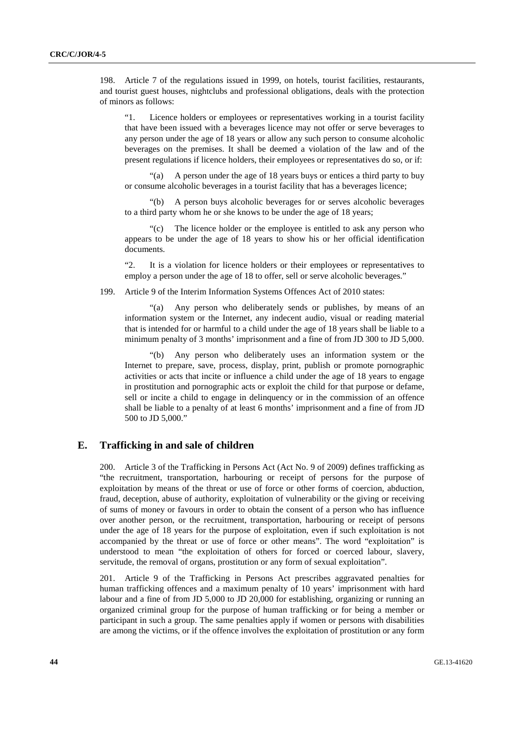198. Article 7 of the regulations issued in 1999, on hotels, tourist facilities, restaurants, and tourist guest houses, nightclubs and professional obligations, deals with the protection of minors as follows:

> "1. Licence holders or employees or representatives working in a tourist facility that have been issued with a beverages licence may not offer or serve beverages to any person under the age of 18 years or allow any such person to consume alcoholic beverages on the premises. It shall be deemed a violation of the law and of the present regulations if licence holders, their employees or representatives do so, or if:
>
> "(a) A person under the age of 18 years buys or entices a third party to buy or consume alcoholic beverages in a tourist facility that has a beverages licence;
>
> "(b) A person buys alcoholic beverages for or serves alcoholic beverages to a third party whom he or she knows to be under the age of 18 years;
>
> "(c) The licence holder or the employee is entitled to ask any person who appears to be under the age of 18 years to show his or her official identification documents.
>
> "2. It is a violation for licence holders or their employees or representatives to employ a person under the age of 18 to offer, sell or serve alcoholic beverages."

199. Article 9 of the Interim Information Systems Offences Act of 2010 states:

> "(a) Any person who deliberately sends or publishes, by means of an information system or the Internet, any indecent audio, visual or reading material that is intended for or harmful to a child under the age of 18 years shall be liable to a minimum penalty of 3 months' imprisonment and a fine of from JD 300 to JD 5,000.
>
> "(b) Any person who deliberately uses an information system or the Internet to prepare, save, process, display, print, publish or promote pornographic activities or acts that incite or influence a child under the age of 18 years to engage in prostitution and pornographic acts or exploit the child for that purpose or defame, sell or incite a child to engage in delinquency or in the commission of an offence shall be liable to a penalty of at least 6 months' imprisonment and a fine of from JD 500 to JD 5,000."

## E. Trafficking in and sale of children

200. Article 3 of the Trafficking in Persons Act (Act No. 9 of 2009) defines trafficking as "the recruitment, transportation, harbouring or receipt of persons for the purpose of exploitation by means of the threat or use of force or other forms of coercion, abduction, fraud, deception, abuse of authority, exploitation of vulnerability or the giving or receiving of sums of money or favours in order to obtain the consent of a person who has influence over another person, or the recruitment, transportation, harbouring or receipt of persons under the age of 18 years for the purpose of exploitation, even if such exploitation is not accompanied by the threat or use of force or other means". The word "exploitation" is understood to mean "the exploitation of others for forced or coerced labour, slavery, servitude, the removal of organs, prostitution or any form of sexual exploitation".

201. Article 9 of the Trafficking in Persons Act prescribes aggravated penalties for human trafficking offences and a maximum penalty of 10 years' imprisonment with hard labour and a fine of from JD 5,000 to JD 20,000 for establishing, organizing or running an organized criminal group for the purpose of human trafficking or for being a member or participant in such a group. The same penalties apply if women or persons with disabilities are among the victims, or if the offence involves the exploitation of prostitution or any form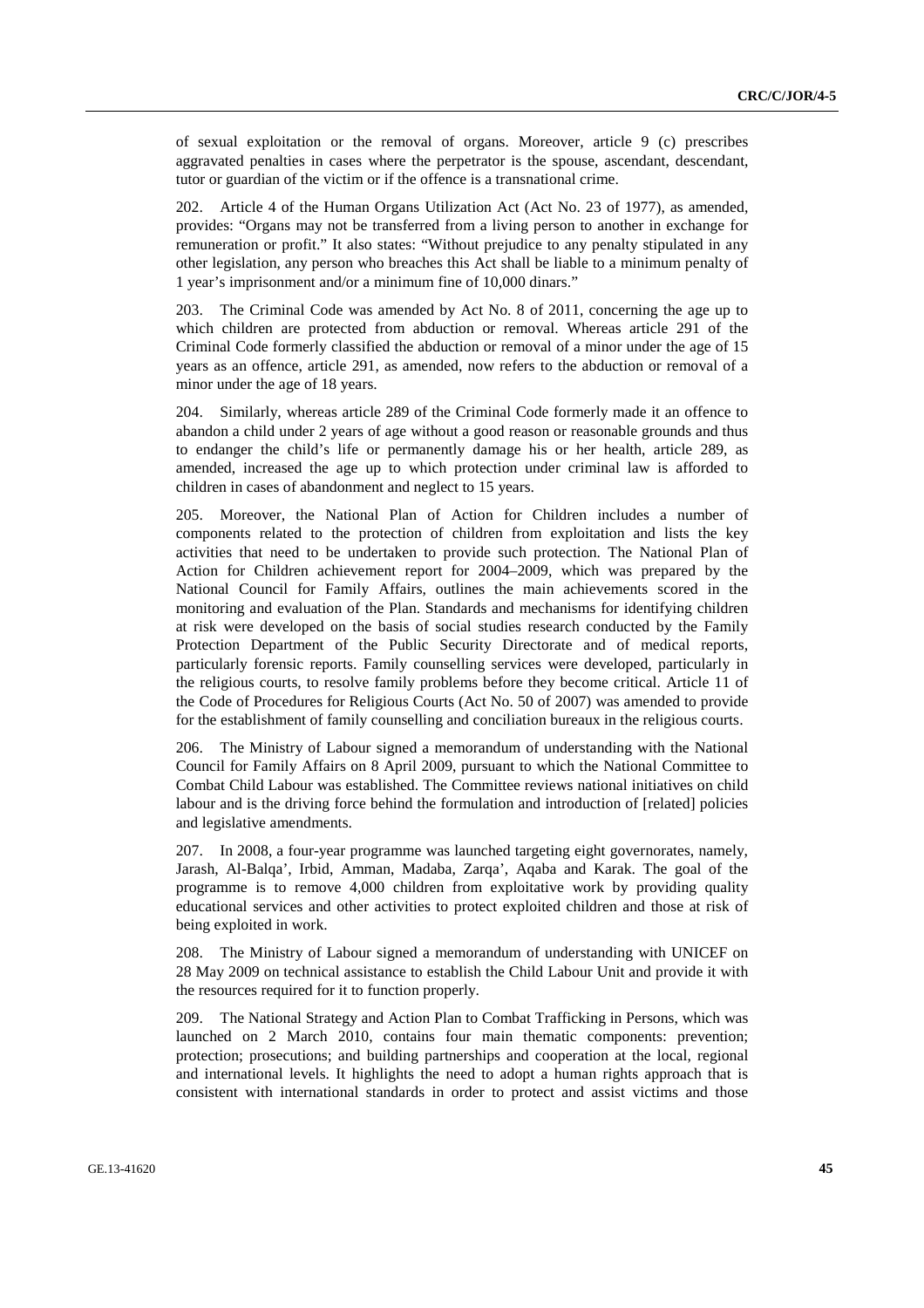of sexual exploitation or the removal of organs. Moreover, article 9 (c) prescribes aggravated penalties in cases where the perpetrator is the spouse, ascendant, descendant, tutor or guardian of the victim or if the offence is a transnational crime.

202. Article 4 of the Human Organs Utilization Act (Act No. 23 of 1977), as amended, provides: "Organs may not be transferred from a living person to another in exchange for remuneration or profit." It also states: "Without prejudice to any penalty stipulated in any other legislation, any person who breaches this Act shall be liable to a minimum penalty of 1 year's imprisonment and/or a minimum fine of 10,000 dinars."

203. The Criminal Code was amended by Act No. 8 of 2011, concerning the age up to which children are protected from abduction or removal. Whereas article 291 of the Criminal Code formerly classified the abduction or removal of a minor under the age of 15 years as an offence, article 291, as amended, now refers to the abduction or removal of a minor under the age of 18 years.

204. Similarly, whereas article 289 of the Criminal Code formerly made it an offence to abandon a child under 2 years of age without a good reason or reasonable grounds and thus to endanger the child's life or permanently damage his or her health, article 289, as amended, increased the age up to which protection under criminal law is afforded to children in cases of abandonment and neglect to 15 years.

205. Moreover, the National Plan of Action for Children includes a number of components related to the protection of children from exploitation and lists the key activities that need to be undertaken to provide such protection. The National Plan of Action for Children achievement report for 2004–2009, which was prepared by the National Council for Family Affairs, outlines the main achievements scored in the monitoring and evaluation of the Plan. Standards and mechanisms for identifying children at risk were developed on the basis of social studies research conducted by the Family Protection Department of the Public Security Directorate and of medical reports, particularly forensic reports. Family counselling services were developed, particularly in the religious courts, to resolve family problems before they become critical. Article 11 of the Code of Procedures for Religious Courts (Act No. 50 of 2007) was amended to provide for the establishment of family counselling and conciliation bureaux in the religious courts.

206. The Ministry of Labour signed a memorandum of understanding with the National Council for Family Affairs on 8 April 2009, pursuant to which the National Committee to Combat Child Labour was established. The Committee reviews national initiatives on child labour and is the driving force behind the formulation and introduction of [related] policies and legislative amendments.

207. In 2008, a four-year programme was launched targeting eight governorates, namely, Jarash, Al-Balqa', Irbid, Amman, Madaba, Zarqa', Aqaba and Karak. The goal of the programme is to remove 4,000 children from exploitative work by providing quality educational services and other activities to protect exploited children and those at risk of being exploited in work.

208. The Ministry of Labour signed a memorandum of understanding with UNICEF on 28 May 2009 on technical assistance to establish the Child Labour Unit and provide it with the resources required for it to function properly.

209. The National Strategy and Action Plan to Combat Trafficking in Persons, which was launched on 2 March 2010, contains four main thematic components: prevention; protection; prosecutions; and building partnerships and cooperation at the local, regional and international levels. It highlights the need to adopt a human rights approach that is consistent with international standards in order to protect and assist victims and those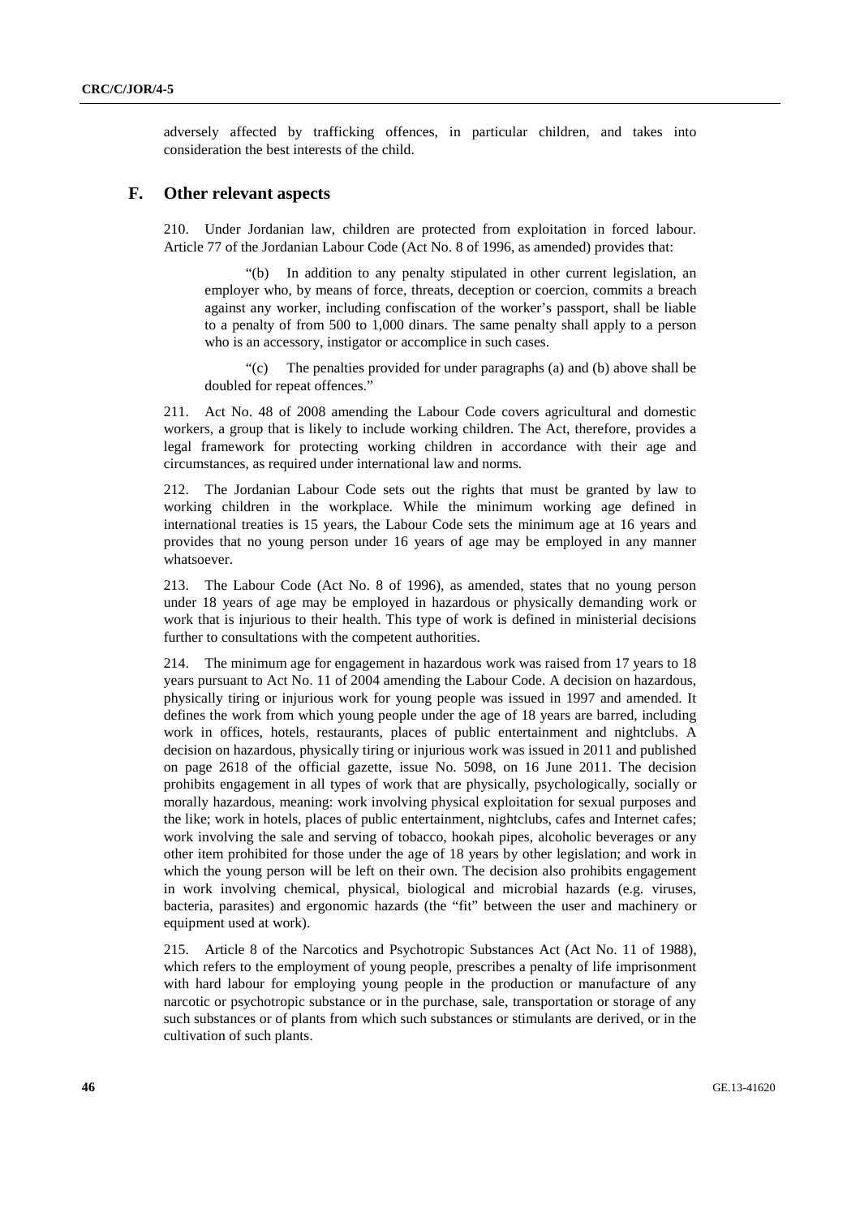adversely affected by trafficking offences, in particular children, and takes into consideration the best interests of the child.

## F. Other relevant aspects

210. Under Jordanian law, children are protected from exploitation in forced labour. Article 77 of the Jordanian Labour Code (Act No. 8 of 1996, as amended) provides that:

> "(b) In addition to any penalty stipulated in other current legislation, an employer who, by means of force, threats, deception or coercion, commits a breach against any worker, including confiscation of the worker's passport, shall be liable to a penalty of from 500 to 1,000 dinars. The same penalty shall apply to a person who is an accessory, instigator or accomplice in such cases.
>
> "(c) The penalties provided for under paragraphs (a) and (b) above shall be doubled for repeat offences."

211. Act No. 48 of 2008 amending the Labour Code covers agricultural and domestic workers, a group that is likely to include working children. The Act, therefore, provides a legal framework for protecting working children in accordance with their age and circumstances, as required under international law and norms.

212. The Jordanian Labour Code sets out the rights that must be granted by law to working children in the workplace. While the minimum working age defined in international treaties is 15 years, the Labour Code sets the minimum age at 16 years and provides that no young person under 16 years of age may be employed in any manner whatsoever.

213. The Labour Code (Act No. 8 of 1996), as amended, states that no young person under 18 years of age may be employed in hazardous or physically demanding work or work that is injurious to their health. This type of work is defined in ministerial decisions further to consultations with the competent authorities.

214. The minimum age for engagement in hazardous work was raised from 17 years to 18 years pursuant to Act No. 11 of 2004 amending the Labour Code. A decision on hazardous, physically tiring or injurious work for young people was issued in 1997 and amended. It defines the work from which young people under the age of 18 years are barred, including work in offices, hotels, restaurants, places of public entertainment and nightclubs. A decision on hazardous, physically tiring or injurious work was issued in 2011 and published on page 2618 of the official gazette, issue No. 5098, on 16 June 2011. The decision prohibits engagement in all types of work that are physically, psychologically, socially or morally hazardous, meaning: work involving physical exploitation for sexual purposes and the like; work in hotels, places of public entertainment, nightclubs, cafes and Internet cafes; work involving the sale and serving of tobacco, hookah pipes, alcoholic beverages or any other item prohibited for those under the age of 18 years by other legislation; and work in which the young person will be left on their own. The decision also prohibits engagement in work involving chemical, physical, biological and microbial hazards (e.g. viruses, bacteria, parasites) and ergonomic hazards (the "fit" between the user and machinery or equipment used at work).

215. Article 8 of the Narcotics and Psychotropic Substances Act (Act No. 11 of 1988), which refers to the employment of young people, prescribes a penalty of life imprisonment with hard labour for employing young people in the production or manufacture of any narcotic or psychotropic substance or in the purchase, sale, transportation or storage of any such substances or of plants from which such substances or stimulants are derived, or in the cultivation of such plants.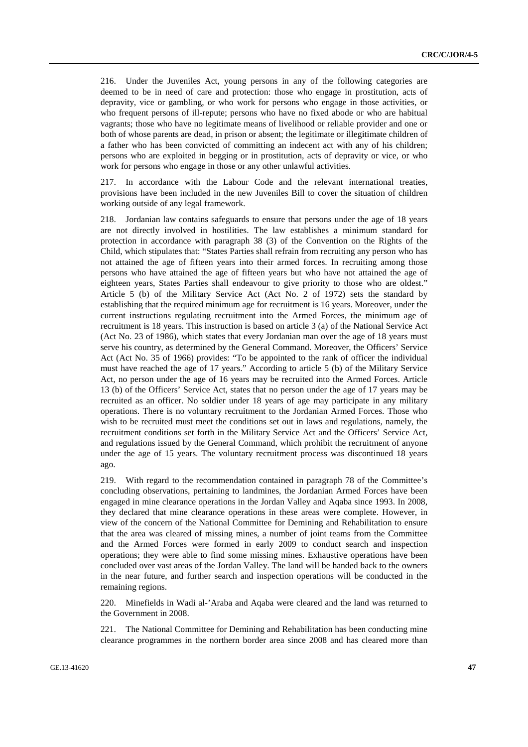216. Under the Juveniles Act, young persons in any of the following categories are deemed to be in need of care and protection: those who engage in prostitution, acts of depravity, vice or gambling, or who work for persons who engage in those activities, or who frequent persons of ill-repute; persons who have no fixed abode or who are habitual vagrants; those who have no legitimate means of livelihood or reliable provider and one or both of whose parents are dead, in prison or absent; the legitimate or illegitimate children of a father who has been convicted of committing an indecent act with any of his children; persons who are exploited in begging or in prostitution, acts of depravity or vice, or who work for persons who engage in those or any other unlawful activities.

217. In accordance with the Labour Code and the relevant international treaties, provisions have been included in the new Juveniles Bill to cover the situation of children working outside of any legal framework.

218. Jordanian law contains safeguards to ensure that persons under the age of 18 years are not directly involved in hostilities. The law establishes a minimum standard for protection in accordance with paragraph 38 (3) of the Convention on the Rights of the Child, which stipulates that: "States Parties shall refrain from recruiting any person who has not attained the age of fifteen years into their armed forces. In recruiting among those persons who have attained the age of fifteen years but who have not attained the age of eighteen years, States Parties shall endeavour to give priority to those who are oldest." Article 5 (b) of the Military Service Act (Act No. 2 of 1972) sets the standard by establishing that the required minimum age for recruitment is 16 years. Moreover, under the current instructions regulating recruitment into the Armed Forces, the minimum age of recruitment is 18 years. This instruction is based on article 3 (a) of the National Service Act (Act No. 23 of 1986), which states that every Jordanian man over the age of 18 years must serve his country, as determined by the General Command. Moreover, the Officers' Service Act (Act No. 35 of 1966) provides: "To be appointed to the rank of officer the individual must have reached the age of 17 years." According to article 5 (b) of the Military Service Act, no person under the age of 16 years may be recruited into the Armed Forces. Article 13 (b) of the Officers' Service Act, states that no person under the age of 17 years may be recruited as an officer. No soldier under 18 years of age may participate in any military operations. There is no voluntary recruitment to the Jordanian Armed Forces. Those who wish to be recruited must meet the conditions set out in laws and regulations, namely, the recruitment conditions set forth in the Military Service Act and the Officers' Service Act, and regulations issued by the General Command, which prohibit the recruitment of anyone under the age of 15 years. The voluntary recruitment process was discontinued 18 years ago.

219. With regard to the recommendation contained in paragraph 78 of the Committee's concluding observations, pertaining to landmines, the Jordanian Armed Forces have been engaged in mine clearance operations in the Jordan Valley and Aqaba since 1993. In 2008, they declared that mine clearance operations in these areas were complete. However, in view of the concern of the National Committee for Demining and Rehabilitation to ensure that the area was cleared of missing mines, a number of joint teams from the Committee and the Armed Forces were formed in early 2009 to conduct search and inspection operations; they were able to find some missing mines. Exhaustive operations have been concluded over vast areas of the Jordan Valley. The land will be handed back to the owners in the near future, and further search and inspection operations will be conducted in the remaining regions.

220. Minefields in Wadi al-'Araba and Aqaba were cleared and the land was returned to the Government in 2008.

221. The National Committee for Demining and Rehabilitation has been conducting mine clearance programmes in the northern border area since 2008 and has cleared more than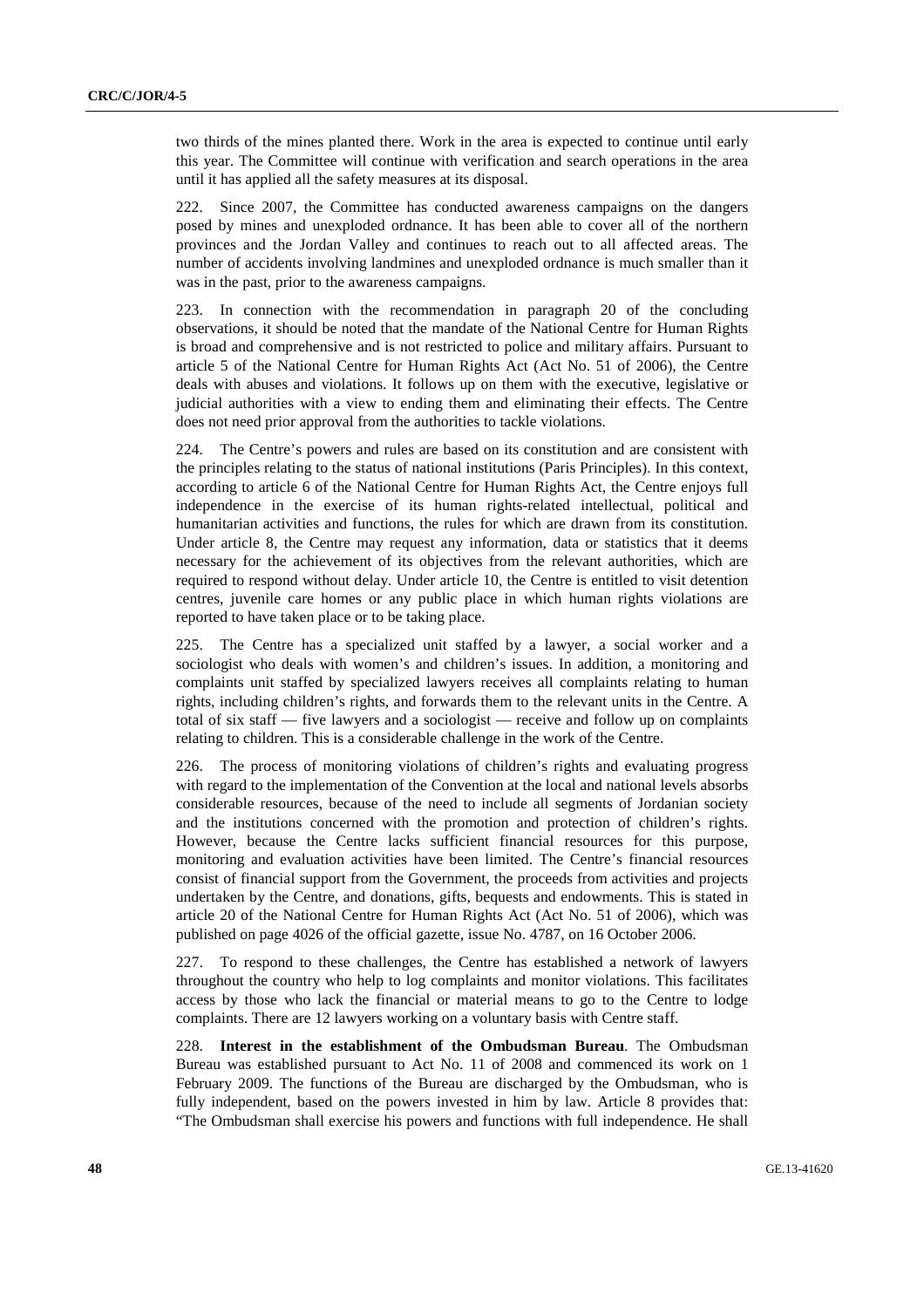two thirds of the mines planted there. Work in the area is expected to continue until early this year. The Committee will continue with verification and search operations in the area until it has applied all the safety measures at its disposal.

222. Since 2007, the Committee has conducted awareness campaigns on the dangers posed by mines and unexploded ordnance. It has been able to cover all of the northern provinces and the Jordan Valley and continues to reach out to all affected areas. The number of accidents involving landmines and unexploded ordnance is much smaller than it was in the past, prior to the awareness campaigns.

223. In connection with the recommendation in paragraph 20 of the concluding observations, it should be noted that the mandate of the National Centre for Human Rights is broad and comprehensive and is not restricted to police and military affairs. Pursuant to article 5 of the National Centre for Human Rights Act (Act No. 51 of 2006), the Centre deals with abuses and violations. It follows up on them with the executive, legislative or judicial authorities with a view to ending them and eliminating their effects. The Centre does not need prior approval from the authorities to tackle violations.

224. The Centre's powers and rules are based on its constitution and are consistent with the principles relating to the status of national institutions (Paris Principles). In this context, according to article 6 of the National Centre for Human Rights Act, the Centre enjoys full independence in the exercise of its human rights-related intellectual, political and humanitarian activities and functions, the rules for which are drawn from its constitution. Under article 8, the Centre may request any information, data or statistics that it deems necessary for the achievement of its objectives from the relevant authorities, which are required to respond without delay. Under article 10, the Centre is entitled to visit detention centres, juvenile care homes or any public place in which human rights violations are reported to have taken place or to be taking place.

225. The Centre has a specialized unit staffed by a lawyer, a social worker and a sociologist who deals with women's and children's issues. In addition, a monitoring and complaints unit staffed by specialized lawyers receives all complaints relating to human rights, including children's rights, and forwards them to the relevant units in the Centre. A total of six staff — five lawyers and a sociologist — receive and follow up on complaints relating to children. This is a considerable challenge in the work of the Centre.

226. The process of monitoring violations of children's rights and evaluating progress with regard to the implementation of the Convention at the local and national levels absorbs considerable resources, because of the need to include all segments of Jordanian society and the institutions concerned with the promotion and protection of children's rights. However, because the Centre lacks sufficient financial resources for this purpose, monitoring and evaluation activities have been limited. The Centre's financial resources consist of financial support from the Government, the proceeds from activities and projects undertaken by the Centre, and donations, gifts, bequests and endowments. This is stated in article 20 of the National Centre for Human Rights Act (Act No. 51 of 2006), which was published on page 4026 of the official gazette, issue No. 4787, on 16 October 2006.

227. To respond to these challenges, the Centre has established a network of lawyers throughout the country who help to log complaints and monitor violations. This facilitates access by those who lack the financial or material means to go to the Centre to lodge complaints. There are 12 lawyers working on a voluntary basis with Centre staff.

228. **Interest in the establishment of the Ombudsman Bureau**. The Ombudsman Bureau was established pursuant to Act No. 11 of 2008 and commenced its work on 1 February 2009. The functions of the Bureau are discharged by the Ombudsman, who is fully independent, based on the powers invested in him by law. Article 8 provides that: "The Ombudsman shall exercise his powers and functions with full independence. He shall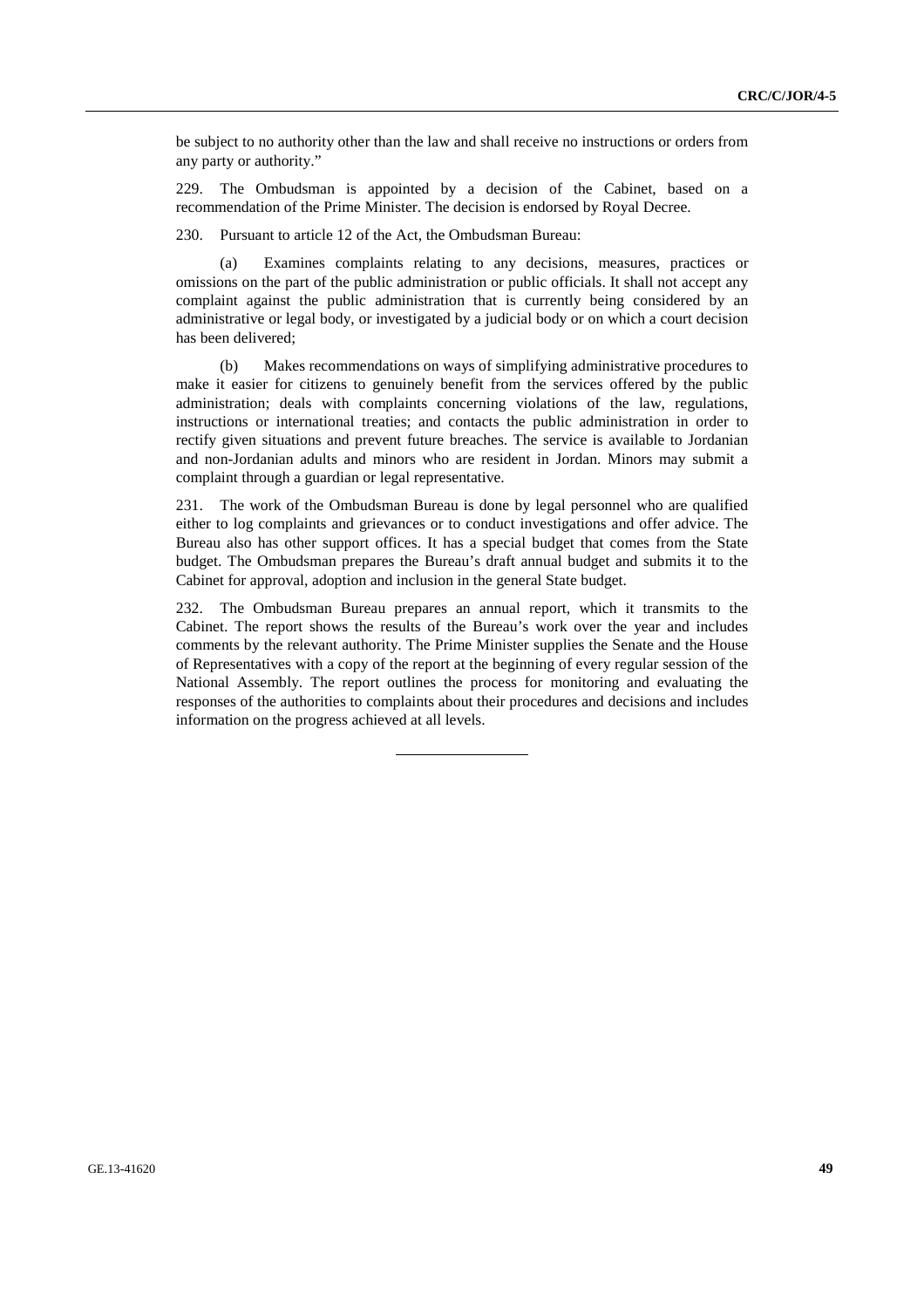be subject to no authority other than the law and shall receive no instructions or orders from any party or authority."

229. The Ombudsman is appointed by a decision of the Cabinet, based on a recommendation of the Prime Minister. The decision is endorsed by Royal Decree.

230. Pursuant to article 12 of the Act, the Ombudsman Bureau:

(a) Examines complaints relating to any decisions, measures, practices or omissions on the part of the public administration or public officials. It shall not accept any complaint against the public administration that is currently being considered by an administrative or legal body, or investigated by a judicial body or on which a court decision has been delivered;

(b) Makes recommendations on ways of simplifying administrative procedures to make it easier for citizens to genuinely benefit from the services offered by the public administration; deals with complaints concerning violations of the law, regulations, instructions or international treaties; and contacts the public administration in order to rectify given situations and prevent future breaches. The service is available to Jordanian and non-Jordanian adults and minors who are resident in Jordan. Minors may submit a complaint through a guardian or legal representative.

231. The work of the Ombudsman Bureau is done by legal personnel who are qualified either to log complaints and grievances or to conduct investigations and offer advice. The Bureau also has other support offices. It has a special budget that comes from the State budget. The Ombudsman prepares the Bureau's draft annual budget and submits it to the Cabinet for approval, adoption and inclusion in the general State budget.

232. The Ombudsman Bureau prepares an annual report, which it transmits to the Cabinet. The report shows the results of the Bureau's work over the year and includes comments by the relevant authority. The Prime Minister supplies the Senate and the House of Representatives with a copy of the report at the beginning of every regular session of the National Assembly. The report outlines the process for monitoring and evaluating the responses of the authorities to complaints about their procedures and decisions and includes information on the progress achieved at all levels.